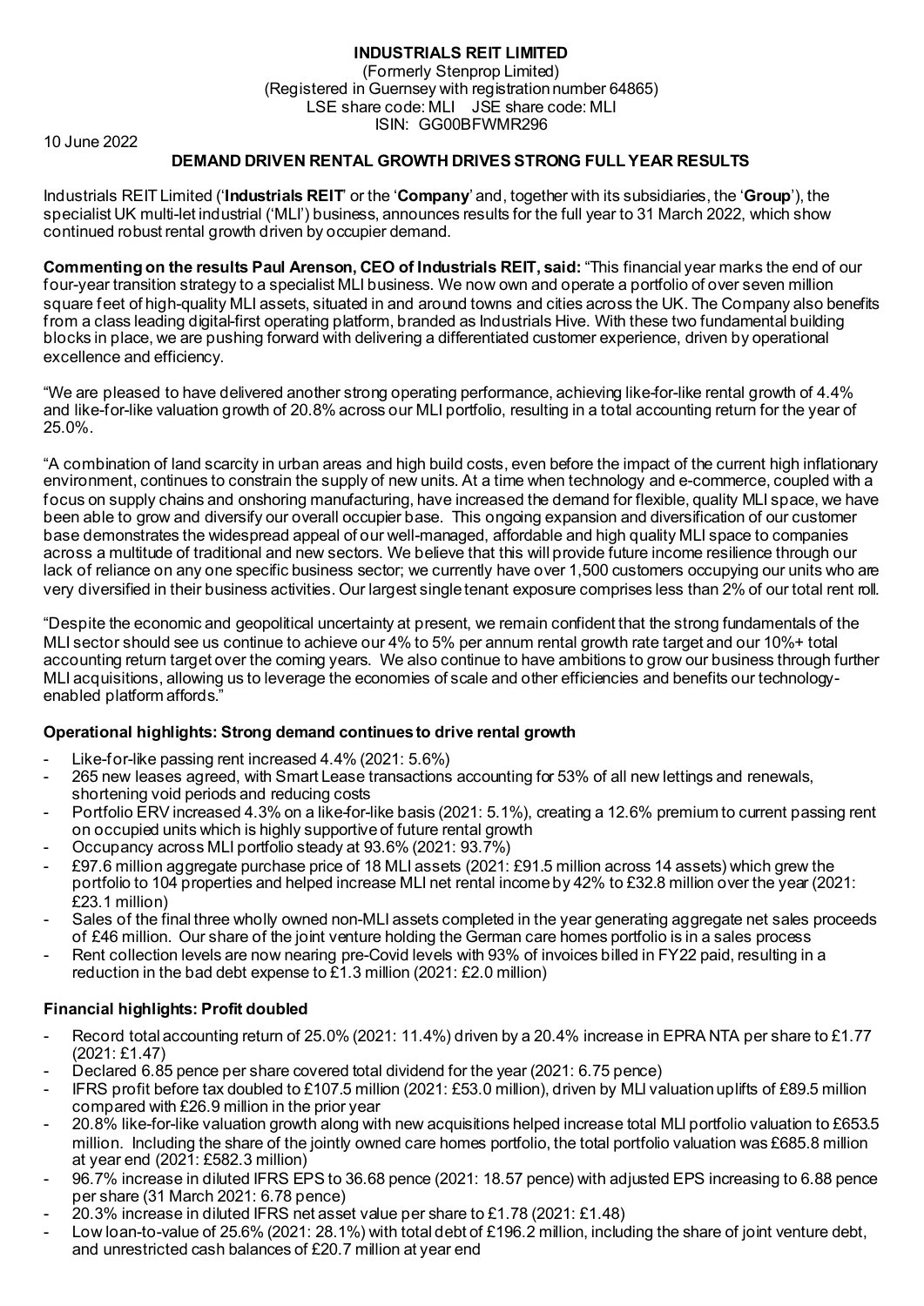**INDUSTRIALS REIT LIMITED**
(Formerly Stenprop Limited)
(Registered in Guernsey with registration number 64865)
LSE share code: MLI JSE share code: MLI
ISIN: GG00BFWMR296

10 June 2022

**DEMAND DRIVEN RENTAL GROWTH DRIVES STRONG FULL YEAR RESULTS**

Industrials REIT Limited ('**Industrials REIT**' or the '**Company**' and, together with its subsidiaries, the '**Group**'), the specialist UK multi-let industrial ('MLI') business, announces results for the full year to 31 March 2022, which show continued robust rental growth driven by occupier demand.

**Commenting on the results Paul Arenson, CEO of Industrials REIT, said:** "This financial year marks the end of our four-year transition strategy to a specialist MLI business. We now own and operate a portfolio of over seven million square feet of high-quality MLI assets, situated in and around towns and cities across the UK. The Company also benefits from a class leading digital-first operating platform, branded as Industrials Hive. With these two fundamental building blocks in place, we are pushing forward with delivering a differentiated customer experience, driven by operational excellence and efficiency.

"We are pleased to have delivered another strong operating performance, achieving like-for-like rental growth of 4.4% and like-for-like valuation growth of 20.8% across our MLI portfolio, resulting in a total accounting return for the year of 25.0%.

"A combination of land scarcity in urban areas and high build costs, even before the impact of the current high inflationary environment, continues to constrain the supply of new units. At a time when technology and e-commerce, coupled with a focus on supply chains and onshoring manufacturing, have increased the demand for flexible, quality MLI space, we have been able to grow and diversify our overall occupier base. This ongoing expansion and diversification of our customer base demonstrates the widespread appeal of our well-managed, affordable and high quality MLI space to companies across a multitude of traditional and new sectors. We believe that this will provide future income resilience through our lack of reliance on any one specific business sector; we currently have over 1,500 customers occupying our units who are very diversified in their business activities. Our largest single tenant exposure comprises less than 2% of our total rent roll.

"Despite the economic and geopolitical uncertainty at present, we remain confident that the strong fundamentals of the MLI sector should see us continue to achieve our 4% to 5% per annum rental growth rate target and our 10%+ total accounting return target over the coming years. We also continue to have ambitions to grow our business through further MLI acquisitions, allowing us to leverage the economies of scale and other efficiencies and benefits our technology-enabled platform affords."

**Operational highlights: Strong demand continues to drive rental growth**

- Like-for-like passing rent increased 4.4% (2021: 5.6%)
- 265 new leases agreed, with Smart Lease transactions accounting for 53% of all new lettings and renewals, shortening void periods and reducing costs
- Portfolio ERV increased 4.3% on a like-for-like basis (2021: 5.1%), creating a 12.6% premium to current passing rent on occupied units which is highly supportive of future rental growth
- Occupancy across MLI portfolio steady at 93.6% (2021: 93.7%)
- £97.6 million aggregate purchase price of 18 MLI assets (2021: £91.5 million across 14 assets) which grew the portfolio to 104 properties and helped increase MLI net rental income by 42% to £32.8 million over the year (2021: £23.1 million)
- Sales of the final three wholly owned non-MLI assets completed in the year generating aggregate net sales proceeds of £46 million. Our share of the joint venture holding the German care homes portfolio is in a sales process
- Rent collection levels are now nearing pre-Covid levels with 93% of invoices billed in FY22 paid, resulting in a reduction in the bad debt expense to £1.3 million (2021: £2.0 million)

**Financial highlights: Profit doubled**

- Record total accounting return of 25.0% (2021: 11.4%) driven by a 20.4% increase in EPRA NTA per share to £1.77 (2021: £1.47)
- Declared 6.85 pence per share covered total dividend for the year (2021: 6.75 pence)
- IFRS profit before tax doubled to £107.5 million (2021: £53.0 million), driven by MLI valuation uplifts of £89.5 million compared with £26.9 million in the prior year
- 20.8% like-for-like valuation growth along with new acquisitions helped increase total MLI portfolio valuation to £653.5 million. Including the share of the jointly owned care homes portfolio, the total portfolio valuation was £685.8 million at year end (2021: £582.3 million)
- 96.7% increase in diluted IFRS EPS to 36.68 pence (2021: 18.57 pence) with adjusted EPS increasing to 6.88 pence per share (31 March 2021: 6.78 pence)
- 20.3% increase in diluted IFRS net asset value per share to £1.78 (2021: £1.48)
- Low loan-to-value of 25.6% (2021: 28.1%) with total debt of £196.2 million, including the share of joint venture debt, and unrestricted cash balances of £20.7 million at year end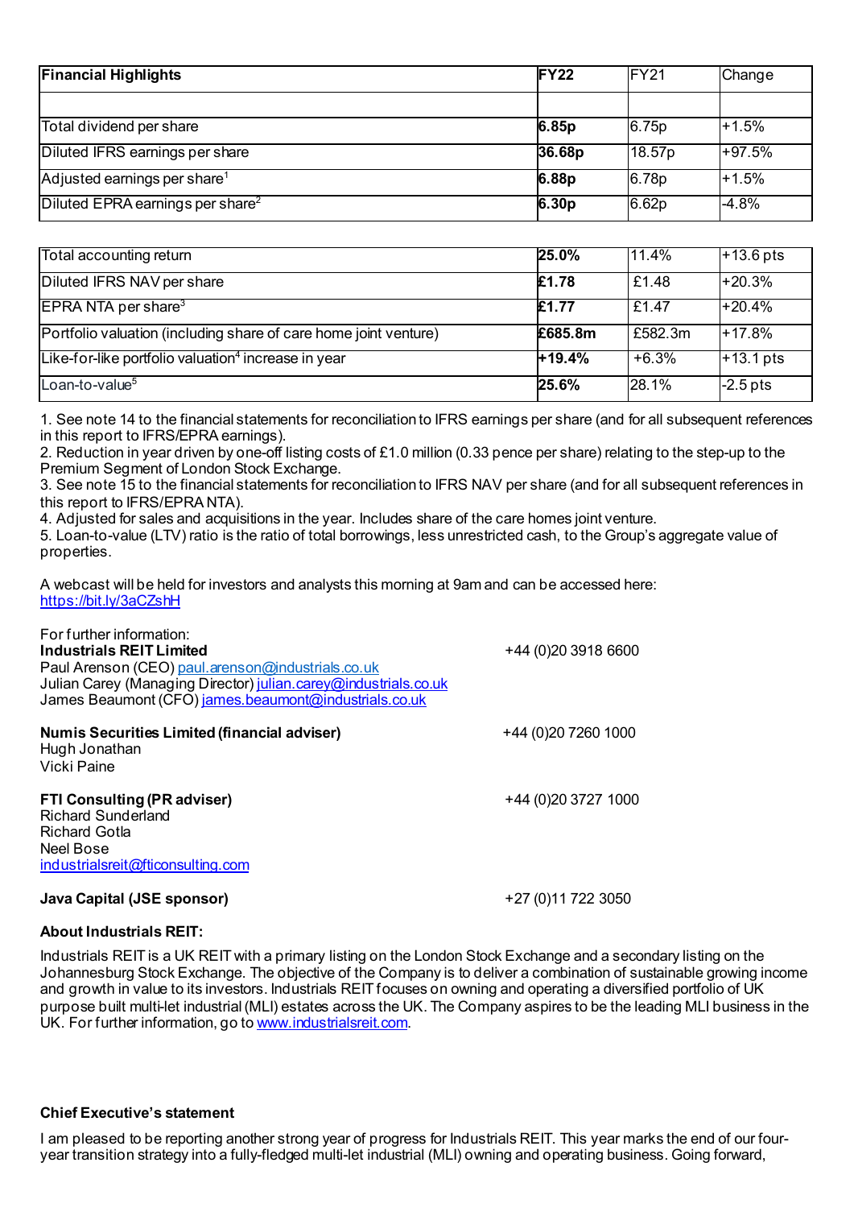| Financial Highlights | FY22 | FY21 | Change |
|---|---|---|---|
| | | | |
| Total dividend per share | **6.85p** | 6.75p | +1.5% |
| Diluted IFRS earnings per share | **36.68p** | 18.57p | +97.5% |
| Adjusted earnings per share[1] | **6.88p** | 6.78p | +1.5% |
| Diluted EPRA earnings per share[2] | **6.30p** | 6.62p | -4.8% |

| | | | |
|---|---|---|---|
| Total accounting return | **25.0%** | 11.4% | +13.6 pts |
| Diluted IFRS NAV per share | **£1.78** | £1.48 | +20.3% |
| EPRA NTA per share[3] | **£1.77** | £1.47 | +20.4% |
| Portfolio valuation (including share of care home joint venture) | **£685.8m** | £582.3m | +17.8% |
| Like-for-like portfolio valuation[4] increase in year | **+19.4%** | +6.3% | +13.1 pts |
| Loan-to-value[5] | **25.6%** | 28.1% | -2.5 pts |

1. See note 14 to the financial statements for reconciliation to IFRS earnings per share (and for all subsequent references in this report to IFRS/EPRA earnings).
2. Reduction in year driven by one-off listing costs of £1.0 million (0.33 pence per share) relating to the step-up to the Premium Segment of London Stock Exchange.
3. See note 15 to the financial statements for reconciliation to IFRS NAV per share (and for all subsequent references in this report to IFRS/EPRA NTA).
4. Adjusted for sales and acquisitions in the year. Includes share of the care homes joint venture.
5. Loan-to-value (LTV) ratio is the ratio of total borrowings, less unrestricted cash, to the Group's aggregate value of properties.

A webcast will be held for investors and analysts this morning at 9am and can be accessed here: https://bit.ly/3aCZshH

For further information:

**Industrials REIT Limited** +44 (0)20 3918 6600
Paul Arenson (CEO) paul.arenson@industrials.co.uk
Julian Carey (Managing Director) julian.carey@industrials.co.uk
James Beaumont (CFO) james.beaumont@industrials.co.uk

**Numis Securities Limited (financial adviser)** +44 (0)20 7260 1000
Hugh Jonathan
Vicki Paine

**FTI Consulting (PR adviser)** +44 (0)20 3727 1000
Richard Sunderland
Richard Gotla
Neel Bose
industrialsreit@fticonsulting.com

**Java Capital (JSE sponsor)** +27 (0)11 722 3050

**About Industrials REIT:**

Industrials REIT is a UK REIT with a primary listing on the London Stock Exchange and a secondary listing on the Johannesburg Stock Exchange. The objective of the Company is to deliver a combination of sustainable growing income and growth in value to its investors. Industrials REIT focuses on owning and operating a diversified portfolio of UK purpose built multi-let industrial (MLI) estates across the UK. The Company aspires to be the leading MLI business in the UK. For further information, go to www.industrialsreit.com.

**Chief Executive's statement**

I am pleased to be reporting another strong year of progress for Industrials REIT. This year marks the end of our four-year transition strategy into a fully-fledged multi-let industrial (MLI) owning and operating business. Going forward,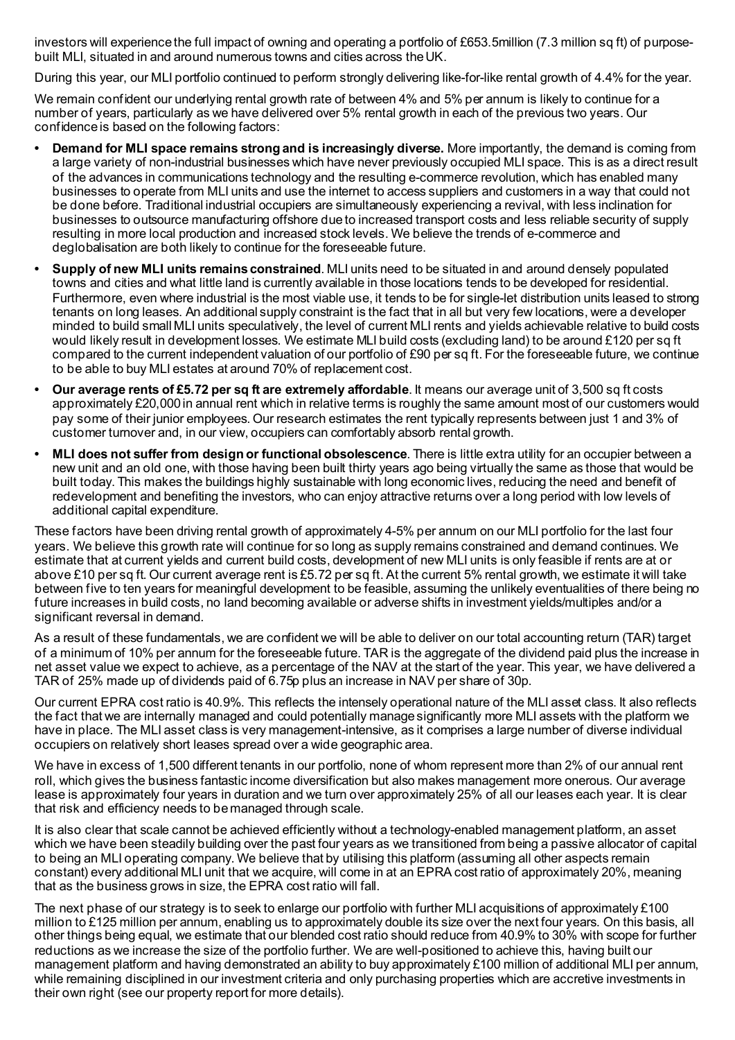investors will experience the full impact of owning and operating a portfolio of £653.5million (7.3 million sq ft) of purpose-built MLI, situated in and around numerous towns and cities across the UK.

During this year, our MLI portfolio continued to perform strongly delivering like-for-like rental growth of 4.4% for the year.

We remain confident our underlying rental growth rate of between 4% and 5% per annum is likely to continue for a number of years, particularly as we have delivered over 5% rental growth in each of the previous two years. Our confidence is based on the following factors:

- **Demand for MLI space remains strong and is increasingly diverse.** More importantly, the demand is coming from a large variety of non-industrial businesses which have never previously occupied MLI space. This is as a direct result of the advances in communications technology and the resulting e-commerce revolution, which has enabled many businesses to operate from MLI units and use the internet to access suppliers and customers in a way that could not be done before. Traditional industrial occupiers are simultaneously experiencing a revival, with less inclination for businesses to outsource manufacturing offshore due to increased transport costs and less reliable security of supply resulting in more local production and increased stock levels. We believe the trends of e-commerce and deglobalisation are both likely to continue for the foreseeable future.
- **Supply of new MLI units remains constrained**. MLI units need to be situated in and around densely populated towns and cities and what little land is currently available in those locations tends to be developed for residential. Furthermore, even where industrial is the most viable use, it tends to be for single-let distribution units leased to strong tenants on long leases. An additional supply constraint is the fact that in all but very few locations, were a developer minded to build small MLI units speculatively, the level of current MLI rents and yields achievable relative to build costs would likely result in development losses. We estimate MLI build costs (excluding land) to be around £120 per sq ft compared to the current independent valuation of our portfolio of £90 per sq ft. For the foreseeable future, we continue to be able to buy MLI estates at around 70% of replacement cost.
- **Our average rents of £5.72 per sq ft are extremely affordable**. It means our average unit of 3,500 sq ft costs approximately £20,000 in annual rent which in relative terms is roughly the same amount most of our customers would pay some of their junior employees. Our research estimates the rent typically represents between just 1 and 3% of customer turnover and, in our view, occupiers can comfortably absorb rental growth.
- **MLI does not suffer from design or functional obsolescence**. There is little extra utility for an occupier between a new unit and an old one, with those having been built thirty years ago being virtually the same as those that would be built today. This makes the buildings highly sustainable with long economic lives, reducing the need and benefit of redevelopment and benefiting the investors, who can enjoy attractive returns over a long period with low levels of additional capital expenditure.

These factors have been driving rental growth of approximately 4-5% per annum on our MLI portfolio for the last four years. We believe this growth rate will continue for so long as supply remains constrained and demand continues. We estimate that at current yields and current build costs, development of new MLI units is only feasible if rents are at or above £10 per sq ft. Our current average rent is £5.72 per sq ft. At the current 5% rental growth, we estimate it will take between five to ten years for meaningful development to be feasible, assuming the unlikely eventualities of there being no future increases in build costs, no land becoming available or adverse shifts in investment yields/multiples and/or a significant reversal in demand.

As a result of these fundamentals, we are confident we will be able to deliver on our total accounting return (TAR) target of a minimum of 10% per annum for the foreseeable future. TAR is the aggregate of the dividend paid plus the increase in net asset value we expect to achieve, as a percentage of the NAV at the start of the year. This year, we have delivered a TAR of 25% made up of dividends paid of 6.75p plus an increase in NAV per share of 30p.

Our current EPRA cost ratio is 40.9%. This reflects the intensely operational nature of the MLI asset class. It also reflects the fact that we are internally managed and could potentially manage significantly more MLI assets with the platform we have in place. The MLI asset class is very management-intensive, as it comprises a large number of diverse individual occupiers on relatively short leases spread over a wide geographic area.

We have in excess of 1,500 different tenants in our portfolio, none of whom represent more than 2% of our annual rent roll, which gives the business fantastic income diversification but also makes management more onerous. Our average lease is approximately four years in duration and we turn over approximately 25% of all our leases each year. It is clear that risk and efficiency needs to be managed through scale.

It is also clear that scale cannot be achieved efficiently without a technology-enabled management platform, an asset which we have been steadily building over the past four years as we transitioned from being a passive allocator of capital to being an MLI operating company. We believe that by utilising this platform (assuming all other aspects remain constant) every additional MLI unit that we acquire, will come in at an EPRA cost ratio of approximately 20%, meaning that as the business grows in size, the EPRA cost ratio will fall.

The next phase of our strategy is to seek to enlarge our portfolio with further MLI acquisitions of approximately £100 million to £125 million per annum, enabling us to approximately double its size over the next four years. On this basis, all other things being equal, we estimate that our blended cost ratio should reduce from 40.9% to 30% with scope for further reductions as we increase the size of the portfolio further. We are well-positioned to achieve this, having built our management platform and having demonstrated an ability to buy approximately £100 million of additional MLI per annum, while remaining disciplined in our investment criteria and only purchasing properties which are accretive investments in their own right (see our property report for more details).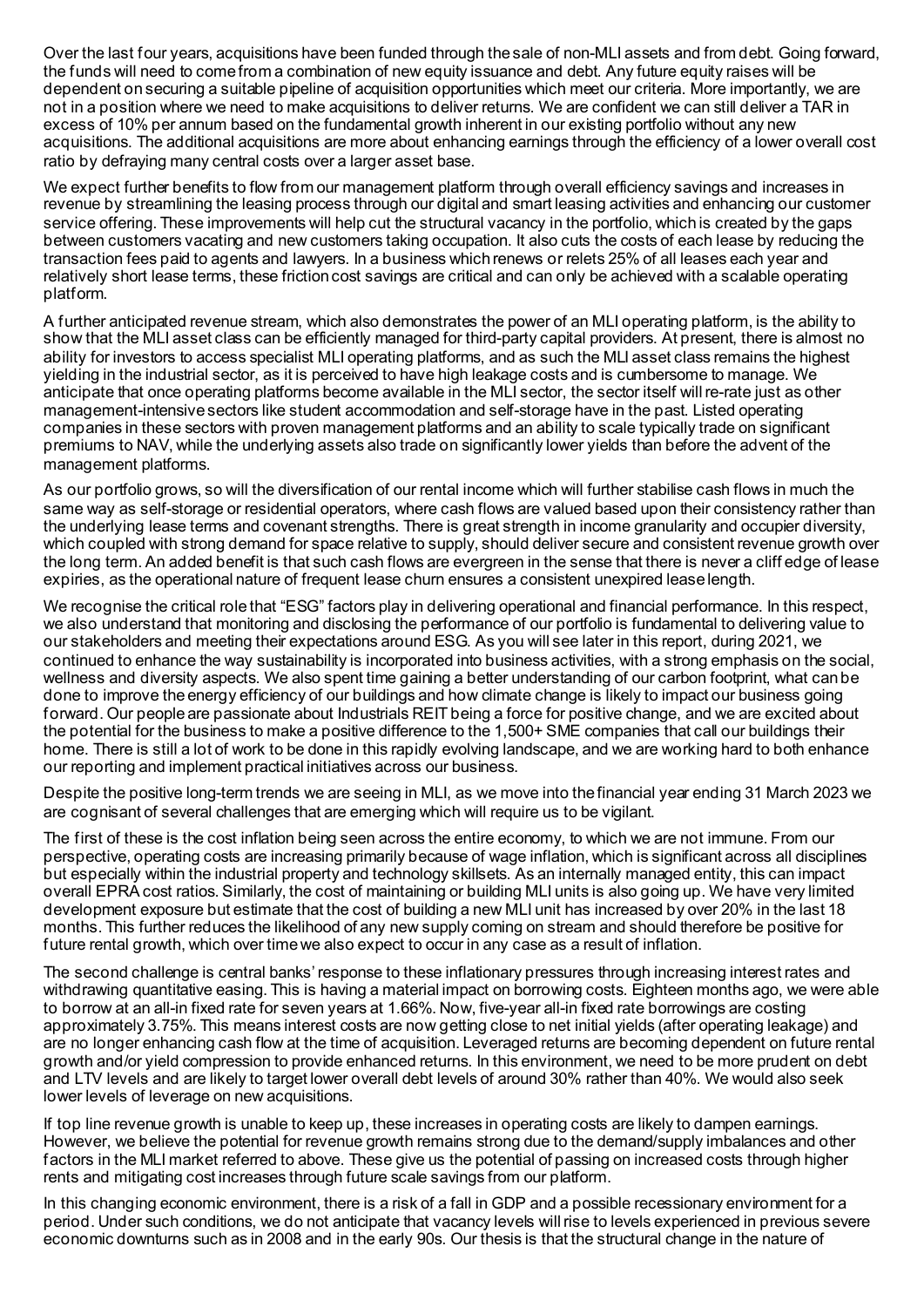Over the last four years, acquisitions have been funded through the sale of non-MLI assets and from debt. Going forward, the funds will need to come from a combination of new equity issuance and debt. Any future equity raises will be dependent on securing a suitable pipeline of acquisition opportunities which meet our criteria. More importantly, we are not in a position where we need to make acquisitions to deliver returns. We are confident we can still deliver a TAR in excess of 10% per annum based on the fundamental growth inherent in our existing portfolio without any new acquisitions. The additional acquisitions are more about enhancing earnings through the efficiency of a lower overall cost ratio by defraying many central costs over a larger asset base.

We expect further benefits to flow from our management platform through overall efficiency savings and increases in revenue by streamlining the leasing process through our digital and smart leasing activities and enhancing our customer service offering. These improvements will help cut the structural vacancy in the portfolio, which is created by the gaps between customers vacating and new customers taking occupation. It also cuts the costs of each lease by reducing the transaction fees paid to agents and lawyers. In a business which renews or relets 25% of all leases each year and relatively short lease terms, these friction cost savings are critical and can only be achieved with a scalable operating platform.

A further anticipated revenue stream, which also demonstrates the power of an MLI operating platform, is the ability to show that the MLI asset class can be efficiently managed for third-party capital providers. At present, there is almost no ability for investors to access specialist MLI operating platforms, and as such the MLI asset class remains the highest yielding in the industrial sector, as it is perceived to have high leakage costs and is cumbersome to manage. We anticipate that once operating platforms become available in the MLI sector, the sector itself will re-rate just as other management-intensive sectors like student accommodation and self-storage have in the past. Listed operating companies in these sectors with proven management platforms and an ability to scale typically trade on significant premiums to NAV, while the underlying assets also trade on significantly lower yields than before the advent of the management platforms.

As our portfolio grows, so will the diversification of our rental income which will further stabilise cash flows in much the same way as self-storage or residential operators, where cash flows are valued based upon their consistency rather than the underlying lease terms and covenant strengths. There is great strength in income granularity and occupier diversity, which coupled with strong demand for space relative to supply, should deliver secure and consistent revenue growth over the long term. An added benefit is that such cash flows are evergreen in the sense that there is never a cliff edge of lease expiries, as the operational nature of frequent lease churn ensures a consistent unexpired lease length.

We recognise the critical role that "ESG" factors play in delivering operational and financial performance. In this respect, we also understand that monitoring and disclosing the performance of our portfolio is fundamental to delivering value to our stakeholders and meeting their expectations around ESG. As you will see later in this report, during 2021, we continued to enhance the way sustainability is incorporated into business activities, with a strong emphasis on the social, wellness and diversity aspects. We also spent time gaining a better understanding of our carbon footprint, what can be done to improve the energy efficiency of our buildings and how climate change is likely to impact our business going forward. Our people are passionate about Industrials REIT being a force for positive change, and we are excited about the potential for the business to make a positive difference to the 1,500+ SME companies that call our buildings their home. There is still a lot of work to be done in this rapidly evolving landscape, and we are working hard to both enhance our reporting and implement practical initiatives across our business.

Despite the positive long-term trends we are seeing in MLI, as we move into the financial year ending 31 March 2023 we are cognisant of several challenges that are emerging which will require us to be vigilant.

The first of these is the cost inflation being seen across the entire economy, to which we are not immune. From our perspective, operating costs are increasing primarily because of wage inflation, which is significant across all disciplines but especially within the industrial property and technology skillsets. As an internally managed entity, this can impact overall EPRA cost ratios. Similarly, the cost of maintaining or building MLI units is also going up. We have very limited development exposure but estimate that the cost of building a new MLI unit has increased by over 20% in the last 18 months. This further reduces the likelihood of any new supply coming on stream and should therefore be positive for future rental growth, which over time we also expect to occur in any case as a result of inflation.

The second challenge is central banks' response to these inflationary pressures through increasing interest rates and withdrawing quantitative easing. This is having a material impact on borrowing costs. Eighteen months ago, we were able to borrow at an all-in fixed rate for seven years at 1.66%. Now, five-year all-in fixed rate borrowings are costing approximately 3.75%. This means interest costs are now getting close to net initial yields (after operating leakage) and are no longer enhancing cash flow at the time of acquisition. Leveraged returns are becoming dependent on future rental growth and/or yield compression to provide enhanced returns. In this environment, we need to be more prudent on debt and LTV levels and are likely to target lower overall debt levels of around 30% rather than 40%. We would also seek lower levels of leverage on new acquisitions.

If top line revenue growth is unable to keep up, these increases in operating costs are likely to dampen earnings. However, we believe the potential for revenue growth remains strong due to the demand/supply imbalances and other factors in the MLI market referred to above. These give us the potential of passing on increased costs through higher rents and mitigating cost increases through future scale savings from our platform.

In this changing economic environment, there is a risk of a fall in GDP and a possible recessionary environment for a period. Under such conditions, we do not anticipate that vacancy levels will rise to levels experienced in previous severe economic downturns such as in 2008 and in the early 90s. Our thesis is that the structural change in the nature of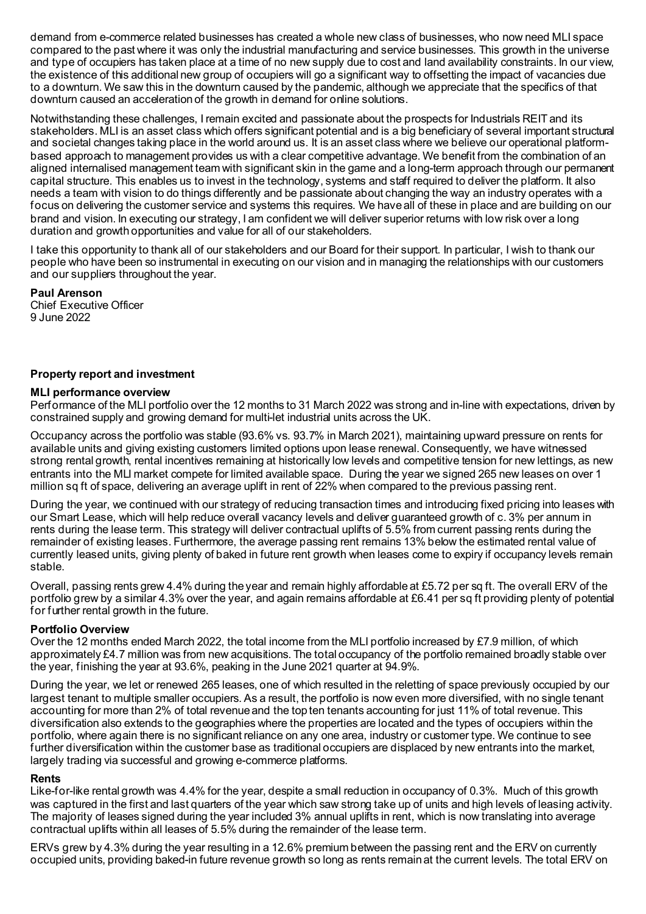demand from e-commerce related businesses has created a whole new class of businesses, who now need MLI space compared to the past where it was only the industrial manufacturing and service businesses. This growth in the universe and type of occupiers has taken place at a time of no new supply due to cost and land availability constraints. In our view, the existence of this additional new group of occupiers will go a significant way to offsetting the impact of vacancies due to a downturn. We saw this in the downturn caused by the pandemic, although we appreciate that the specifics of that downturn caused an acceleration of the growth in demand for online solutions.

Notwithstanding these challenges, I remain excited and passionate about the prospects for Industrials REIT and its stakeholders. MLI is an asset class which offers significant potential and is a big beneficiary of several important structural and societal changes taking place in the world around us. It is an asset class where we believe our operational platform-based approach to management provides us with a clear competitive advantage. We benefit from the combination of an aligned internalised management team with significant skin in the game and a long-term approach through our permanent capital structure. This enables us to invest in the technology, systems and staff required to deliver the platform. It also needs a team with vision to do things differently and be passionate about changing the way an industry operates with a focus on delivering the customer service and systems this requires. We have all of these in place and are building on our brand and vision. In executing our strategy, I am confident we will deliver superior returns with low risk over a long duration and growth opportunities and value for all of our stakeholders.

I take this opportunity to thank all of our stakeholders and our Board for their support. In particular, I wish to thank our people who have been so instrumental in executing on our vision and in managing the relationships with our customers and our suppliers throughout the year.

**Paul Arenson**
Chief Executive Officer
9 June 2022

## Property report and investment

### MLI performance overview

Performance of the MLI portfolio over the 12 months to 31 March 2022 was strong and in-line with expectations, driven by constrained supply and growing demand for multi-let industrial units across the UK.

Occupancy across the portfolio was stable (93.6% vs. 93.7% in March 2021), maintaining upward pressure on rents for available units and giving existing customers limited options upon lease renewal. Consequently, we have witnessed strong rental growth, rental incentives remaining at historically low levels and competitive tension for new lettings, as new entrants into the MLI market compete for limited available space. During the year we signed 265 new leases on over 1 million sq ft of space, delivering an average uplift in rent of 22% when compared to the previous passing rent.

During the year, we continued with our strategy of reducing transaction times and introducing fixed pricing into leases with our Smart Lease, which will help reduce overall vacancy levels and deliver guaranteed growth of c. 3% per annum in rents during the lease term. This strategy will deliver contractual uplifts of 5.5% from current passing rents during the remainder of existing leases. Furthermore, the average passing rent remains 13% below the estimated rental value of currently leased units, giving plenty of baked in future rent growth when leases come to expiry if occupancy levels remain stable.

Overall, passing rents grew 4.4% during the year and remain highly affordable at £5.72 per sq ft. The overall ERV of the portfolio grew by a similar 4.3% over the year, and again remains affordable at £6.41 per sq ft providing plenty of potential for further rental growth in the future.

### Portfolio Overview

Over the 12 months ended March 2022, the total income from the MLI portfolio increased by £7.9 million, of which approximately £4.7 million was from new acquisitions. The total occupancy of the portfolio remained broadly stable over the year, finishing the year at 93.6%, peaking in the June 2021 quarter at 94.9%.

During the year, we let or renewed 265 leases, one of which resulted in the reletting of space previously occupied by our largest tenant to multiple smaller occupiers. As a result, the portfolio is now even more diversified, with no single tenant accounting for more than 2% of total revenue and the top ten tenants accounting for just 11% of total revenue. This diversification also extends to the geographies where the properties are located and the types of occupiers within the portfolio, where again there is no significant reliance on any one area, industry or customer type. We continue to see further diversification within the customer base as traditional occupiers are displaced by new entrants into the market, largely trading via successful and growing e-commerce platforms.

### Rents

Like-for-like rental growth was 4.4% for the year, despite a small reduction in occupancy of 0.3%. Much of this growth was captured in the first and last quarters of the year which saw strong take up of units and high levels of leasing activity. The majority of leases signed during the year included 3% annual uplifts in rent, which is now translating into average contractual uplifts within all leases of 5.5% during the remainder of the lease term.

ERVs grew by 4.3% during the year resulting in a 12.6% premium between the passing rent and the ERV on currently occupied units, providing baked-in future revenue growth so long as rents remain at the current levels. The total ERV on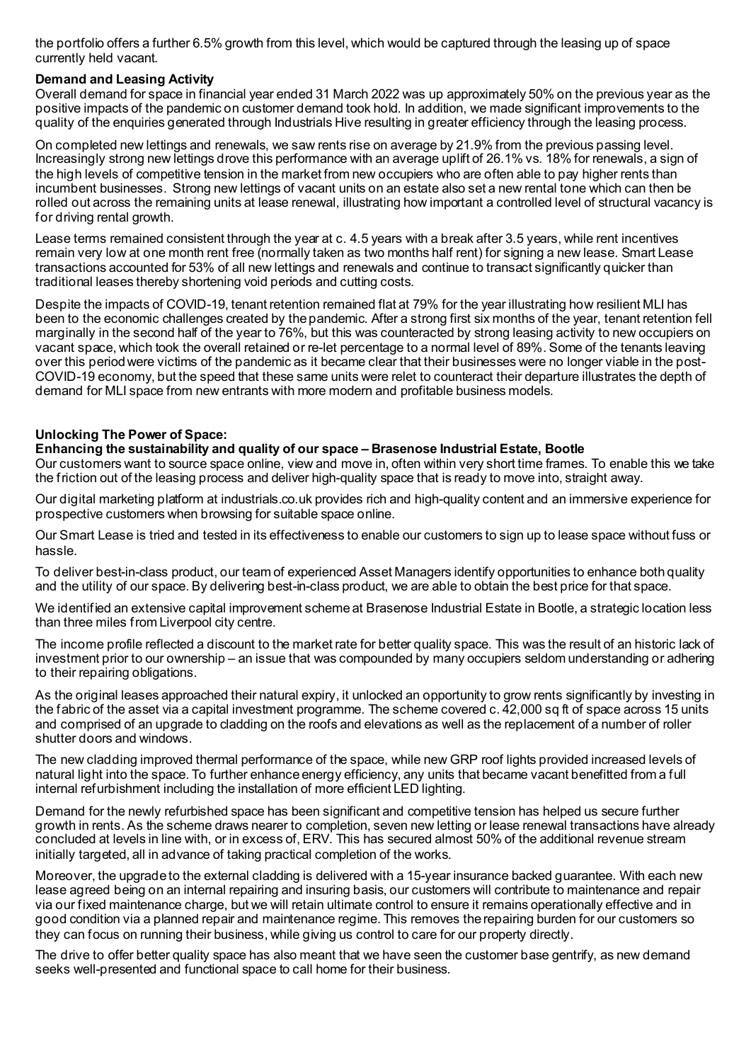the portfolio offers a further 6.5% growth from this level, which would be captured through the leasing up of space currently held vacant.

**Demand and Leasing Activity**

Overall demand for space in financial year ended 31 March 2022 was up approximately 50% on the previous year as the positive impacts of the pandemic on customer demand took hold. In addition, we made significant improvements to the quality of the enquiries generated through Industrials Hive resulting in greater efficiency through the leasing process.

On completed new lettings and renewals, we saw rents rise on average by 21.9% from the previous passing level. Increasingly strong new lettings drove this performance with an average uplift of 26.1% vs. 18% for renewals, a sign of the high levels of competitive tension in the market from new occupiers who are often able to pay higher rents than incumbent businesses. Strong new lettings of vacant units on an estate also set a new rental tone which can then be rolled out across the remaining units at lease renewal, illustrating how important a controlled level of structural vacancy is for driving rental growth.

Lease terms remained consistent through the year at c. 4.5 years with a break after 3.5 years, while rent incentives remain very low at one month rent free (normally taken as two months half rent) for signing a new lease. Smart Lease transactions accounted for 53% of all new lettings and renewals and continue to transact significantly quicker than traditional leases thereby shortening void periods and cutting costs.

Despite the impacts of COVID-19, tenant retention remained flat at 79% for the year illustrating how resilient MLI has been to the economic challenges created by the pandemic. After a strong first six months of the year, tenant retention fell marginally in the second half of the year to 76%, but this was counteracted by strong leasing activity to new occupiers on vacant space, which took the overall retained or re-let percentage to a normal level of 89%. Some of the tenants leaving over this period were victims of the pandemic as it became clear that their businesses were no longer viable in the post-COVID-19 economy, but the speed that these same units were relet to counteract their departure illustrates the depth of demand for MLI space from new entrants with more modern and profitable business models.

**Unlocking The Power of Space:**

**Enhancing the sustainability and quality of our space – Brasenose Industrial Estate, Bootle**

Our customers want to source space online, view and move in, often within very short time frames. To enable this we take the friction out of the leasing process and deliver high-quality space that is ready to move into, straight away.

Our digital marketing platform at industrials.co.uk provides rich and high-quality content and an immersive experience for prospective customers when browsing for suitable space online.

Our Smart Lease is tried and tested in its effectiveness to enable our customers to sign up to lease space without fuss or hassle.

To deliver best-in-class product, our team of experienced Asset Managers identify opportunities to enhance both quality and the utility of our space. By delivering best-in-class product, we are able to obtain the best price for that space.

We identified an extensive capital improvement scheme at Brasenose Industrial Estate in Bootle, a strategic location less than three miles from Liverpool city centre.

The income profile reflected a discount to the market rate for better quality space. This was the result of an historic lack of investment prior to our ownership – an issue that was compounded by many occupiers seldom understanding or adhering to their repairing obligations.

As the original leases approached their natural expiry, it unlocked an opportunity to grow rents significantly by investing in the fabric of the asset via a capital investment programme. The scheme covered c. 42,000 sq ft of space across 15 units and comprised of an upgrade to cladding on the roofs and elevations as well as the replacement of a number of roller shutter doors and windows.

The new cladding improved thermal performance of the space, while new GRP roof lights provided increased levels of natural light into the space. To further enhance energy efficiency, any units that became vacant benefitted from a full internal refurbishment including the installation of more efficient LED lighting.

Demand for the newly refurbished space has been significant and competitive tension has helped us secure further growth in rents. As the scheme draws nearer to completion, seven new letting or lease renewal transactions have already concluded at levels in line with, or in excess of, ERV. This has secured almost 50% of the additional revenue stream initially targeted, all in advance of taking practical completion of the works.

Moreover, the upgrade to the external cladding is delivered with a 15-year insurance backed guarantee. With each new lease agreed being on an internal repairing and insuring basis, our customers will contribute to maintenance and repair via our fixed maintenance charge, but we will retain ultimate control to ensure it remains operationally effective and in good condition via a planned repair and maintenance regime. This removes the repairing burden for our customers so they can focus on running their business, while giving us control to care for our property directly.

The drive to offer better quality space has also meant that we have seen the customer base gentrify, as new demand seeks well-presented and functional space to call home for their business.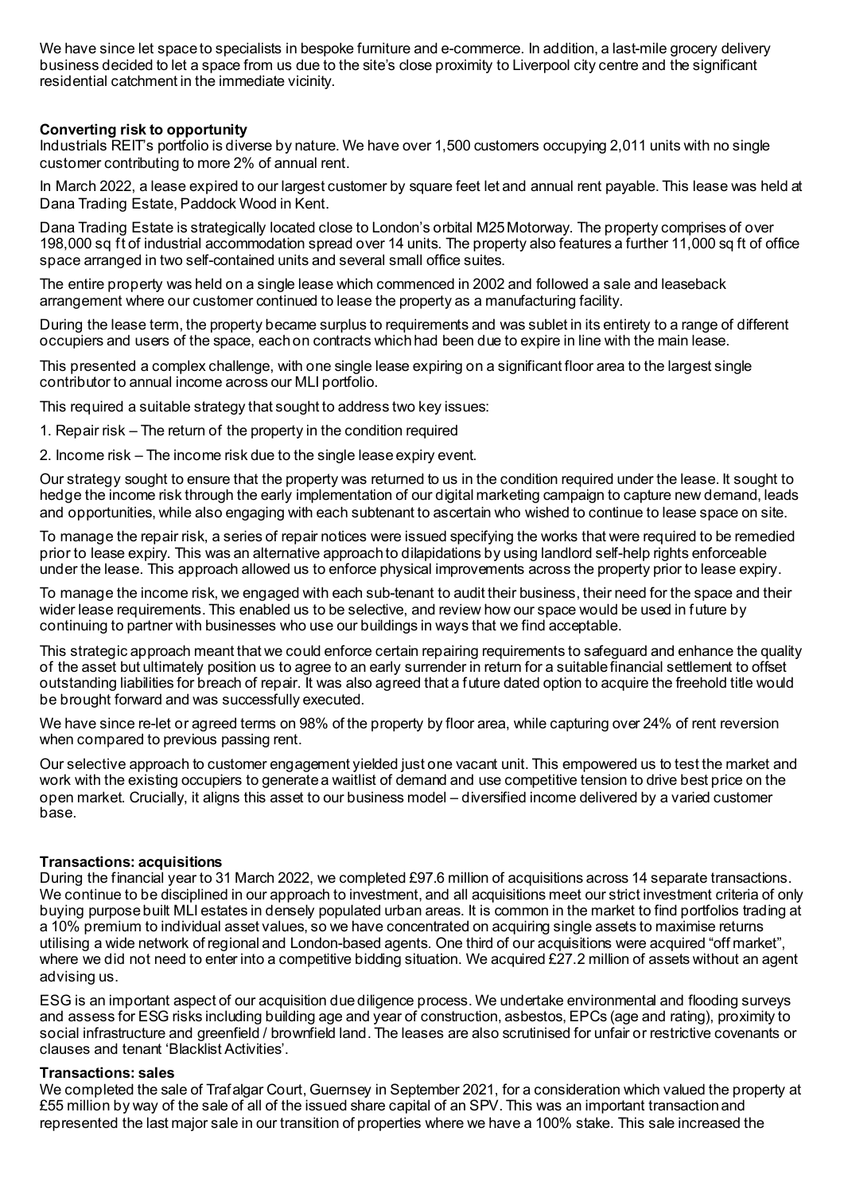We have since let space to specialists in bespoke furniture and e-commerce. In addition, a last-mile grocery delivery business decided to let a space from us due to the site's close proximity to Liverpool city centre and the significant residential catchment in the immediate vicinity.

**Converting risk to opportunity**

Industrials REIT's portfolio is diverse by nature. We have over 1,500 customers occupying 2,011 units with no single customer contributing to more 2% of annual rent.

In March 2022, a lease expired to our largest customer by square feet let and annual rent payable. This lease was held at Dana Trading Estate, Paddock Wood in Kent.

Dana Trading Estate is strategically located close to London's orbital M25 Motorway. The property comprises of over 198,000 sq ft of industrial accommodation spread over 14 units. The property also features a further 11,000 sq ft of office space arranged in two self-contained units and several small office suites.

The entire property was held on a single lease which commenced in 2002 and followed a sale and leaseback arrangement where our customer continued to lease the property as a manufacturing facility.

During the lease term, the property became surplus to requirements and was sublet in its entirety to a range of different occupiers and users of the space, each on contracts which had been due to expire in line with the main lease.

This presented a complex challenge, with one single lease expiring on a significant floor area to the largest single contributor to annual income across our MLI portfolio.

This required a suitable strategy that sought to address two key issues:

1. Repair risk – The return of the property in the condition required
2. Income risk – The income risk due to the single lease expiry event.

Our strategy sought to ensure that the property was returned to us in the condition required under the lease. It sought to hedge the income risk through the early implementation of our digital marketing campaign to capture new demand, leads and opportunities, while also engaging with each subtenant to ascertain who wished to continue to lease space on site.

To manage the repair risk, a series of repair notices were issued specifying the works that were required to be remedied prior to lease expiry. This was an alternative approach to dilapidations by using landlord self-help rights enforceable under the lease. This approach allowed us to enforce physical improvements across the property prior to lease expiry.

To manage the income risk, we engaged with each sub-tenant to audit their business, their need for the space and their wider lease requirements. This enabled us to be selective, and review how our space would be used in future by continuing to partner with businesses who use our buildings in ways that we find acceptable.

This strategic approach meant that we could enforce certain repairing requirements to safeguard and enhance the quality of the asset but ultimately position us to agree to an early surrender in return for a suitable financial settlement to offset outstanding liabilities for breach of repair. It was also agreed that a future dated option to acquire the freehold title would be brought forward and was successfully executed.

We have since re-let or agreed terms on 98% of the property by floor area, while capturing over 24% of rent reversion when compared to previous passing rent.

Our selective approach to customer engagement yielded just one vacant unit. This empowered us to test the market and work with the existing occupiers to generate a waitlist of demand and use competitive tension to drive best price on the open market. Crucially, it aligns this asset to our business model – diversified income delivered by a varied customer base.

**Transactions: acquisitions**

During the financial year to 31 March 2022, we completed £97.6 million of acquisitions across 14 separate transactions. We continue to be disciplined in our approach to investment, and all acquisitions meet our strict investment criteria of only buying purpose built MLI estates in densely populated urban areas. It is common in the market to find portfolios trading at a 10% premium to individual asset values, so we have concentrated on acquiring single assets to maximise returns utilising a wide network of regional and London-based agents. One third of our acquisitions were acquired "off market", where we did not need to enter into a competitive bidding situation. We acquired £27.2 million of assets without an agent advising us.

ESG is an important aspect of our acquisition due diligence process. We undertake environmental and flooding surveys and assess for ESG risks including building age and year of construction, asbestos, EPCs (age and rating), proximity to social infrastructure and greenfield / brownfield land. The leases are also scrutinised for unfair or restrictive covenants or clauses and tenant 'Blacklist Activities'.

**Transactions: sales**

We completed the sale of Trafalgar Court, Guernsey in September 2021, for a consideration which valued the property at £55 million by way of the sale of all of the issued share capital of an SPV. This was an important transaction and represented the last major sale in our transition of properties where we have a 100% stake. This sale increased the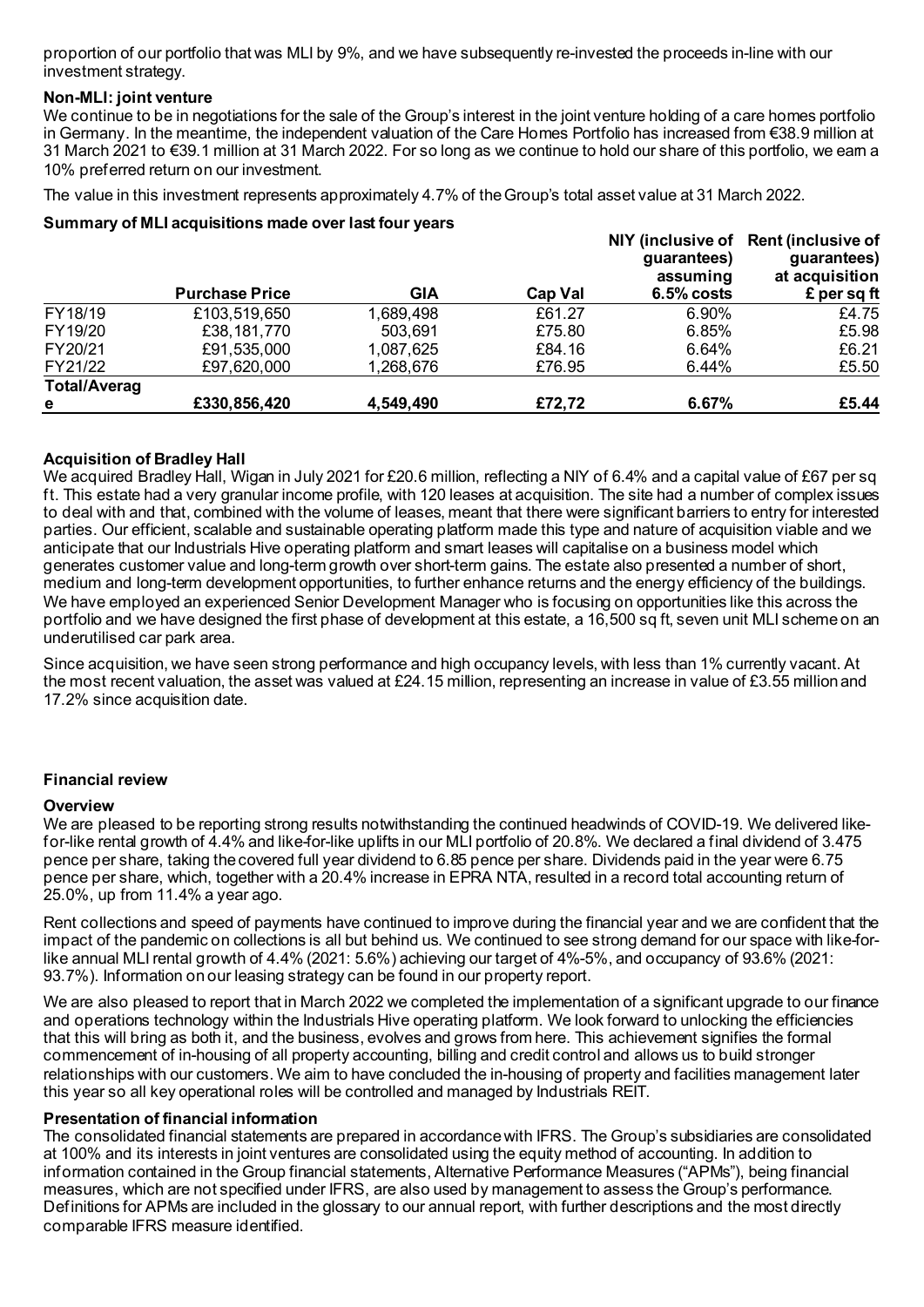proportion of our portfolio that was MLI by 9%, and we have subsequently re-invested the proceeds in-line with our investment strategy.

### Non-MLI: joint venture

We continue to be in negotiations for the sale of the Group's interest in the joint venture holding of a care homes portfolio in Germany. In the meantime, the independent valuation of the Care Homes Portfolio has increased from €38.9 million at 31 March 2021 to €39.1 million at 31 March 2022. For so long as we continue to hold our share of this portfolio, we earn a 10% preferred return on our investment.

The value in this investment represents approximately 4.7% of the Group's total asset value at 31 March 2022.

### Summary of MLI acquisitions made over last four years

| | Purchase Price | GIA | Cap Val | NIY (inclusive of guarantees) assuming 6.5% costs | Rent (inclusive of guarantees) at acquisition £ per sq ft |
|---|---|---|---|---|---|
| FY18/19 | £103,519,650 | 1,689,498 | £61.27 | 6.90% | £4.75 |
| FY19/20 | £38,181,770 | 503,691 | £75.80 | 6.85% | £5.98 |
| FY20/21 | £91,535,000 | 1,087,625 | £84.16 | 6.64% | £6.21 |
| FY21/22 | £97,620,000 | 1,268,676 | £76.95 | 6.44% | £5.50 |
| **Total/Average** | **£330,856,420** | **4,549,490** | **£72,72** | **6.67%** | **£5.44** |

### Acquisition of Bradley Hall

We acquired Bradley Hall, Wigan in July 2021 for £20.6 million, reflecting a NIY of 6.4% and a capital value of £67 per sq ft. This estate had a very granular income profile, with 120 leases at acquisition. The site had a number of complex issues to deal with and that, combined with the volume of leases, meant that there were significant barriers to entry for interested parties. Our efficient, scalable and sustainable operating platform made this type and nature of acquisition viable and we anticipate that our Industrials Hive operating platform and smart leases will capitalise on a business model which generates customer value and long-term growth over short-term gains. The estate also presented a number of short, medium and long-term development opportunities, to further enhance returns and the energy efficiency of the buildings. We have employed an experienced Senior Development Manager who is focusing on opportunities like this across the portfolio and we have designed the first phase of development at this estate, a 16,500 sq ft, seven unit MLI scheme on an underutilised car park area.

Since acquisition, we have seen strong performance and high occupancy levels, with less than 1% currently vacant. At the most recent valuation, the asset was valued at £24.15 million, representing an increase in value of £3.55 million and 17.2% since acquisition date.

## Financial review

### Overview

We are pleased to be reporting strong results notwithstanding the continued headwinds of COVID-19. We delivered like-for-like rental growth of 4.4% and like-for-like uplifts in our MLI portfolio of 20.8%. We declared a final dividend of 3.475 pence per share, taking the covered full year dividend to 6.85 pence per share. Dividends paid in the year were 6.75 pence per share, which, together with a 20.4% increase in EPRA NTA, resulted in a record total accounting return of 25.0%, up from 11.4% a year ago.

Rent collections and speed of payments have continued to improve during the financial year and we are confident that the impact of the pandemic on collections is all but behind us. We continued to see strong demand for our space with like-for-like annual MLI rental growth of 4.4% (2021: 5.6%) achieving our target of 4%-5%, and occupancy of 93.6% (2021: 93.7%). Information on our leasing strategy can be found in our property report.

We are also pleased to report that in March 2022 we completed the implementation of a significant upgrade to our finance and operations technology within the Industrials Hive operating platform. We look forward to unlocking the efficiencies that this will bring as both it, and the business, evolves and grows from here. This achievement signifies the formal commencement of in-housing of all property accounting, billing and credit control and allows us to build stronger relationships with our customers. We aim to have concluded the in-housing of property and facilities management later this year so all key operational roles will be controlled and managed by Industrials REIT.

### Presentation of financial information

The consolidated financial statements are prepared in accordance with IFRS. The Group's subsidiaries are consolidated at 100% and its interests in joint ventures are consolidated using the equity method of accounting. In addition to information contained in the Group financial statements, Alternative Performance Measures ("APMs"), being financial measures, which are not specified under IFRS, are also used by management to assess the Group's performance. Definitions for APMs are included in the glossary to our annual report, with further descriptions and the most directly comparable IFRS measure identified.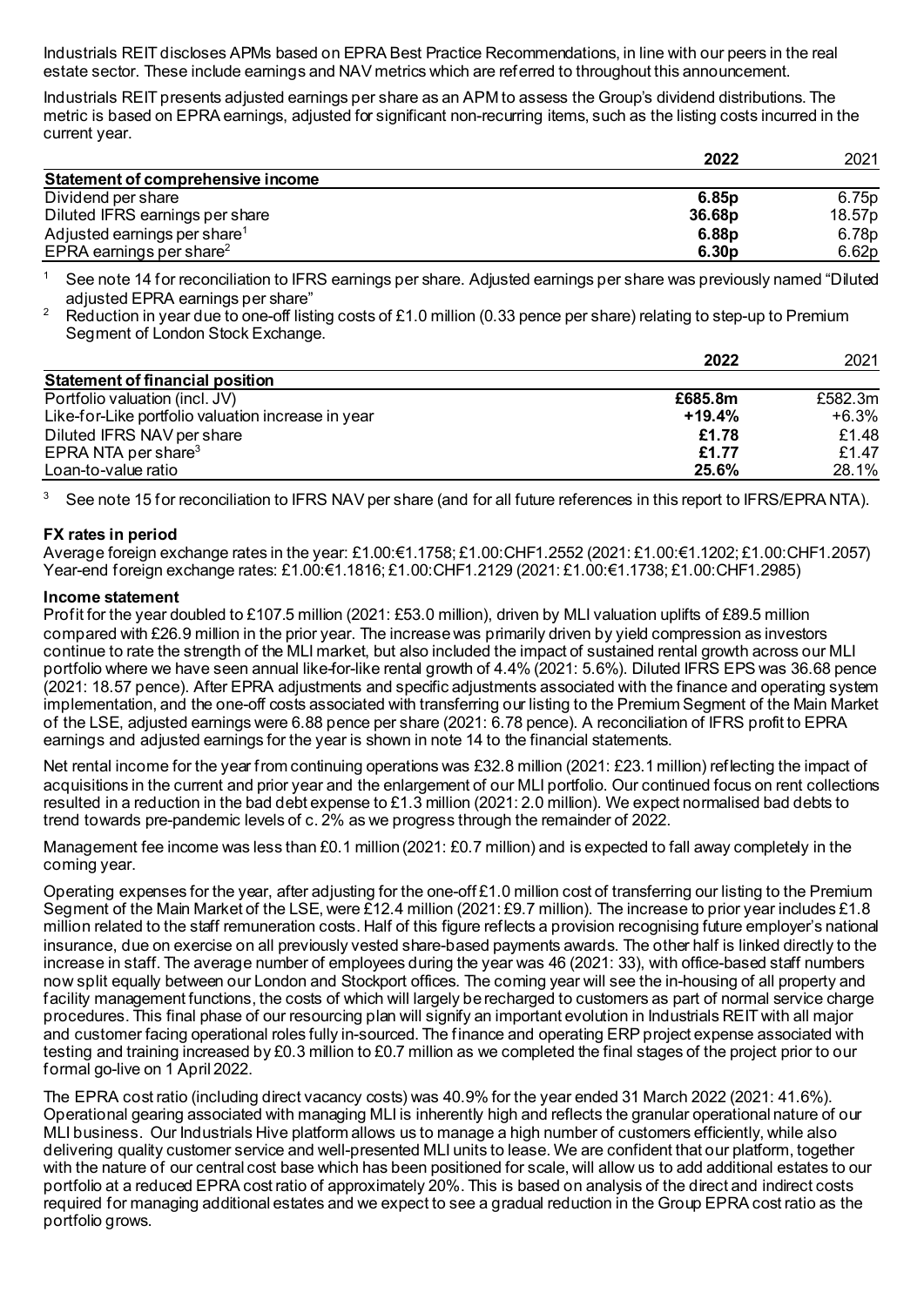Industrials REIT discloses APMs based on EPRA Best Practice Recommendations, in line with our peers in the real estate sector. These include earnings and NAV metrics which are referred to throughout this announcement.

Industrials REIT presents adjusted earnings per share as an APM to assess the Group's dividend distributions. The metric is based on EPRA earnings, adjusted for significant non-recurring items, such as the listing costs incurred in the current year.

| | **2022** | 2021 |
|---|---|---|
| **Statement of comprehensive income** | | |
| Dividend per share | **6.85p** | 6.75p |
| Diluted IFRS earnings per share | **36.68p** | 18.57p |
| Adjusted earnings per share[1] | **6.88p** | 6.78p |
| EPRA earnings per share[2] | **6.30p** | 6.62p |

[1] See note 14 for reconciliation to IFRS earnings per share. Adjusted earnings per share was previously named "Diluted adjusted EPRA earnings per share"

[2] Reduction in year due to one-off listing costs of £1.0 million (0.33 pence per share) relating to step-up to Premium Segment of London Stock Exchange.

| | **2022** | 2021 |
|---|---|---|
| **Statement of financial position** | | |
| Portfolio valuation (incl. JV) | **£685.8m** | £582.3m |
| Like-for-Like portfolio valuation increase in year | **+19.4%** | +6.3% |
| Diluted IFRS NAV per share | **£1.78** | £1.48 |
| EPRA NTA per share[3] | **£1.77** | £1.47 |
| Loan-to-value ratio | **25.6%** | 28.1% |

[3] See note 15 for reconciliation to IFRS NAV per share (and for all future references in this report to IFRS/EPRA NTA).

**FX rates in period**

Average foreign exchange rates in the year: £1.00:€1.1758; £1.00:CHF1.2552 (2021: £1.00:€1.1202; £1.00:CHF1.2057)
Year-end foreign exchange rates: £1.00:€1.1816; £1.00:CHF1.2129 (2021: £1.00:€1.1738; £1.00:CHF1.2985)

**Income statement**

Profit for the year doubled to £107.5 million (2021: £53.0 million), driven by MLI valuation uplifts of £89.5 million compared with £26.9 million in the prior year. The increase was primarily driven by yield compression as investors continue to rate the strength of the MLI market, but also included the impact of sustained rental growth across our MLI portfolio where we have seen annual like-for-like rental growth of 4.4% (2021: 5.6%). Diluted IFRS EPS was 36.68 pence (2021: 18.57 pence). After EPRA adjustments and specific adjustments associated with the finance and operating system implementation, and the one-off costs associated with transferring our listing to the Premium Segment of the Main Market of the LSE, adjusted earnings were 6.88 pence per share (2021: 6.78 pence). A reconciliation of IFRS profit to EPRA earnings and adjusted earnings for the year is shown in note 14 to the financial statements.

Net rental income for the year from continuing operations was £32.8 million (2021: £23.1 million) reflecting the impact of acquisitions in the current and prior year and the enlargement of our MLI portfolio. Our continued focus on rent collections resulted in a reduction in the bad debt expense to £1.3 million (2021: 2.0 million). We expect normalised bad debts to trend towards pre-pandemic levels of c. 2% as we progress through the remainder of 2022.

Management fee income was less than £0.1 million (2021: £0.7 million) and is expected to fall away completely in the coming year.

Operating expenses for the year, after adjusting for the one-off £1.0 million cost of transferring our listing to the Premium Segment of the Main Market of the LSE, were £12.4 million (2021: £9.7 million). The increase to prior year includes £1.8 million related to the staff remuneration costs. Half of this figure reflects a provision recognising future employer's national insurance, due on exercise on all previously vested share-based payments awards. The other half is linked directly to the increase in staff. The average number of employees during the year was 46 (2021: 33), with office-based staff numbers now split equally between our London and Stockport offices. The coming year will see the in-housing of all property and facility management functions, the costs of which will largely be recharged to customers as part of normal service charge procedures. This final phase of our resourcing plan will signify an important evolution in Industrials REIT with all major and customer facing operational roles fully in-sourced. The finance and operating ERP project expense associated with testing and training increased by £0.3 million to £0.7 million as we completed the final stages of the project prior to our formal go-live on 1 April 2022.

The EPRA cost ratio (including direct vacancy costs) was 40.9% for the year ended 31 March 2022 (2021: 41.6%). Operational gearing associated with managing MLI is inherently high and reflects the granular operational nature of our MLI business. Our Industrials Hive platform allows us to manage a high number of customers efficiently, while also delivering quality customer service and well-presented MLI units to lease. We are confident that our platform, together with the nature of our central cost base which has been positioned for scale, will allow us to add additional estates to our portfolio at a reduced EPRA cost ratio of approximately 20%. This is based on analysis of the direct and indirect costs required for managing additional estates and we expect to see a gradual reduction in the Group EPRA cost ratio as the portfolio grows.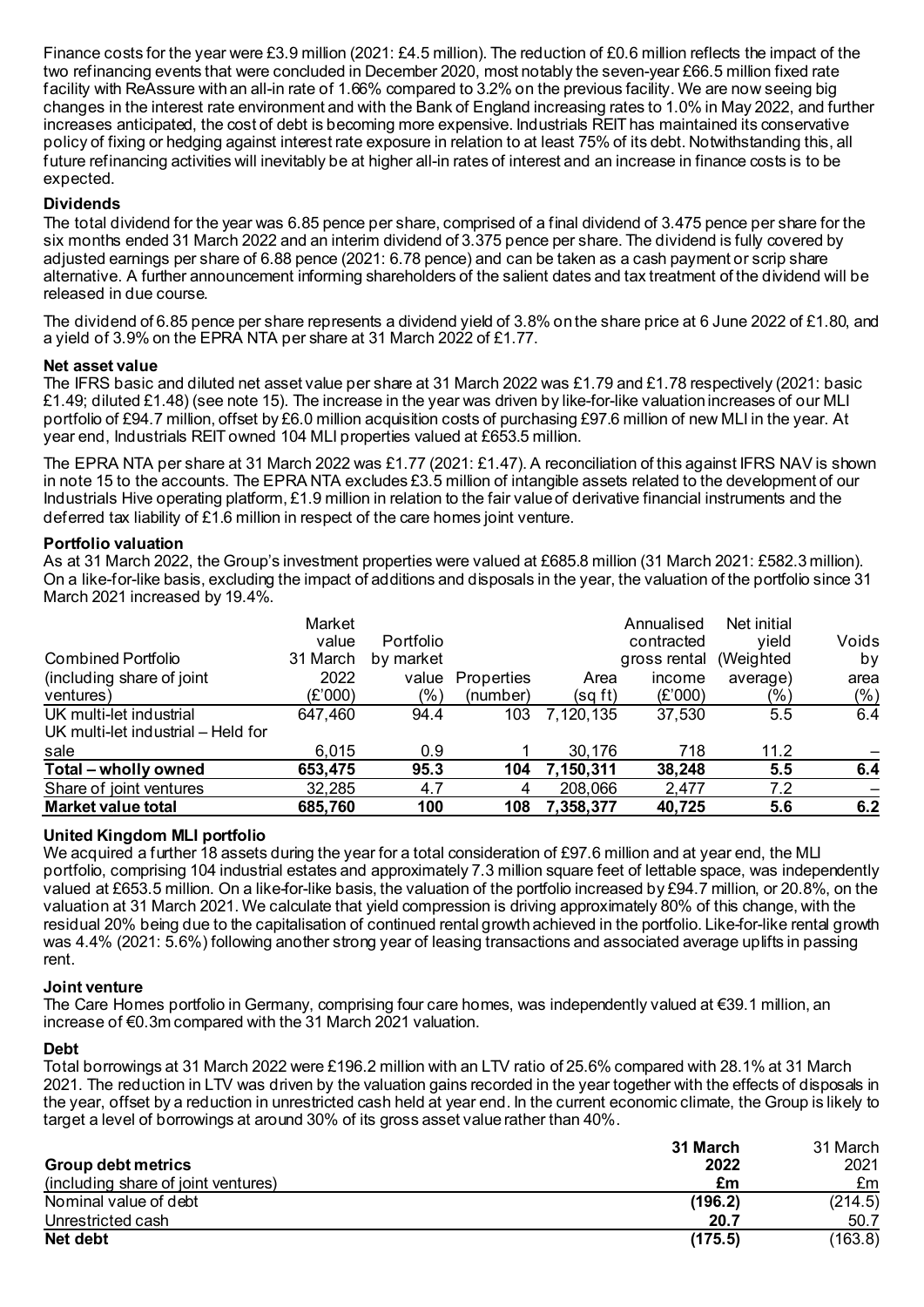Finance costs for the year were £3.9 million (2021: £4.5 million). The reduction of £0.6 million reflects the impact of the two refinancing events that were concluded in December 2020, most notably the seven-year £66.5 million fixed rate facility with ReAssure with an all-in rate of 1.66% compared to 3.2% on the previous facility. We are now seeing big changes in the interest rate environment and with the Bank of England increasing rates to 1.0% in May 2022, and further increases anticipated, the cost of debt is becoming more expensive. Industrials REIT has maintained its conservative policy of fixing or hedging against interest rate exposure in relation to at least 75% of its debt. Notwithstanding this, all future refinancing activities will inevitably be at higher all-in rates of interest and an increase in finance costs is to be expected.

**Dividends**

The total dividend for the year was 6.85 pence per share, comprised of a final dividend of 3.475 pence per share for the six months ended 31 March 2022 and an interim dividend of 3.375 pence per share. The dividend is fully covered by adjusted earnings per share of 6.88 pence (2021: 6.78 pence) and can be taken as a cash payment or scrip share alternative. A further announcement informing shareholders of the salient dates and tax treatment of the dividend will be released in due course.

The dividend of 6.85 pence per share represents a dividend yield of 3.8% on the share price at 6 June 2022 of £1.80, and a yield of 3.9% on the EPRA NTA per share at 31 March 2022 of £1.77.

**Net asset value**

The IFRS basic and diluted net asset value per share at 31 March 2022 was £1.79 and £1.78 respectively (2021: basic £1.49; diluted £1.48) (see note 15). The increase in the year was driven by like-for-like valuation increases of our MLI portfolio of £94.7 million, offset by £6.0 million acquisition costs of purchasing £97.6 million of new MLI in the year. At year end, Industrials REIT owned 104 MLI properties valued at £653.5 million.

The EPRA NTA per share at 31 March 2022 was £1.77 (2021: £1.47). A reconciliation of this against IFRS NAV is shown in note 15 to the accounts. The EPRA NTA excludes £3.5 million of intangible assets related to the development of our Industrials Hive operating platform, £1.9 million in relation to the fair value of derivative financial instruments and the deferred tax liability of £1.6 million in respect of the care homes joint venture.

**Portfolio valuation**

As at 31 March 2022, the Group's investment properties were valued at £685.8 million (31 March 2021: £582.3 million). On a like-for-like basis, excluding the impact of additions and disposals in the year, the valuation of the portfolio since 31 March 2021 increased by 19.4%.

| Combined Portfolio (including share of joint ventures) | Market value 31 March 2022 (£'000) | Portfolio by market value (%) | Properties (number) | Area (sq ft) | Annualised contracted gross rental income (£'000) | Net initial yield (Weighted average) (%) | Voids by area (%) |
|---|---|---|---|---|---|---|---|
| UK multi-let industrial | 647,460 | 94.4 | 103 | 7,120,135 | 37,530 | 5.5 | 6.4 |
| UK multi-let industrial – Held for sale | 6,015 | 0.9 | 1 | 30,176 | 718 | 11.2 | – |
| **Total – wholly owned** | **653,475** | **95.3** | **104** | **7,150,311** | **38,248** | **5.5** | **6.4** |
| Share of joint ventures | 32,285 | 4.7 | 4 | 208,066 | 2,477 | 7.2 | – |
| **Market value total** | **685,760** | **100** | **108** | **7,358,377** | **40,725** | **5.6** | **6.2** |

**United Kingdom MLI portfolio**

We acquired a further 18 assets during the year for a total consideration of £97.6 million and at year end, the MLI portfolio, comprising 104 industrial estates and approximately 7.3 million square feet of lettable space, was independently valued at £653.5 million. On a like-for-like basis, the valuation of the portfolio increased by £94.7 million, or 20.8%, on the valuation at 31 March 2021. We calculate that yield compression is driving approximately 80% of this change, with the residual 20% being due to the capitalisation of continued rental growth achieved in the portfolio. Like-for-like rental growth was 4.4% (2021: 5.6%) following another strong year of leasing transactions and associated average uplifts in passing rent.

**Joint venture**

The Care Homes portfolio in Germany, comprising four care homes, was independently valued at €39.1 million, an increase of €0.3m compared with the 31 March 2021 valuation.

**Debt**

Total borrowings at 31 March 2022 were £196.2 million with an LTV ratio of 25.6% compared with 28.1% at 31 March 2021. The reduction in LTV was driven by the valuation gains recorded in the year together with the effects of disposals in the year, offset by a reduction in unrestricted cash held at year end. In the current economic climate, the Group is likely to target a level of borrowings at around 30% of its gross asset value rather than 40%.

| Group debt metrics (including share of joint ventures) | 31 March 2022 £m | 31 March 2021 £m |
|---|---|---|
| Nominal value of debt | **(196.2)** | (214.5) |
| Unrestricted cash | **20.7** | 50.7 |
| **Net debt** | **(175.5)** | (163.8) |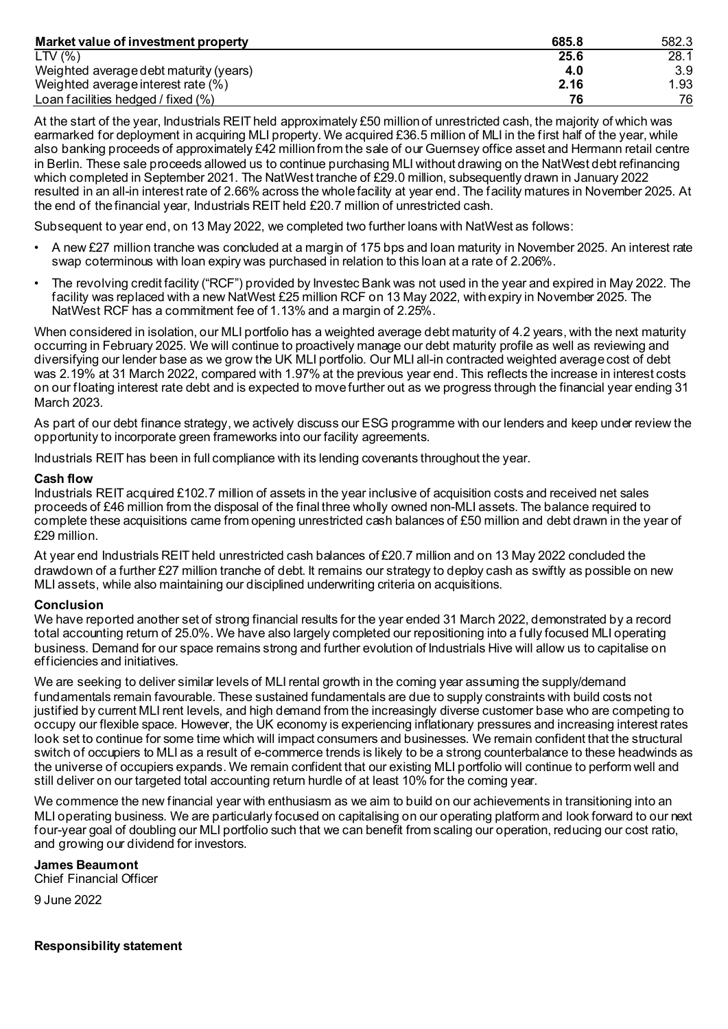| Market value of investment property | 685.8 | 582.3 |
|---|---|---|
| LTV (%) | 25.6 | 28.1 |
| Weighted average debt maturity (years) | 4.0 | 3.9 |
| Weighted average interest rate (%) | 2.16 | 1.93 |
| Loan facilities hedged / fixed (%) | 76 | 76 |

At the start of the year, Industrials REIT held approximately £50 million of unrestricted cash, the majority of which was earmarked for deployment in acquiring MLI property. We acquired £36.5 million of MLI in the first half of the year, while also banking proceeds of approximately £42 million from the sale of our Guernsey office asset and Hermann retail centre in Berlin. These sale proceeds allowed us to continue purchasing MLI without drawing on the NatWest debt refinancing which completed in September 2021. The NatWest tranche of £29.0 million, subsequently drawn in January 2022 resulted in an all-in interest rate of 2.66% across the whole facility at year end. The facility matures in November 2025. At the end of the financial year, Industrials REIT held £20.7 million of unrestricted cash.

Subsequent to year end, on 13 May 2022, we completed two further loans with NatWest as follows:

- A new £27 million tranche was concluded at a margin of 175 bps and loan maturity in November 2025. An interest rate swap coterminous with loan expiry was purchased in relation to this loan at a rate of 2.206%.
- The revolving credit facility ("RCF") provided by Investec Bank was not used in the year and expired in May 2022. The facility was replaced with a new NatWest £25 million RCF on 13 May 2022, with expiry in November 2025. The NatWest RCF has a commitment fee of 1.13% and a margin of 2.25%.

When considered in isolation, our MLI portfolio has a weighted average debt maturity of 4.2 years, with the next maturity occurring in February 2025. We will continue to proactively manage our debt maturity profile as well as reviewing and diversifying our lender base as we grow the UK MLI portfolio. Our MLI all-in contracted weighted average cost of debt was 2.19% at 31 March 2022, compared with 1.97% at the previous year end. This reflects the increase in interest costs on our floating interest rate debt and is expected to move further out as we progress through the financial year ending 31 March 2023.

As part of our debt finance strategy, we actively discuss our ESG programme with our lenders and keep under review the opportunity to incorporate green frameworks into our facility agreements.

Industrials REIT has been in full compliance with its lending covenants throughout the year.

**Cash flow**

Industrials REIT acquired £102.7 million of assets in the year inclusive of acquisition costs and received net sales proceeds of £46 million from the disposal of the final three wholly owned non-MLI assets. The balance required to complete these acquisitions came from opening unrestricted cash balances of £50 million and debt drawn in the year of £29 million.

At year end Industrials REIT held unrestricted cash balances of £20.7 million and on 13 May 2022 concluded the drawdown of a further £27 million tranche of debt. It remains our strategy to deploy cash as swiftly as possible on new MLI assets, while also maintaining our disciplined underwriting criteria on acquisitions.

**Conclusion**

We have reported another set of strong financial results for the year ended 31 March 2022, demonstrated by a record total accounting return of 25.0%. We have also largely completed our repositioning into a fully focused MLI operating business. Demand for our space remains strong and further evolution of Industrials Hive will allow us to capitalise on efficiencies and initiatives.

We are seeking to deliver similar levels of MLI rental growth in the coming year assuming the supply/demand fundamentals remain favourable. These sustained fundamentals are due to supply constraints with build costs not justified by current MLI rent levels, and high demand from the increasingly diverse customer base who are competing to occupy our flexible space. However, the UK economy is experiencing inflationary pressures and increasing interest rates look set to continue for some time which will impact consumers and businesses. We remain confident that the structural switch of occupiers to MLI as a result of e-commerce trends is likely to be a strong counterbalance to these headwinds as the universe of occupiers expands. We remain confident that our existing MLI portfolio will continue to perform well and still deliver on our targeted total accounting return hurdle of at least 10% for the coming year.

We commence the new financial year with enthusiasm as we aim to build on our achievements in transitioning into an MLI operating business. We are particularly focused on capitalising on our operating platform and look forward to our next four-year goal of doubling our MLI portfolio such that we can benefit from scaling our operation, reducing our cost ratio, and growing our dividend for investors.

**James Beaumont**
Chief Financial Officer

9 June 2022

**Responsibility statement**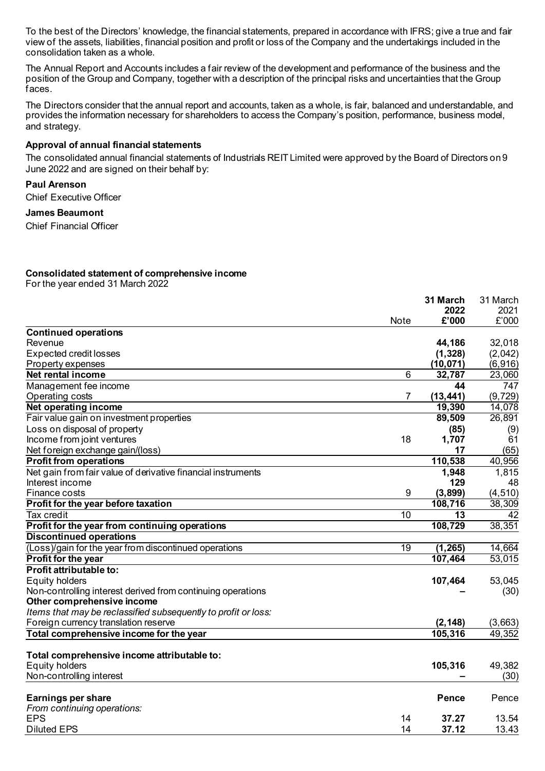To the best of the Directors' knowledge, the financial statements, prepared in accordance with IFRS; give a true and fair view of the assets, liabilities, financial position and profit or loss of the Company and the undertakings included in the consolidation taken as a whole.

The Annual Report and Accounts includes a fair review of the development and performance of the business and the position of the Group and Company, together with a description of the principal risks and uncertainties that the Group faces.

The Directors consider that the annual report and accounts, taken as a whole, is fair, balanced and understandable, and provides the information necessary for shareholders to access the Company's position, performance, business model, and strategy.

**Approval of annual financial statements**

The consolidated annual financial statements of Industrials REIT Limited were approved by the Board of Directors on 9 June 2022 and are signed on their behalf by:

**Paul Arenson**

Chief Executive Officer

**James Beaumont**

Chief Financial Officer

**Consolidated statement of comprehensive income**

For the year ended 31 March 2022

| | Note | **31 March 2022 £'000** | 31 March 2021 £'000 |
|---|---|---|---|
| **Continued operations** | | | |
| Revenue | | **44,186** | 32,018 |
| Expected credit losses | | **(1,328)** | (2,042) |
| Property expenses | | **(10,071)** | (6,916) |
| **Net rental income** | 6 | **32,787** | 23,060 |
| Management fee income | | **44** | 747 |
| Operating costs | 7 | **(13,441)** | (9,729) |
| **Net operating income** | | **19,390** | 14,078 |
| Fair value gain on investment properties | | **89,509** | 26,891 |
| Loss on disposal of property | | **(85)** | (9) |
| Income from joint ventures | 18 | **1,707** | 61 |
| Net foreign exchange gain/(loss) | | **17** | (65) |
| **Profit from operations** | | **110,538** | 40,956 |
| Net gain from fair value of derivative financial instruments | | **1,948** | 1,815 |
| Interest income | | **129** | 48 |
| Finance costs | 9 | **(3,899)** | (4,510) |
| **Profit for the year before taxation** | | **108,716** | 38,309 |
| Tax credit | 10 | **13** | 42 |
| **Profit for the year from continuing operations** | | **108,729** | 38,351 |
| **Discontinued operations** | | | |
| (Loss)/gain for the year from discontinued operations | 19 | **(1,265)** | 14,664 |
| **Profit for the year** | | **107,464** | 53,015 |
| **Profit attributable to:** | | | |
| Equity holders | | **107,464** | 53,045 |
| Non-controlling interest derived from continuing operations | | **–** | (30) |
| **Other comprehensive income** | | | |
| *Items that may be reclassified subsequently to profit or loss:* | | | |
| Foreign currency translation reserve | | **(2,148)** | (3,663) |
| **Total comprehensive income for the year** | | **105,316** | 49,352 |
| | | | |
| **Total comprehensive income attributable to:** | | | |
| Equity holders | | **105,316** | 49,382 |
| Non-controlling interest | | **–** | (30) |
| | | | |
| **Earnings per share** | | **Pence** | Pence |
| *From continuing operations:* | | | |
| EPS | 14 | **37.27** | 13.54 |
| Diluted EPS | 14 | **37.12** | 13.43 |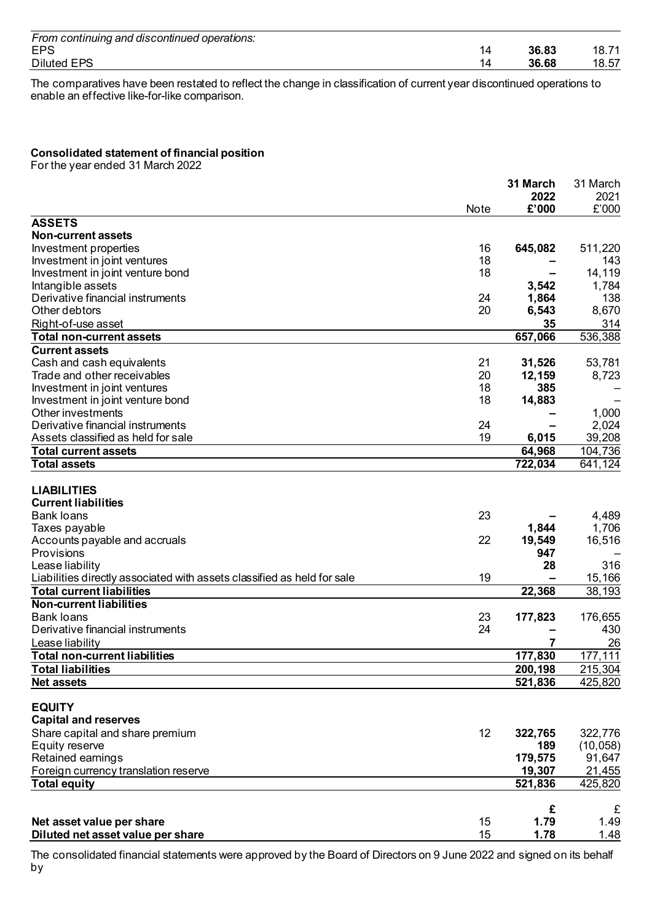| | | | |
|---|---|---|---|
| *From continuing and discontinued operations:* | | | |
| EPS | 14 | **36.83** | 18.71 |
| Diluted EPS | 14 | **36.68** | 18.57 |

The comparatives have been restated to reflect the change in classification of current year discontinued operations to enable an effective like-for-like comparison.

**Consolidated statement of financial position**

For the year ended 31 March 2022

| | Note | **31 March 2022 £'000** | 31 March 2021 £'000 |
|---|---|---|---|
| **ASSETS** | | | |
| **Non-current assets** | | | |
| Investment properties | 16 | **645,082** | 511,220 |
| Investment in joint ventures | 18 | **–** | 143 |
| Investment in joint venture bond | 18 | **–** | 14,119 |
| Intangible assets | | **3,542** | 1,784 |
| Derivative financial instruments | 24 | **1,864** | 138 |
| Other debtors | 20 | **6,543** | 8,670 |
| Right-of-use asset | | **35** | 314 |
| **Total non-current assets** | | **657,066** | 536,388 |
| **Current assets** | | | |
| Cash and cash equivalents | 21 | **31,526** | 53,781 |
| Trade and other receivables | 20 | **12,159** | 8,723 |
| Investment in joint ventures | 18 | **385** | – |
| Investment in joint venture bond | 18 | **14,883** | – |
| Other investments | | **–** | 1,000 |
| Derivative financial instruments | 24 | **–** | 2,024 |
| Assets classified as held for sale | 19 | **6,015** | 39,208 |
| **Total current assets** | | **64,968** | 104,736 |
| **Total assets** | | **722,034** | 641,124 |
| | | | |
| **LIABILITIES** | | | |
| **Current liabilities** | | | |
| Bank loans | 23 | **–** | 4,489 |
| Taxes payable | | **1,844** | 1,706 |
| Accounts payable and accruals | 22 | **19,549** | 16,516 |
| Provisions | | **947** | – |
| Lease liability | | **28** | 316 |
| Liabilities directly associated with assets classified as held for sale | 19 | **–** | 15,166 |
| **Total current liabilities** | | **22,368** | 38,193 |
| **Non-current liabilities** | | | |
| Bank loans | 23 | **177,823** | 176,655 |
| Derivative financial instruments | 24 | **–** | 430 |
| Lease liability | | **7** | 26 |
| **Total non-current liabilities** | | **177,830** | 177,111 |
| **Total liabilities** | | **200,198** | 215,304 |
| **Net assets** | | **521,836** | 425,820 |
| | | | |
| **EQUITY** | | | |
| **Capital and reserves** | | | |
| Share capital and share premium | 12 | **322,765** | 322,776 |
| Equity reserve | | **189** | (10,058) |
| Retained earnings | | **179,575** | 91,647 |
| Foreign currency translation reserve | | **19,307** | 21,455 |
| **Total equity** | | **521,836** | 425,820 |
| | | | |
| | | **£** | £ |
| **Net asset value per share** | 15 | **1.79** | 1.49 |
| **Diluted net asset value per share** | 15 | **1.78** | 1.48 |

The consolidated financial statements were approved by the Board of Directors on 9 June 2022 and signed on its behalf by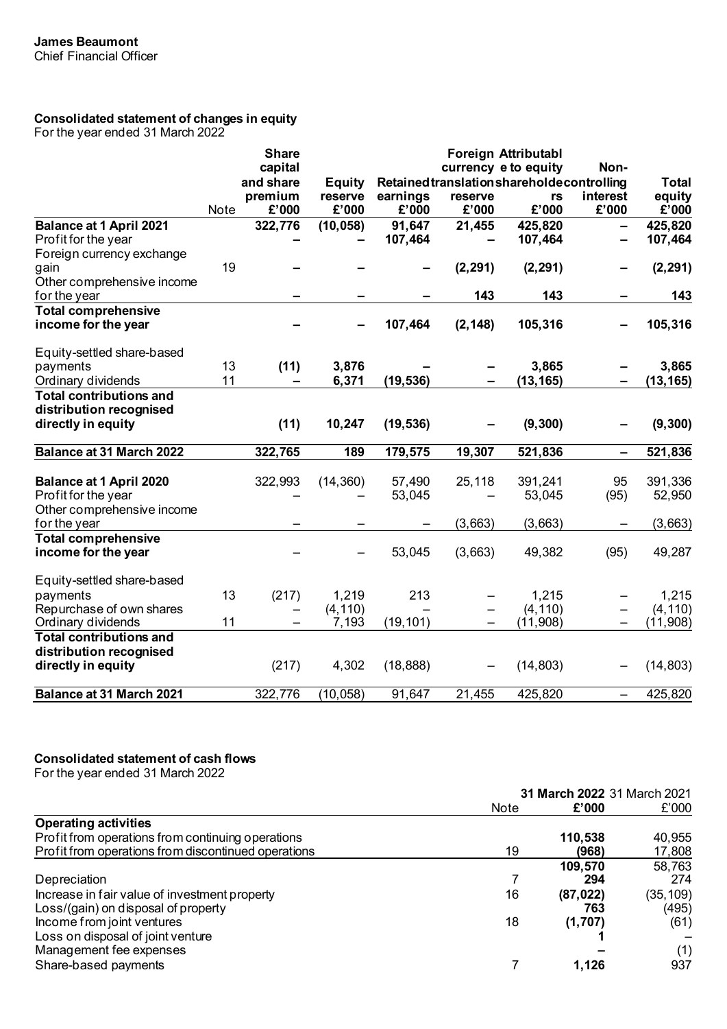**James Beaumont**
Chief Financial Officer

## Consolidated statement of changes in equity

For the year ended 31 March 2022

| | Note | Share capital and share premium £'000 | Equity reserve £'000 | Retained earnings £'000 | Foreign currency translation reserve £'000 | Attributable to equity shareholders £'000 | Non-controlling interest £'000 | Total equity £'000 |
|---|---|---|---|---|---|---|---|---|
| **Balance at 1 April 2021** | | **322,776** | **(10,058)** | **91,647** | **21,455** | **425,820** | **–** | **425,820** |
| Profit for the year | | **–** | **–** | **107,464** | **–** | **107,464** | **–** | **107,464** |
| Foreign currency exchange gain | 19 | **–** | **–** | **–** | **(2,291)** | **(2,291)** | **–** | **(2,291)** |
| Other comprehensive income for the year | | **–** | **–** | **–** | **143** | **143** | **–** | **143** |
| **Total comprehensive income for the year** | | **–** | **–** | **107,464** | **(2,148)** | **105,316** | **–** | **105,316** |
| Equity-settled share-based payments | 13 | **(11)** | **3,876** | **–** | **–** | **3,865** | **–** | **3,865** |
| Ordinary dividends | 11 | **–** | **6,371** | **(19,536)** | **–** | **(13,165)** | **–** | **(13,165)** |
| **Total contributions and distribution recognised directly in equity** | | **(11)** | **10,247** | **(19,536)** | **–** | **(9,300)** | **–** | **(9,300)** |
| **Balance at 31 March 2022** | | **322,765** | **189** | **179,575** | **19,307** | **521,836** | **–** | **521,836** |
| **Balance at 1 April 2020** | | 322,993 | (14,360) | 57,490 | 25,118 | 391,241 | 95 | 391,336 |
| Profit for the year | | – | – | 53,045 | – | 53,045 | (95) | 52,950 |
| Other comprehensive income for the year | | – | – | – | (3,663) | (3,663) | – | (3,663) |
| **Total comprehensive income for the year** | | – | – | 53,045 | (3,663) | 49,382 | (95) | 49,287 |
| Equity-settled share-based payments | 13 | (217) | 1,219 | 213 | – | 1,215 | – | 1,215 |
| Repurchase of own shares | | – | (4,110) | – | – | (4,110) | – | (4,110) |
| Ordinary dividends | 11 | – | 7,193 | (19,101) | – | (11,908) | – | (11,908) |
| **Total contributions and distribution recognised directly in equity** | | (217) | 4,302 | (18,888) | – | (14,803) | – | (14,803) |
| **Balance at 31 March 2021** | | 322,776 | (10,058) | 91,647 | 21,455 | 425,820 | – | 425,820 |

## Consolidated statement of cash flows

For the year ended 31 March 2022

| | Note | **31 March 2022 £'000** | 31 March 2021 £'000 |
|---|---|---|---|
| **Operating activities** | | | |
| Profit from operations from continuing operations | | **110,538** | 40,955 |
| Profit from operations from discontinued operations | 19 | **(968)** | 17,808 |
| | | **109,570** | 58,763 |
| Depreciation | 7 | **294** | 274 |
| Increase in fair value of investment property | 16 | **(87,022)** | (35,109) |
| Loss/(gain) on disposal of property | | **763** | (495) |
| Income from joint ventures | 18 | **(1,707)** | (61) |
| Loss on disposal of joint venture | | **1** | – |
| Management fee expenses | | **–** | (1) |
| Share-based payments | 7 | **1,126** | 937 |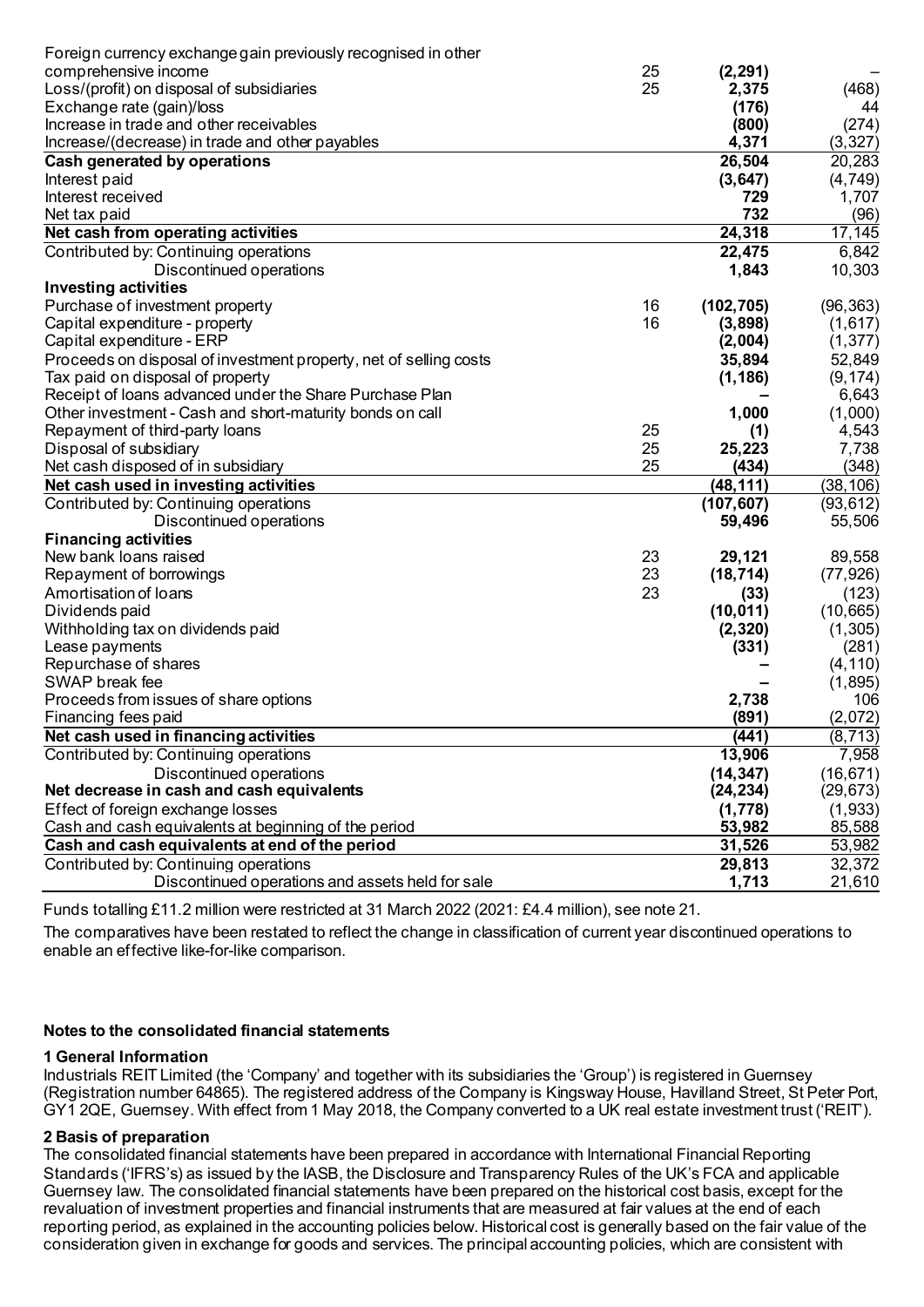| | | | |
|---|---|---|---|
| Foreign currency exchange gain previously recognised in other comprehensive income | 25 | **(2,291)** | – |
| Loss/(profit) on disposal of subsidiaries | 25 | **2,375** | (468) |
| Exchange rate (gain)/loss | | **(176)** | 44 |
| Increase in trade and other receivables | | **(800)** | (274) |
| Increase/(decrease) in trade and other payables | | **4,371** | (3,327) |
| **Cash generated by operations** | | **26,504** | 20,283 |
| Interest paid | | **(3,647)** | (4,749) |
| Interest received | | **729** | 1,707 |
| Net tax paid | | **732** | (96) |
| **Net cash from operating activities** | | **24,318** | 17,145 |
| Contributed by: Continuing operations | | **22,475** | 6,842 |
| Discontinued operations | | **1,843** | 10,303 |
| **Investing activities** | | | |
| Purchase of investment property | 16 | **(102,705)** | (96,363) |
| Capital expenditure - property | 16 | **(3,898)** | (1,617) |
| Capital expenditure - ERP | | **(2,004)** | (1,377) |
| Proceeds on disposal of investment property, net of selling costs | | **35,894** | 52,849 |
| Tax paid on disposal of property | | **(1,186)** | (9,174) |
| Receipt of loans advanced under the Share Purchase Plan | | **–** | 6,643 |
| Other investment - Cash and short-maturity bonds on call | | **1,000** | (1,000) |
| Repayment of third-party loans | 25 | **(1)** | 4,543 |
| Disposal of subsidiary | 25 | **25,223** | 7,738 |
| Net cash disposed of in subsidiary | 25 | **(434)** | (348) |
| **Net cash used in investing activities** | | **(48,111)** | (38,106) |
| Contributed by: Continuing operations | | **(107,607)** | (93,612) |
| Discontinued operations | | **59,496** | 55,506 |
| **Financing activities** | | | |
| New bank loans raised | 23 | **29,121** | 89,558 |
| Repayment of borrowings | 23 | **(18,714)** | (77,926) |
| Amortisation of loans | 23 | **(33)** | (123) |
| Dividends paid | | **(10,011)** | (10,665) |
| Withholding tax on dividends paid | | **(2,320)** | (1,305) |
| Lease payments | | **(331)** | (281) |
| Repurchase of shares | | **–** | (4,110) |
| SWAP break fee | | **–** | (1,895) |
| Proceeds from issues of share options | | **2,738** | 106 |
| Financing fees paid | | **(891)** | (2,072) |
| **Net cash used in financing activities** | | **(441)** | (8,713) |
| Contributed by: Continuing operations | | **13,906** | 7,958 |
| Discontinued operations | | **(14,347)** | (16,671) |
| **Net decrease in cash and cash equivalents** | | **(24,234)** | (29,673) |
| Effect of foreign exchange losses | | **(1,778)** | (1,933) |
| Cash and cash equivalents at beginning of the period | | **53,982** | 85,588 |
| **Cash and cash equivalents at end of the period** | | **31,526** | 53,982 |
| Contributed by: Continuing operations | | **29,813** | 32,372 |
| Discontinued operations and assets held for sale | | **1,713** | 21,610 |

Funds totalling £11.2 million were restricted at 31 March 2022 (2021: £4.4 million), see note 21.

The comparatives have been restated to reflect the change in classification of current year discontinued operations to enable an effective like-for-like comparison.

**Notes to the consolidated financial statements**

**1 General Information**

Industrials REIT Limited (the 'Company' and together with its subsidiaries the 'Group') is registered in Guernsey (Registration number 64865). The registered address of the Company is Kingsway House, Havilland Street, St Peter Port, GY1 2QE, Guernsey. With effect from 1 May 2018, the Company converted to a UK real estate investment trust ('REIT').

**2 Basis of preparation**

The consolidated financial statements have been prepared in accordance with International Financial Reporting Standards ('IFRS's) as issued by the IASB, the Disclosure and Transparency Rules of the UK's FCA and applicable Guernsey law. The consolidated financial statements have been prepared on the historical cost basis, except for the revaluation of investment properties and financial instruments that are measured at fair values at the end of each reporting period, as explained in the accounting policies below. Historical cost is generally based on the fair value of the consideration given in exchange for goods and services. The principal accounting policies, which are consistent with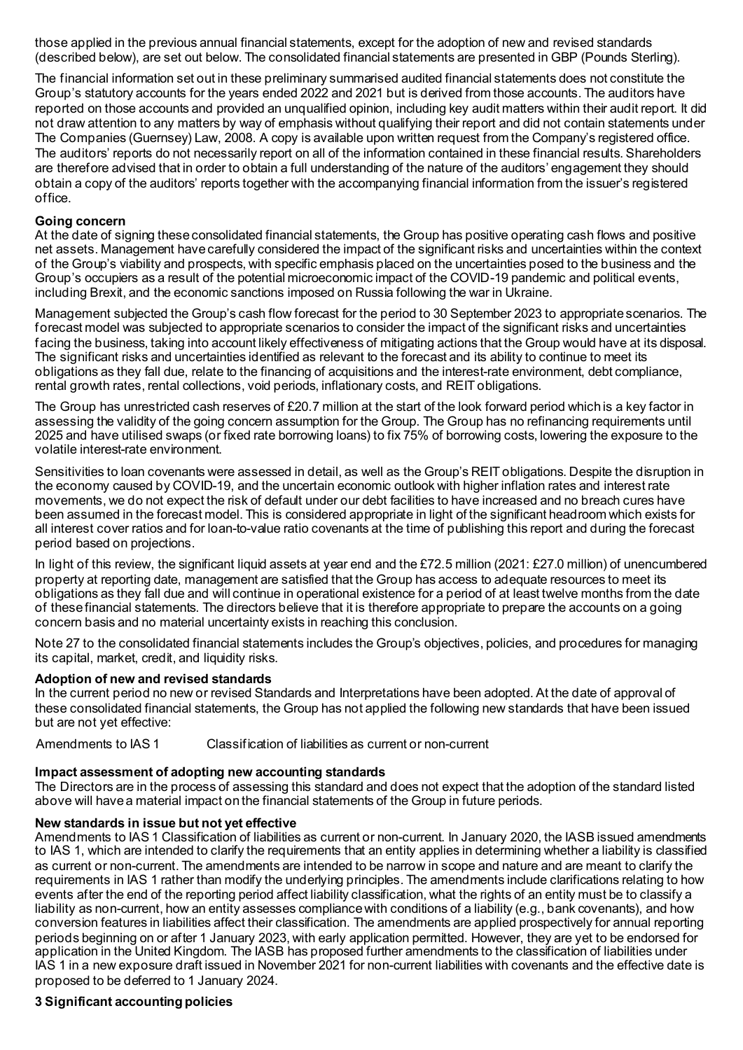those applied in the previous annual financial statements, except for the adoption of new and revised standards (described below), are set out below. The consolidated financial statements are presented in GBP (Pounds Sterling).

The financial information set out in these preliminary summarised audited financial statements does not constitute the Group's statutory accounts for the years ended 2022 and 2021 but is derived from those accounts. The auditors have reported on those accounts and provided an unqualified opinion, including key audit matters within their audit report. It did not draw attention to any matters by way of emphasis without qualifying their report and did not contain statements under The Companies (Guernsey) Law, 2008. A copy is available upon written request from the Company's registered office. The auditors' reports do not necessarily report on all of the information contained in these financial results. Shareholders are therefore advised that in order to obtain a full understanding of the nature of the auditors' engagement they should obtain a copy of the auditors' reports together with the accompanying financial information from the issuer's registered office.

**Going concern**

At the date of signing these consolidated financial statements, the Group has positive operating cash flows and positive net assets. Management have carefully considered the impact of the significant risks and uncertainties within the context of the Group's viability and prospects, with specific emphasis placed on the uncertainties posed to the business and the Group's occupiers as a result of the potential microeconomic impact of the COVID-19 pandemic and political events, including Brexit, and the economic sanctions imposed on Russia following the war in Ukraine.

Management subjected the Group's cash flow forecast for the period to 30 September 2023 to appropriate scenarios. The forecast model was subjected to appropriate scenarios to consider the impact of the significant risks and uncertainties facing the business, taking into account likely effectiveness of mitigating actions that the Group would have at its disposal. The significant risks and uncertainties identified as relevant to the forecast and its ability to continue to meet its obligations as they fall due, relate to the financing of acquisitions and the interest-rate environment, debt compliance, rental growth rates, rental collections, void periods, inflationary costs, and REIT obligations.

The Group has unrestricted cash reserves of £20.7 million at the start of the look forward period which is a key factor in assessing the validity of the going concern assumption for the Group. The Group has no refinancing requirements until 2025 and have utilised swaps (or fixed rate borrowing loans) to fix 75% of borrowing costs, lowering the exposure to the volatile interest-rate environment.

Sensitivities to loan covenants were assessed in detail, as well as the Group's REIT obligations. Despite the disruption in the economy caused by COVID-19, and the uncertain economic outlook with higher inflation rates and interest rate movements, we do not expect the risk of default under our debt facilities to have increased and no breach cures have been assumed in the forecast model. This is considered appropriate in light of the significant headroom which exists for all interest cover ratios and for loan-to-value ratio covenants at the time of publishing this report and during the forecast period based on projections.

In light of this review, the significant liquid assets at year end and the £72.5 million (2021: £27.0 million) of unencumbered property at reporting date, management are satisfied that the Group has access to adequate resources to meet its obligations as they fall due and will continue in operational existence for a period of at least twelve months from the date of these financial statements. The directors believe that it is therefore appropriate to prepare the accounts on a going concern basis and no material uncertainty exists in reaching this conclusion.

Note 27 to the consolidated financial statements includes the Group's objectives, policies, and procedures for managing its capital, market, credit, and liquidity risks.

**Adoption of new and revised standards**

In the current period no new or revised Standards and Interpretations have been adopted. At the date of approval of these consolidated financial statements, the Group has not applied the following new standards that have been issued but are not yet effective:

| | |
|---|---|
| Amendments to IAS 1 | Classification of liabilities as current or non-current |

**Impact assessment of adopting new accounting standards**

The Directors are in the process of assessing this standard and does not expect that the adoption of the standard listed above will have a material impact on the financial statements of the Group in future periods.

**New standards in issue but not yet effective**

Amendments to IAS 1 Classification of liabilities as current or non-current. In January 2020, the IASB issued amendments to IAS 1, which are intended to clarify the requirements that an entity applies in determining whether a liability is classified as current or non-current. The amendments are intended to be narrow in scope and nature and are meant to clarify the requirements in IAS 1 rather than modify the underlying principles. The amendments include clarifications relating to how events after the end of the reporting period affect liability classification, what the rights of an entity must be to classify a liability as non-current, how an entity assesses compliance with conditions of a liability (e.g., bank covenants), and how conversion features in liabilities affect their classification. The amendments are applied prospectively for annual reporting periods beginning on or after 1 January 2023, with early application permitted. However, they are yet to be endorsed for application in the United Kingdom. The IASB has proposed further amendments to the classification of liabilities under IAS 1 in a new exposure draft issued in November 2021 for non-current liabilities with covenants and the effective date is proposed to be deferred to 1 January 2024.

**3 Significant accounting policies**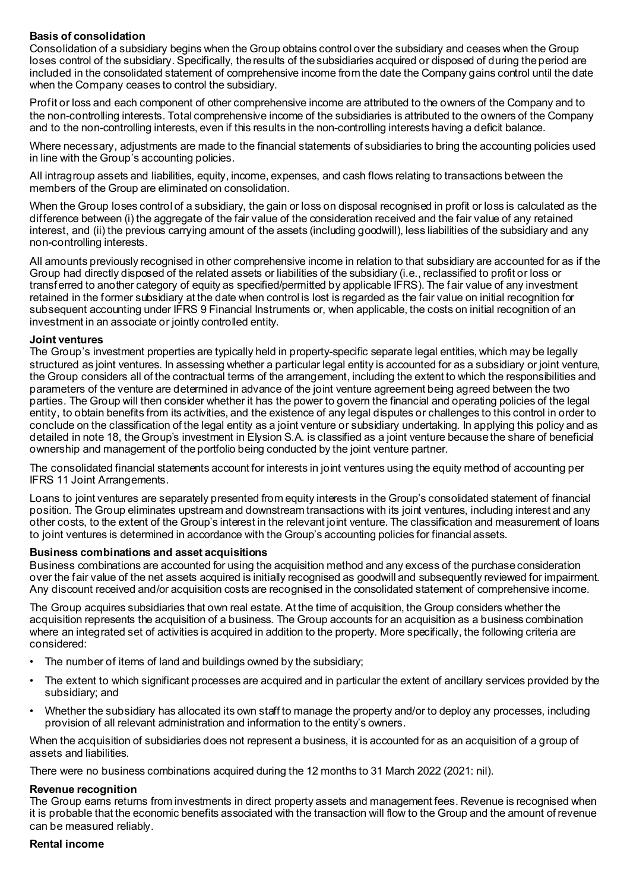**Basis of consolidation**

Consolidation of a subsidiary begins when the Group obtains control over the subsidiary and ceases when the Group loses control of the subsidiary. Specifically, the results of the subsidiaries acquired or disposed of during the period are included in the consolidated statement of comprehensive income from the date the Company gains control until the date when the Company ceases to control the subsidiary.

Profit or loss and each component of other comprehensive income are attributed to the owners of the Company and to the non-controlling interests. Total comprehensive income of the subsidiaries is attributed to the owners of the Company and to the non-controlling interests, even if this results in the non-controlling interests having a deficit balance.

Where necessary, adjustments are made to the financial statements of subsidiaries to bring the accounting policies used in line with the Group's accounting policies.

All intragroup assets and liabilities, equity, income, expenses, and cash flows relating to transactions between the members of the Group are eliminated on consolidation.

When the Group loses control of a subsidiary, the gain or loss on disposal recognised in profit or loss is calculated as the difference between (i) the aggregate of the fair value of the consideration received and the fair value of any retained interest, and (ii) the previous carrying amount of the assets (including goodwill), less liabilities of the subsidiary and any non-controlling interests.

All amounts previously recognised in other comprehensive income in relation to that subsidiary are accounted for as if the Group had directly disposed of the related assets or liabilities of the subsidiary (i.e., reclassified to profit or loss or transferred to another category of equity as specified/permitted by applicable IFRS). The fair value of any investment retained in the former subsidiary at the date when control is lost is regarded as the fair value on initial recognition for subsequent accounting under IFRS 9 Financial Instruments or, when applicable, the costs on initial recognition of an investment in an associate or jointly controlled entity.

**Joint ventures**

The Group's investment properties are typically held in property-specific separate legal entities, which may be legally structured as joint ventures. In assessing whether a particular legal entity is accounted for as a subsidiary or joint venture, the Group considers all of the contractual terms of the arrangement, including the extent to which the responsibilities and parameters of the venture are determined in advance of the joint venture agreement being agreed between the two parties. The Group will then consider whether it has the power to govern the financial and operating policies of the legal entity, to obtain benefits from its activities, and the existence of any legal disputes or challenges to this control in order to conclude on the classification of the legal entity as a joint venture or subsidiary undertaking. In applying this policy and as detailed in note 18, the Group's investment in Elysion S.A. is classified as a joint venture because the share of beneficial ownership and management of the portfolio being conducted by the joint venture partner.

The consolidated financial statements account for interests in joint ventures using the equity method of accounting per IFRS 11 Joint Arrangements.

Loans to joint ventures are separately presented from equity interests in the Group's consolidated statement of financial position. The Group eliminates upstream and downstream transactions with its joint ventures, including interest and any other costs, to the extent of the Group's interest in the relevant joint venture. The classification and measurement of loans to joint ventures is determined in accordance with the Group's accounting policies for financial assets.

**Business combinations and asset acquisitions**

Business combinations are accounted for using the acquisition method and any excess of the purchase consideration over the fair value of the net assets acquired is initially recognised as goodwill and subsequently reviewed for impairment. Any discount received and/or acquisition costs are recognised in the consolidated statement of comprehensive income.

The Group acquires subsidiaries that own real estate. At the time of acquisition, the Group considers whether the acquisition represents the acquisition of a business. The Group accounts for an acquisition as a business combination where an integrated set of activities is acquired in addition to the property. More specifically, the following criteria are considered:

- The number of items of land and buildings owned by the subsidiary;
- The extent to which significant processes are acquired and in particular the extent of ancillary services provided by the subsidiary; and
- Whether the subsidiary has allocated its own staff to manage the property and/or to deploy any processes, including provision of all relevant administration and information to the entity's owners.

When the acquisition of subsidiaries does not represent a business, it is accounted for as an acquisition of a group of assets and liabilities.

There were no business combinations acquired during the 12 months to 31 March 2022 (2021: nil).

**Revenue recognition**

The Group earns returns from investments in direct property assets and management fees. Revenue is recognised when it is probable that the economic benefits associated with the transaction will flow to the Group and the amount of revenue can be measured reliably.

**Rental income**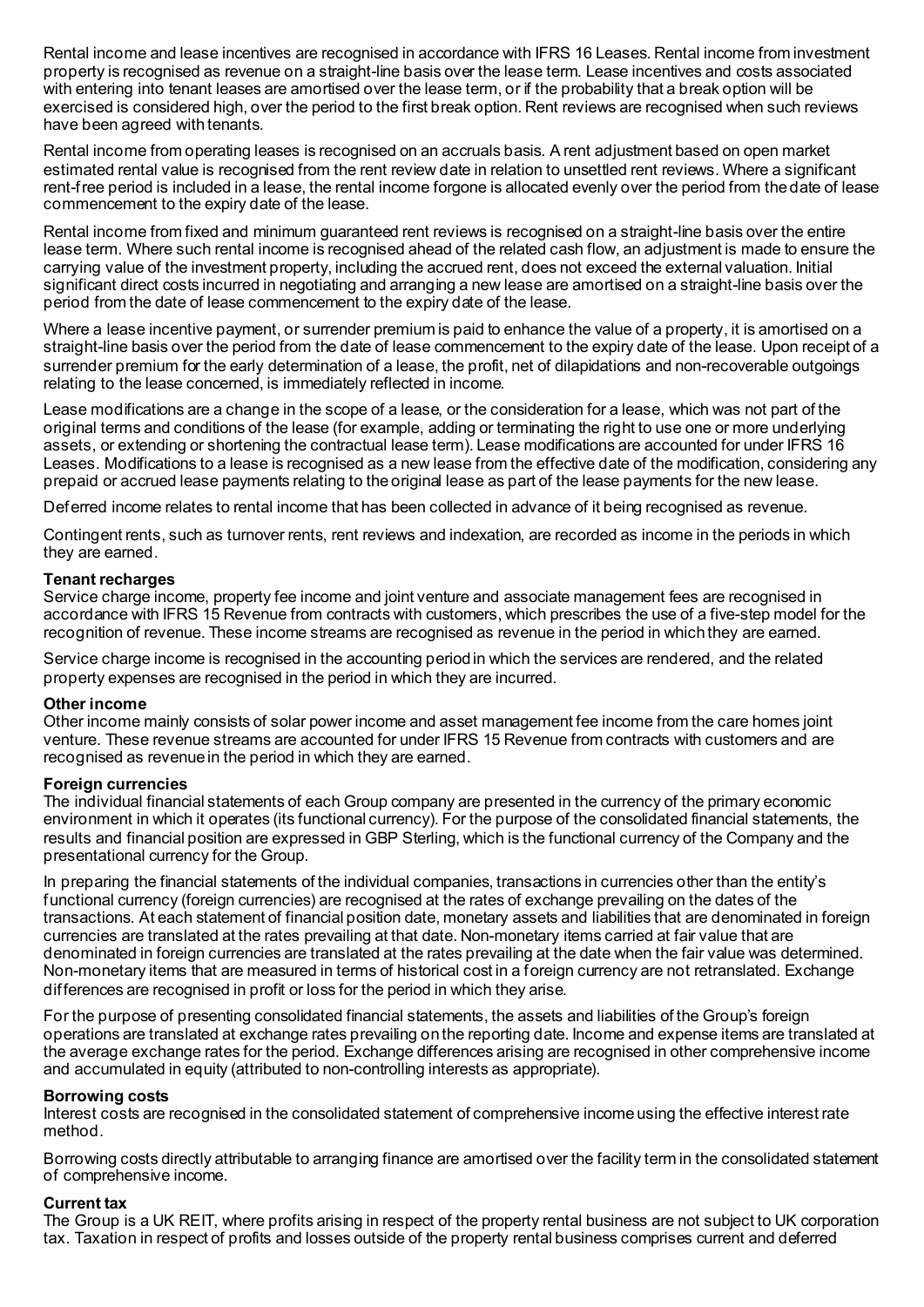Rental income and lease incentives are recognised in accordance with IFRS 16 Leases. Rental income from investment property is recognised as revenue on a straight-line basis over the lease term. Lease incentives and costs associated with entering into tenant leases are amortised over the lease term, or if the probability that a break option will be exercised is considered high, over the period to the first break option. Rent reviews are recognised when such reviews have been agreed with tenants.

Rental income from operating leases is recognised on an accruals basis. A rent adjustment based on open market estimated rental value is recognised from the rent review date in relation to unsettled rent reviews. Where a significant rent-free period is included in a lease, the rental income forgone is allocated evenly over the period from the date of lease commencement to the expiry date of the lease.

Rental income from fixed and minimum guaranteed rent reviews is recognised on a straight-line basis over the entire lease term. Where such rental income is recognised ahead of the related cash flow, an adjustment is made to ensure the carrying value of the investment property, including the accrued rent, does not exceed the external valuation. Initial significant direct costs incurred in negotiating and arranging a new lease are amortised on a straight-line basis over the period from the date of lease commencement to the expiry date of the lease.

Where a lease incentive payment, or surrender premium is paid to enhance the value of a property, it is amortised on a straight-line basis over the period from the date of lease commencement to the expiry date of the lease. Upon receipt of a surrender premium for the early determination of a lease, the profit, net of dilapidations and non-recoverable outgoings relating to the lease concerned, is immediately reflected in income.

Lease modifications are a change in the scope of a lease, or the consideration for a lease, which was not part of the original terms and conditions of the lease (for example, adding or terminating the right to use one or more underlying assets, or extending or shortening the contractual lease term). Lease modifications are accounted for under IFRS 16 Leases. Modifications to a lease is recognised as a new lease from the effective date of the modification, considering any prepaid or accrued lease payments relating to the original lease as part of the lease payments for the new lease.

Deferred income relates to rental income that has been collected in advance of it being recognised as revenue.

Contingent rents, such as turnover rents, rent reviews and indexation, are recorded as income in the periods in which they are earned.

**Tenant recharges**
Service charge income, property fee income and joint venture and associate management fees are recognised in accordance with IFRS 15 Revenue from contracts with customers, which prescribes the use of a five-step model for the recognition of revenue. These income streams are recognised as revenue in the period in which they are earned.

Service charge income is recognised in the accounting period in which the services are rendered, and the related property expenses are recognised in the period in which they are incurred.

**Other income**
Other income mainly consists of solar power income and asset management fee income from the care homes joint venture. These revenue streams are accounted for under IFRS 15 Revenue from contracts with customers and are recognised as revenue in the period in which they are earned.

**Foreign currencies**
The individual financial statements of each Group company are presented in the currency of the primary economic environment in which it operates (its functional currency). For the purpose of the consolidated financial statements, the results and financial position are expressed in GBP Sterling, which is the functional currency of the Company and the presentational currency for the Group.

In preparing the financial statements of the individual companies, transactions in currencies other than the entity's functional currency (foreign currencies) are recognised at the rates of exchange prevailing on the dates of the transactions. At each statement of financial position date, monetary assets and liabilities that are denominated in foreign currencies are translated at the rates prevailing at that date. Non-monetary items carried at fair value that are denominated in foreign currencies are translated at the rates prevailing at the date when the fair value was determined. Non-monetary items that are measured in terms of historical cost in a foreign currency are not retranslated. Exchange differences are recognised in profit or loss for the period in which they arise.

For the purpose of presenting consolidated financial statements, the assets and liabilities of the Group's foreign operations are translated at exchange rates prevailing on the reporting date. Income and expense items are translated at the average exchange rates for the period. Exchange differences arising are recognised in other comprehensive income and accumulated in equity (attributed to non-controlling interests as appropriate).

**Borrowing costs**
Interest costs are recognised in the consolidated statement of comprehensive income using the effective interest rate method.

Borrowing costs directly attributable to arranging finance are amortised over the facility term in the consolidated statement of comprehensive income.

**Current tax**
The Group is a UK REIT, where profits arising in respect of the property rental business are not subject to UK corporation tax. Taxation in respect of profits and losses outside of the property rental business comprises current and deferred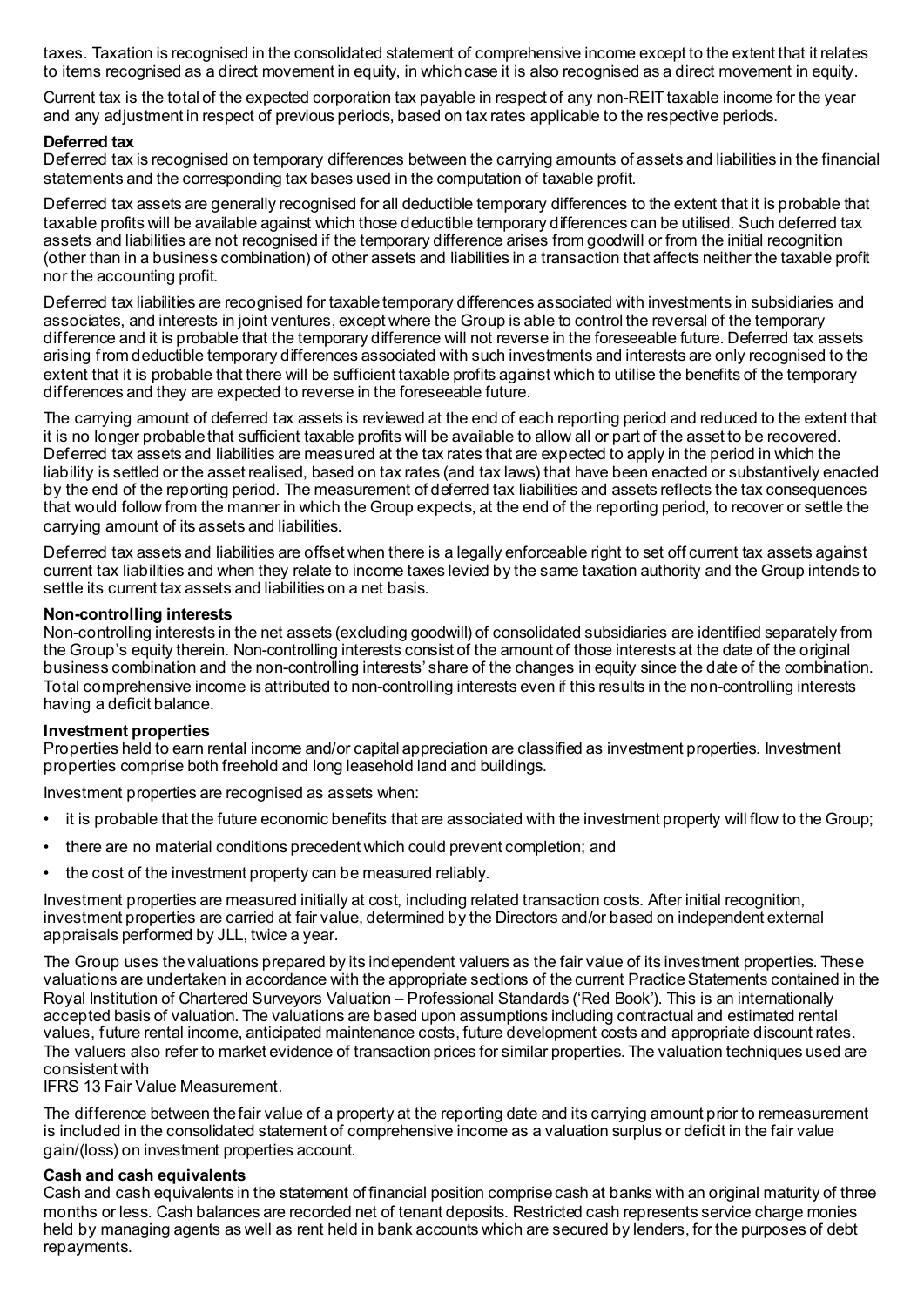taxes. Taxation is recognised in the consolidated statement of comprehensive income except to the extent that it relates to items recognised as a direct movement in equity, in which case it is also recognised as a direct movement in equity.

Current tax is the total of the expected corporation tax payable in respect of any non-REIT taxable income for the year and any adjustment in respect of previous periods, based on tax rates applicable to the respective periods.

**Deferred tax**

Deferred tax is recognised on temporary differences between the carrying amounts of assets and liabilities in the financial statements and the corresponding tax bases used in the computation of taxable profit.

Deferred tax assets are generally recognised for all deductible temporary differences to the extent that it is probable that taxable profits will be available against which those deductible temporary differences can be utilised. Such deferred tax assets and liabilities are not recognised if the temporary difference arises from goodwill or from the initial recognition (other than in a business combination) of other assets and liabilities in a transaction that affects neither the taxable profit nor the accounting profit.

Deferred tax liabilities are recognised for taxable temporary differences associated with investments in subsidiaries and associates, and interests in joint ventures, except where the Group is able to control the reversal of the temporary difference and it is probable that the temporary difference will not reverse in the foreseeable future. Deferred tax assets arising from deductible temporary differences associated with such investments and interests are only recognised to the extent that it is probable that there will be sufficient taxable profits against which to utilise the benefits of the temporary differences and they are expected to reverse in the foreseeable future.

The carrying amount of deferred tax assets is reviewed at the end of each reporting period and reduced to the extent that it is no longer probable that sufficient taxable profits will be available to allow all or part of the asset to be recovered. Deferred tax assets and liabilities are measured at the tax rates that are expected to apply in the period in which the liability is settled or the asset realised, based on tax rates (and tax laws) that have been enacted or substantively enacted by the end of the reporting period. The measurement of deferred tax liabilities and assets reflects the tax consequences that would follow from the manner in which the Group expects, at the end of the reporting period, to recover or settle the carrying amount of its assets and liabilities.

Deferred tax assets and liabilities are offset when there is a legally enforceable right to set off current tax assets against current tax liabilities and when they relate to income taxes levied by the same taxation authority and the Group intends to settle its current tax assets and liabilities on a net basis.

**Non-controlling interests**

Non-controlling interests in the net assets (excluding goodwill) of consolidated subsidiaries are identified separately from the Group's equity therein. Non-controlling interests consist of the amount of those interests at the date of the original business combination and the non-controlling interests' share of the changes in equity since the date of the combination. Total comprehensive income is attributed to non-controlling interests even if this results in the non-controlling interests having a deficit balance.

**Investment properties**

Properties held to earn rental income and/or capital appreciation are classified as investment properties. Investment properties comprise both freehold and long leasehold land and buildings.

Investment properties are recognised as assets when:

- it is probable that the future economic benefits that are associated with the investment property will flow to the Group;
- there are no material conditions precedent which could prevent completion; and
- the cost of the investment property can be measured reliably.

Investment properties are measured initially at cost, including related transaction costs. After initial recognition, investment properties are carried at fair value, determined by the Directors and/or based on independent external appraisals performed by JLL, twice a year.

The Group uses the valuations prepared by its independent valuers as the fair value of its investment properties. These valuations are undertaken in accordance with the appropriate sections of the current Practice Statements contained in the Royal Institution of Chartered Surveyors Valuation – Professional Standards ('Red Book'). This is an internationally accepted basis of valuation. The valuations are based upon assumptions including contractual and estimated rental values, future rental income, anticipated maintenance costs, future development costs and appropriate discount rates. The valuers also refer to market evidence of transaction prices for similar properties. The valuation techniques used are consistent with
IFRS 13 Fair Value Measurement.

The difference between the fair value of a property at the reporting date and its carrying amount prior to remeasurement is included in the consolidated statement of comprehensive income as a valuation surplus or deficit in the fair value gain/(loss) on investment properties account.

**Cash and cash equivalents**

Cash and cash equivalents in the statement of financial position comprise cash at banks with an original maturity of three months or less. Cash balances are recorded net of tenant deposits. Restricted cash represents service charge monies held by managing agents as well as rent held in bank accounts which are secured by lenders, for the purposes of debt repayments.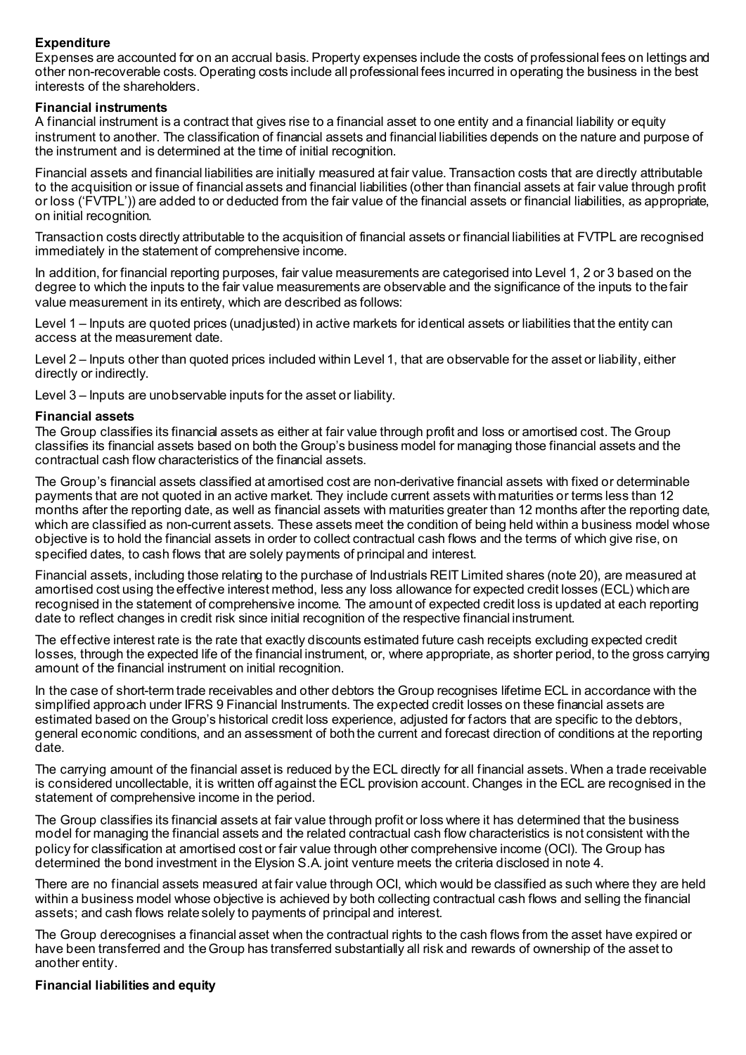**Expenditure**

Expenses are accounted for on an accrual basis. Property expenses include the costs of professional fees on lettings and other non-recoverable costs. Operating costs include all professional fees incurred in operating the business in the best interests of the shareholders.

**Financial instruments**

A financial instrument is a contract that gives rise to a financial asset to one entity and a financial liability or equity instrument to another. The classification of financial assets and financial liabilities depends on the nature and purpose of the instrument and is determined at the time of initial recognition.

Financial assets and financial liabilities are initially measured at fair value. Transaction costs that are directly attributable to the acquisition or issue of financial assets and financial liabilities (other than financial assets at fair value through profit or loss ('FVTPL')) are added to or deducted from the fair value of the financial assets or financial liabilities, as appropriate, on initial recognition.

Transaction costs directly attributable to the acquisition of financial assets or financial liabilities at FVTPL are recognised immediately in the statement of comprehensive income.

In addition, for financial reporting purposes, fair value measurements are categorised into Level 1, 2 or 3 based on the degree to which the inputs to the fair value measurements are observable and the significance of the inputs to the fair value measurement in its entirety, which are described as follows:

Level 1 – Inputs are quoted prices (unadjusted) in active markets for identical assets or liabilities that the entity can access at the measurement date.

Level 2 – Inputs other than quoted prices included within Level 1, that are observable for the asset or liability, either directly or indirectly.

Level 3 – Inputs are unobservable inputs for the asset or liability.

**Financial assets**

The Group classifies its financial assets as either at fair value through profit and loss or amortised cost. The Group classifies its financial assets based on both the Group's business model for managing those financial assets and the contractual cash flow characteristics of the financial assets.

The Group's financial assets classified at amortised cost are non-derivative financial assets with fixed or determinable payments that are not quoted in an active market. They include current assets with maturities or terms less than 12 months after the reporting date, as well as financial assets with maturities greater than 12 months after the reporting date, which are classified as non-current assets. These assets meet the condition of being held within a business model whose objective is to hold the financial assets in order to collect contractual cash flows and the terms of which give rise, on specified dates, to cash flows that are solely payments of principal and interest.

Financial assets, including those relating to the purchase of Industrials REIT Limited shares (note 20), are measured at amortised cost using the effective interest method, less any loss allowance for expected credit losses (ECL) which are recognised in the statement of comprehensive income. The amount of expected credit loss is updated at each reporting date to reflect changes in credit risk since initial recognition of the respective financial instrument.

The effective interest rate is the rate that exactly discounts estimated future cash receipts excluding expected credit losses, through the expected life of the financial instrument, or, where appropriate, as shorter period, to the gross carrying amount of the financial instrument on initial recognition.

In the case of short-term trade receivables and other debtors the Group recognises lifetime ECL in accordance with the simplified approach under IFRS 9 Financial Instruments. The expected credit losses on these financial assets are estimated based on the Group's historical credit loss experience, adjusted for factors that are specific to the debtors, general economic conditions, and an assessment of both the current and forecast direction of conditions at the reporting date.

The carrying amount of the financial asset is reduced by the ECL directly for all financial assets. When a trade receivable is considered uncollectable, it is written off against the ECL provision account. Changes in the ECL are recognised in the statement of comprehensive income in the period.

The Group classifies its financial assets at fair value through profit or loss where it has determined that the business model for managing the financial assets and the related contractual cash flow characteristics is not consistent with the policy for classification at amortised cost or fair value through other comprehensive income (OCI). The Group has determined the bond investment in the Elysion S.A. joint venture meets the criteria disclosed in note 4.

There are no financial assets measured at fair value through OCI, which would be classified as such where they are held within a business model whose objective is achieved by both collecting contractual cash flows and selling the financial assets; and cash flows relate solely to payments of principal and interest.

The Group derecognises a financial asset when the contractual rights to the cash flows from the asset have expired or have been transferred and the Group has transferred substantially all risk and rewards of ownership of the asset to another entity.

**Financial liabilities and equity**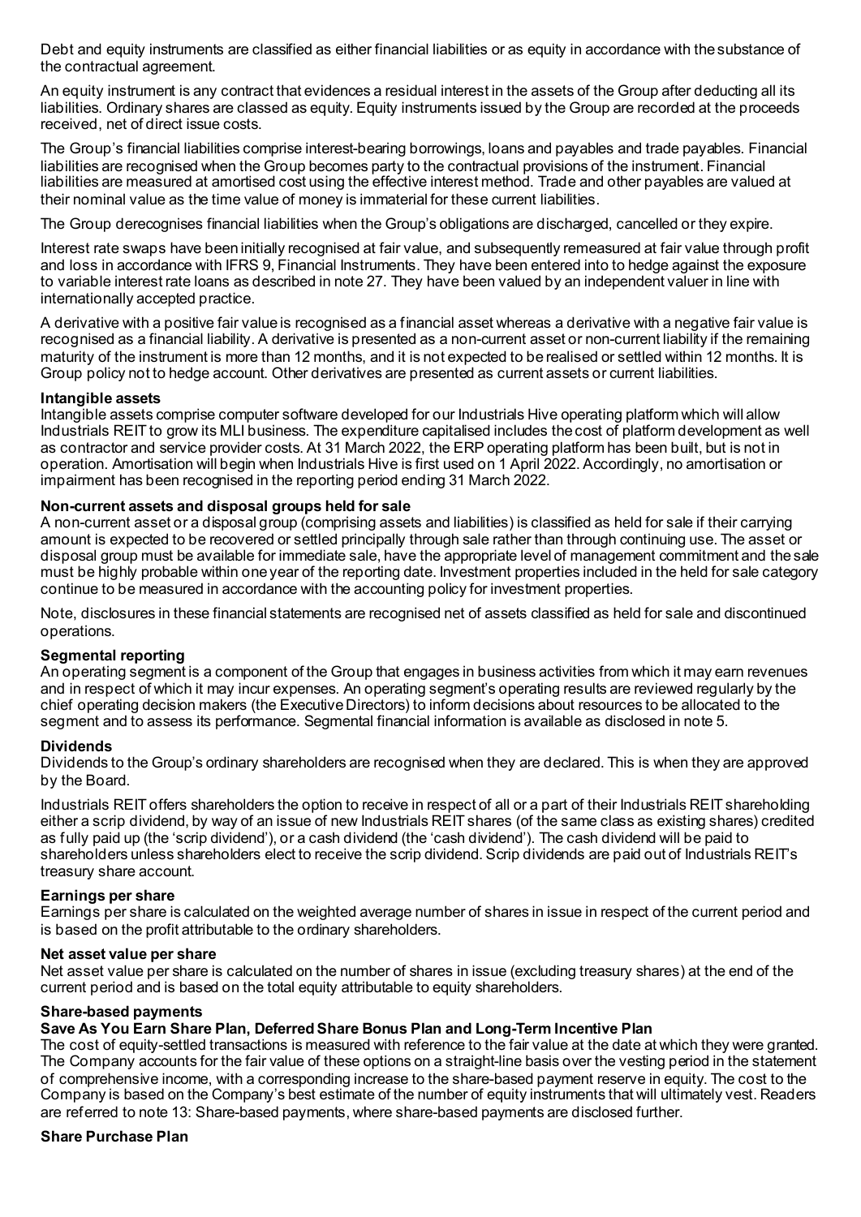Debt and equity instruments are classified as either financial liabilities or as equity in accordance with the substance of the contractual agreement.

An equity instrument is any contract that evidences a residual interest in the assets of the Group after deducting all its liabilities. Ordinary shares are classed as equity. Equity instruments issued by the Group are recorded at the proceeds received, net of direct issue costs.

The Group's financial liabilities comprise interest-bearing borrowings, loans and payables and trade payables. Financial liabilities are recognised when the Group becomes party to the contractual provisions of the instrument. Financial liabilities are measured at amortised cost using the effective interest method. Trade and other payables are valued at their nominal value as the time value of money is immaterial for these current liabilities.

The Group derecognises financial liabilities when the Group's obligations are discharged, cancelled or they expire.

Interest rate swaps have been initially recognised at fair value, and subsequently remeasured at fair value through profit and loss in accordance with IFRS 9, Financial Instruments. They have been entered into to hedge against the exposure to variable interest rate loans as described in note 27. They have been valued by an independent valuer in line with internationally accepted practice.

A derivative with a positive fair value is recognised as a financial asset whereas a derivative with a negative fair value is recognised as a financial liability. A derivative is presented as a non-current asset or non-current liability if the remaining maturity of the instrument is more than 12 months, and it is not expected to be realised or settled within 12 months. It is Group policy not to hedge account. Other derivatives are presented as current assets or current liabilities.

**Intangible assets**
Intangible assets comprise computer software developed for our Industrials Hive operating platform which will allow Industrials REIT to grow its MLI business. The expenditure capitalised includes the cost of platform development as well as contractor and service provider costs. At 31 March 2022, the ERP operating platform has been built, but is not in operation. Amortisation will begin when Industrials Hive is first used on 1 April 2022. Accordingly, no amortisation or impairment has been recognised in the reporting period ending 31 March 2022.

**Non-current assets and disposal groups held for sale**
A non-current asset or a disposal group (comprising assets and liabilities) is classified as held for sale if their carrying amount is expected to be recovered or settled principally through sale rather than through continuing use. The asset or disposal group must be available for immediate sale, have the appropriate level of management commitment and the sale must be highly probable within one year of the reporting date. Investment properties included in the held for sale category continue to be measured in accordance with the accounting policy for investment properties.

Note, disclosures in these financial statements are recognised net of assets classified as held for sale and discontinued operations.

**Segmental reporting**
An operating segment is a component of the Group that engages in business activities from which it may earn revenues and in respect of which it may incur expenses. An operating segment's operating results are reviewed regularly by the chief operating decision makers (the Executive Directors) to inform decisions about resources to be allocated to the segment and to assess its performance. Segmental financial information is available as disclosed in note 5.

**Dividends**
Dividends to the Group's ordinary shareholders are recognised when they are declared. This is when they are approved by the Board.

Industrials REIT offers shareholders the option to receive in respect of all or a part of their Industrials REIT shareholding either a scrip dividend, by way of an issue of new Industrials REIT shares (of the same class as existing shares) credited as fully paid up (the 'scrip dividend'), or a cash dividend (the 'cash dividend'). The cash dividend will be paid to shareholders unless shareholders elect to receive the scrip dividend. Scrip dividends are paid out of Industrials REIT's treasury share account.

**Earnings per share**
Earnings per share is calculated on the weighted average number of shares in issue in respect of the current period and is based on the profit attributable to the ordinary shareholders.

**Net asset value per share**
Net asset value per share is calculated on the number of shares in issue (excluding treasury shares) at the end of the current period and is based on the total equity attributable to equity shareholders.

**Share-based payments**

**Save As You Earn Share Plan, Deferred Share Bonus Plan and Long-Term Incentive Plan**
The cost of equity-settled transactions is measured with reference to the fair value at the date at which they were granted. The Company accounts for the fair value of these options on a straight-line basis over the vesting period in the statement of comprehensive income, with a corresponding increase to the share-based payment reserve in equity. The cost to the Company is based on the Company's best estimate of the number of equity instruments that will ultimately vest. Readers are referred to note 13: Share-based payments, where share-based payments are disclosed further.

**Share Purchase Plan**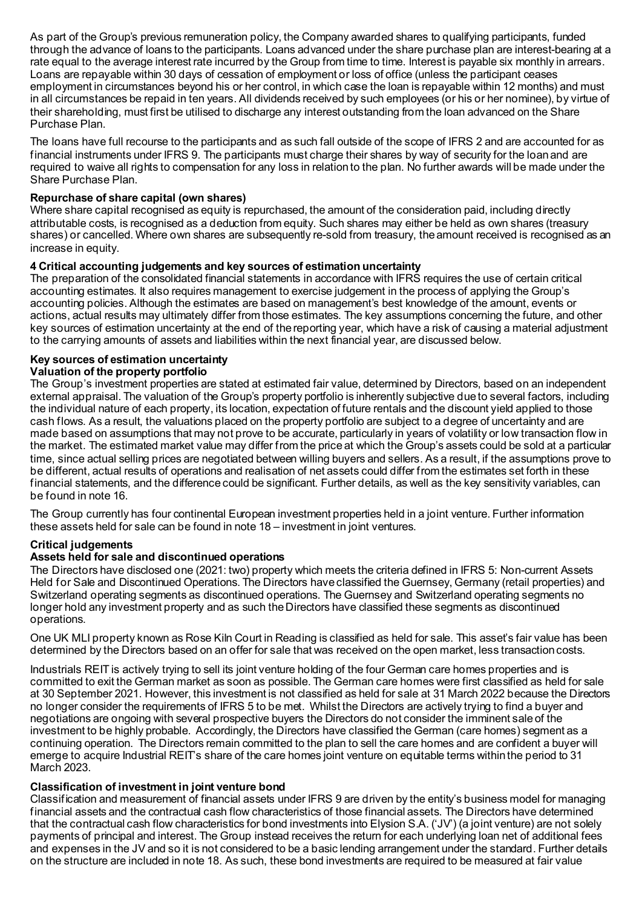As part of the Group's previous remuneration policy, the Company awarded shares to qualifying participants, funded through the advance of loans to the participants. Loans advanced under the share purchase plan are interest-bearing at a rate equal to the average interest rate incurred by the Group from time to time. Interest is payable six monthly in arrears. Loans are repayable within 30 days of cessation of employment or loss of office (unless the participant ceases employment in circumstances beyond his or her control, in which case the loan is repayable within 12 months) and must in all circumstances be repaid in ten years. All dividends received by such employees (or his or her nominee), by virtue of their shareholding, must first be utilised to discharge any interest outstanding from the loan advanced on the Share Purchase Plan.

The loans have full recourse to the participants and as such fall outside of the scope of IFRS 2 and are accounted for as financial instruments under IFRS 9. The participants must charge their shares by way of security for the loan and are required to waive all rights to compensation for any loss in relation to the plan. No further awards will be made under the Share Purchase Plan.

**Repurchase of share capital (own shares)**

Where share capital recognised as equity is repurchased, the amount of the consideration paid, including directly attributable costs, is recognised as a deduction from equity. Such shares may either be held as own shares (treasury shares) or cancelled. Where own shares are subsequently re-sold from treasury, the amount received is recognised as an increase in equity.

**4 Critical accounting judgements and key sources of estimation uncertainty**

The preparation of the consolidated financial statements in accordance with IFRS requires the use of certain critical accounting estimates. It also requires management to exercise judgement in the process of applying the Group's accounting policies. Although the estimates are based on management's best knowledge of the amount, events or actions, actual results may ultimately differ from those estimates. The key assumptions concerning the future, and other key sources of estimation uncertainty at the end of the reporting year, which have a risk of causing a material adjustment to the carrying amounts of assets and liabilities within the next financial year, are discussed below.

**Key sources of estimation uncertainty**

**Valuation of the property portfolio**

The Group's investment properties are stated at estimated fair value, determined by Directors, based on an independent external appraisal. The valuation of the Group's property portfolio is inherently subjective due to several factors, including the individual nature of each property, its location, expectation of future rentals and the discount yield applied to those cash flows. As a result, the valuations placed on the property portfolio are subject to a degree of uncertainty and are made based on assumptions that may not prove to be accurate, particularly in years of volatility or low transaction flow in the market. The estimated market value may differ from the price at which the Group's assets could be sold at a particular time, since actual selling prices are negotiated between willing buyers and sellers. As a result, if the assumptions prove to be different, actual results of operations and realisation of net assets could differ from the estimates set forth in these financial statements, and the difference could be significant. Further details, as well as the key sensitivity variables, can be found in note 16.

The Group currently has four continental European investment properties held in a joint venture. Further information these assets held for sale can be found in note 18 – investment in joint ventures.

**Critical judgements**

**Assets held for sale and discontinued operations**

The Directors have disclosed one (2021: two) property which meets the criteria defined in IFRS 5: Non-current Assets Held for Sale and Discontinued Operations. The Directors have classified the Guernsey, Germany (retail properties) and Switzerland operating segments as discontinued operations. The Guernsey and Switzerland operating segments no longer hold any investment property and as such the Directors have classified these segments as discontinued operations.

One UK MLI property known as Rose Kiln Court in Reading is classified as held for sale. This asset's fair value has been determined by the Directors based on an offer for sale that was received on the open market, less transaction costs.

Industrials REIT is actively trying to sell its joint venture holding of the four German care homes properties and is committed to exit the German market as soon as possible. The German care homes were first classified as held for sale at 30 September 2021. However, this investment is not classified as held for sale at 31 March 2022 because the Directors no longer consider the requirements of IFRS 5 to be met. Whilst the Directors are actively trying to find a buyer and negotiations are ongoing with several prospective buyers the Directors do not consider the imminent sale of the investment to be highly probable. Accordingly, the Directors have classified the German (care homes) segment as a continuing operation. The Directors remain committed to the plan to sell the care homes and are confident a buyer will emerge to acquire Industrial REIT's share of the care homes joint venture on equitable terms within the period to 31 March 2023.

**Classification of investment in joint venture bond**

Classification and measurement of financial assets under IFRS 9 are driven by the entity's business model for managing financial assets and the contractual cash flow characteristics of those financial assets. The Directors have determined that the contractual cash flow characteristics for bond investments into Elysion S.A. ('JV') (a joint venture) are not solely payments of principal and interest. The Group instead receives the return for each underlying loan net of additional fees and expenses in the JV and so it is not considered to be a basic lending arrangement under the standard. Further details on the structure are included in note 18. As such, these bond investments are required to be measured at fair value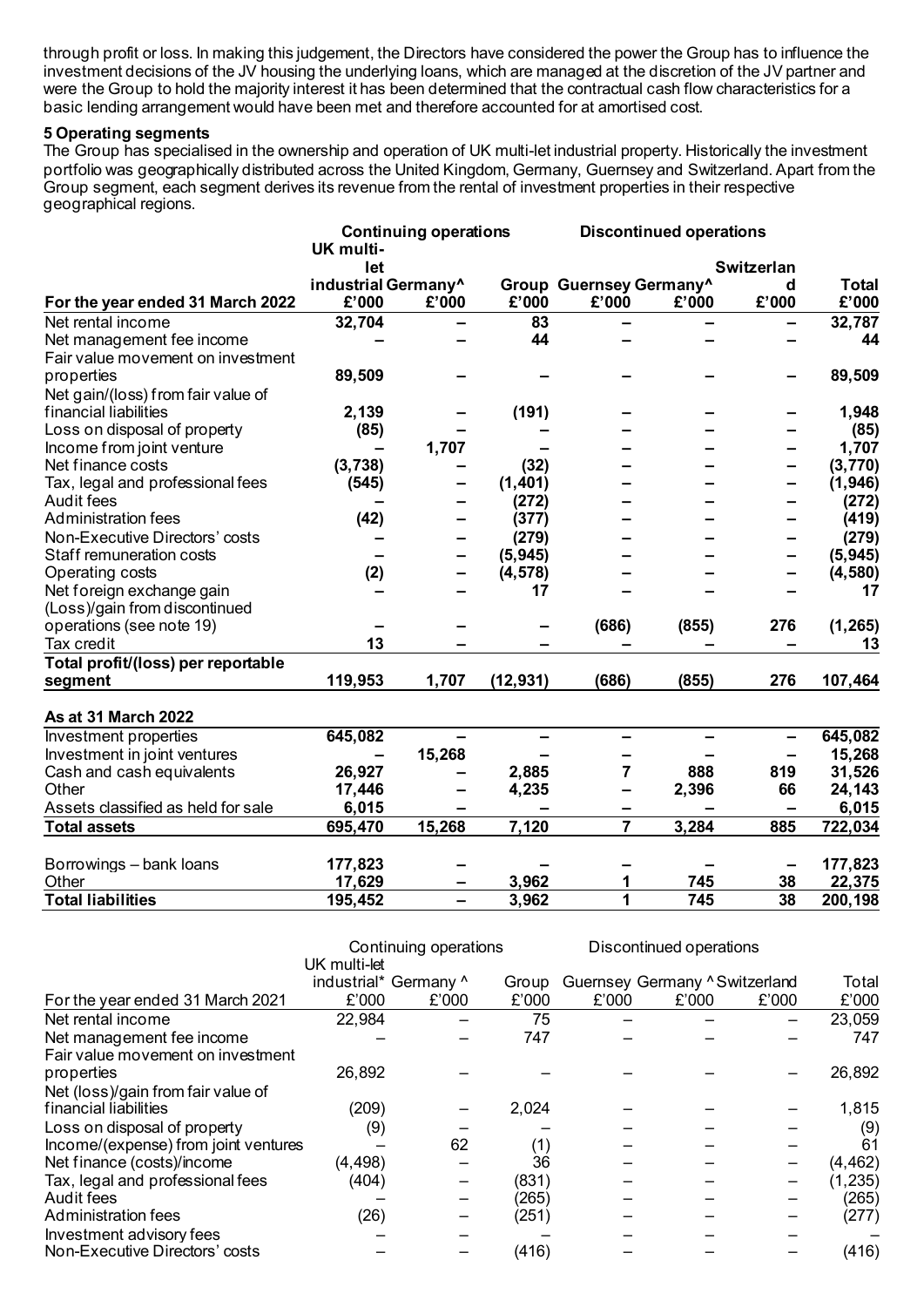through profit or loss. In making this judgement, the Directors have considered the power the Group has to influence the investment decisions of the JV housing the underlying loans, which are managed at the discretion of the JV partner and were the Group to hold the majority interest it has been determined that the contractual cash flow characteristics for a basic lending arrangement would have been met and therefore accounted for at amortised cost.

**5 Operating segments**

The Group has specialised in the ownership and operation of UK multi-let industrial property. Historically the investment portfolio was geographically distributed across the United Kingdom, Germany, Guernsey and Switzerland. Apart from the Group segment, each segment derives its revenue from the rental of investment properties in their respective geographical regions.

| | Continuing operations | | | Discontinued operations | | | |
|---|---|---|---|---|---|---|---|
| **For the year ended 31 March 2022** | **UK multi-let industrial £'000** | **Germany^ £'000** | **Group £'000** | **Guernsey £'000** | **Germany^ £'000** | **Switzerland £'000** | **Total £'000** |
| Net rental income | **32,704** | **–** | **83** | **–** | **–** | **–** | **32,787** |
| Net management fee income | **–** | **–** | **44** | **–** | **–** | **–** | **44** |
| Fair value movement on investment properties | **89,509** | **–** | **–** | **–** | **–** | **–** | **89,509** |
| Net gain/(loss) from fair value of financial liabilities | **2,139** | **–** | **(191)** | **–** | **–** | **–** | **1,948** |
| Loss on disposal of property | **(85)** | **–** | **–** | **–** | **–** | **–** | **(85)** |
| Income from joint venture | **–** | **1,707** | **–** | **–** | **–** | **–** | **1,707** |
| Net finance costs | **(3,738)** | **–** | **(32)** | **–** | **–** | **–** | **(3,770)** |
| Tax, legal and professional fees | **(545)** | **–** | **(1,401)** | **–** | **–** | **–** | **(1,946)** |
| Audit fees | **–** | **–** | **(272)** | **–** | **–** | **–** | **(272)** |
| Administration fees | **(42)** | **–** | **(377)** | **–** | **–** | **–** | **(419)** |
| Non-Executive Directors' costs | **–** | **–** | **(279)** | **–** | **–** | **–** | **(279)** |
| Staff remuneration costs | **–** | **–** | **(5,945)** | **–** | **–** | **–** | **(5,945)** |
| Operating costs | **(2)** | **–** | **(4,578)** | **–** | **–** | **–** | **(4,580)** |
| Net foreign exchange gain | **–** | **–** | **17** | **–** | **–** | **–** | **17** |
| (Loss)/gain from discontinued operations (see note 19) | **–** | **–** | **–** | **(686)** | **(855)** | **276** | **(1,265)** |
| Tax credit | **13** | **–** | **–** | **–** | **–** | **–** | **13** |
| **Total profit/(loss) per reportable segment** | **119,953** | **1,707** | **(12,931)** | **(686)** | **(855)** | **276** | **107,464** |
| **As at 31 March 2022** | | | | | | | |
| Investment properties | **645,082** | **–** | **–** | **–** | **–** | **–** | **645,082** |
| Investment in joint ventures | **–** | **15,268** | **–** | **–** | **–** | **–** | **15,268** |
| Cash and cash equivalents | **26,927** | **–** | **2,885** | **7** | **888** | **819** | **31,526** |
| Other | **17,446** | **–** | **4,235** | **–** | **2,396** | **66** | **24,143** |
| Assets classified as held for sale | **6,015** | **–** | **–** | **–** | **–** | **–** | **6,015** |
| **Total assets** | **695,470** | **15,268** | **7,120** | **7** | **3,284** | **885** | **722,034** |
| Borrowings – bank loans | **177,823** | **–** | **–** | **–** | **–** | **–** | **177,823** |
| Other | **17,629** | **–** | **3,962** | **1** | **745** | **38** | **22,375** |
| **Total liabilities** | **195,452** | **–** | **3,962** | **1** | **745** | **38** | **200,198** |

| | Continuing operations | | | Discontinued operations | | | |
|---|---|---|---|---|---|---|---|
| For the year ended 31 March 2021 | UK multi-let industrial* £'000 | Germany ^ £'000 | Group £'000 | Guernsey £'000 | Germany ^ £'000 | Switzerland £'000 | Total £'000 |
| Net rental income | 22,984 | – | 75 | – | – | – | 23,059 |
| Net management fee income | – | – | 747 | – | – | – | 747 |
| Fair value movement on investment properties | 26,892 | | – | – | – | – | 26,892 |
| Net (loss)/gain from fair value of financial liabilities | (209) | – | 2,024 | – | – | – | 1,815 |
| Loss on disposal of property | (9) | – | – | – | – | – | (9) |
| Income/(expense) from joint ventures | – | 62 | (1) | – | – | – | 61 |
| Net finance (costs)/income | (4,498) | – | 36 | – | – | – | (4,462) |
| Tax, legal and professional fees | (404) | – | (831) | – | – | – | (1,235) |
| Audit fees | – | – | (265) | – | – | – | (265) |
| Administration fees | (26) | – | (251) | – | – | – | (277) |
| Investment advisory fees | – | – | – | – | – | – | – |
| Non-Executive Directors' costs | – | – | (416) | – | – | – | (416) |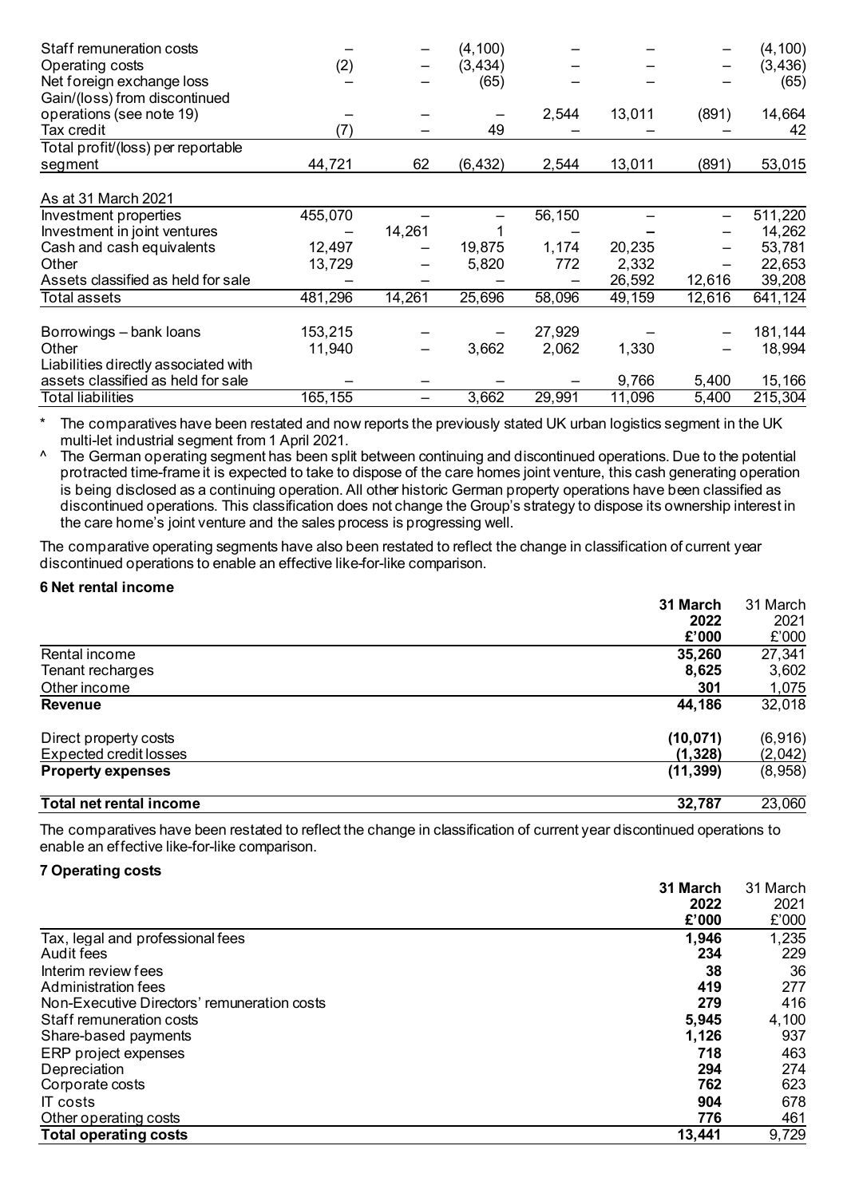| | | | | | | | |
|---|---|---|---|---|---|---|---|
| Staff remuneration costs | – | – | (4,100) | – | – | – | (4,100) |
| Operating costs | (2) | – | (3,434) | – | – | – | (3,436) |
| Net foreign exchange loss | – | – | (65) | – | – | – | (65) |
| Gain/(loss) from discontinued operations (see note 19) | – | – | – | 2,544 | 13,011 | (891) | 14,664 |
| Tax credit | (7) | – | 49 | – | – | – | 42 |
| Total profit/(loss) per reportable segment | 44,721 | 62 | (6,432) | 2,544 | 13,011 | (891) | 53,015 |
| | | | | | | | |
| As at 31 March 2021 | | | | | | | |
| Investment properties | 455,070 | – | – | 56,150 | – | – | 511,220 |
| Investment in joint ventures | – | 14,261 | 1 | – | – | – | 14,262 |
| Cash and cash equivalents | 12,497 | – | 19,875 | 1,174 | 20,235 | – | 53,781 |
| Other | 13,729 | – | 5,820 | 772 | 2,332 | – | 22,653 |
| Assets classified as held for sale | – | – | – | – | 26,592 | 12,616 | 39,208 |
| Total assets | 481,296 | 14,261 | 25,696 | 58,096 | 49,159 | 12,616 | 641,124 |
| | | | | | | | |
| Borrowings – bank loans | 153,215 | – | – | 27,929 | – | – | 181,144 |
| Other | 11,940 | – | 3,662 | 2,062 | 1,330 | – | 18,994 |
| Liabilities directly associated with assets classified as held for sale | – | – | – | – | 9,766 | 5,400 | 15,166 |
| Total liabilities | 165,155 | – | 3,662 | 29,991 | 11,096 | 5,400 | 215,304 |

\* The comparatives have been restated and now reports the previously stated UK urban logistics segment in the UK multi-let industrial segment from 1 April 2021.

^ The German operating segment has been split between continuing and discontinued operations. Due to the potential protracted time-frame it is expected to take to dispose of the care homes joint venture, this cash generating operation is being disclosed as a continuing operation. All other historic German property operations have been classified as discontinued operations. This classification does not change the Group's strategy to dispose its ownership interest in the care home's joint venture and the sales process is progressing well.

The comparative operating segments have also been restated to reflect the change in classification of current year discontinued operations to enable an effective like-for-like comparison.

**6 Net rental income**

| | **31 March 2022 £'000** | 31 March 2021 £'000 |
|---|---|---|
| Rental income | **35,260** | 27,341 |
| Tenant recharges | **8,625** | 3,602 |
| Other income | **301** | 1,075 |
| **Revenue** | **44,186** | 32,018 |
| | | |
| Direct property costs | **(10,071)** | (6,916) |
| Expected credit losses | **(1,328)** | (2,042) |
| **Property expenses** | **(11,399)** | (8,958) |
| | | |
| **Total net rental income** | **32,787** | 23,060 |

The comparatives have been restated to reflect the change in classification of current year discontinued operations to enable an effective like-for-like comparison.

**7 Operating costs**

| | **31 March 2022 £'000** | 31 March 2021 £'000 |
|---|---|---|
| Tax, legal and professional fees | **1,946** | 1,235 |
| Audit fees | **234** | 229 |
| Interim review fees | **38** | 36 |
| Administration fees | **419** | 277 |
| Non-Executive Directors' remuneration costs | **279** | 416 |
| Staff remuneration costs | **5,945** | 4,100 |
| Share-based payments | **1,126** | 937 |
| ERP project expenses | **718** | 463 |
| Depreciation | **294** | 274 |
| Corporate costs | **762** | 623 |
| IT costs | **904** | 678 |
| Other operating costs | **776** | 461 |
| **Total operating costs** | **13,441** | 9,729 |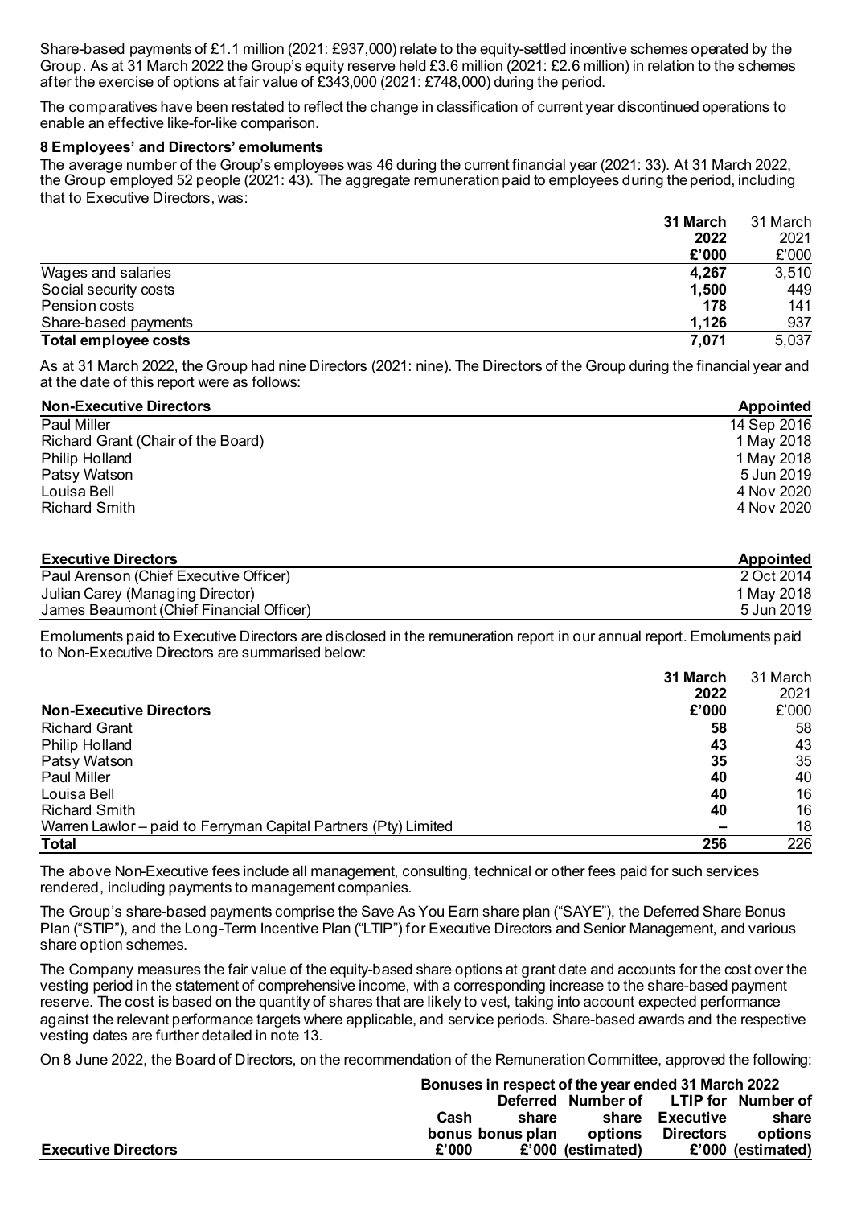Share-based payments of £1.1 million (2021: £937,000) relate to the equity-settled incentive schemes operated by the Group. As at 31 March 2022 the Group's equity reserve held £3.6 million (2021: £2.6 million) in relation to the schemes after the exercise of options at fair value of £343,000 (2021: £748,000) during the period.

The comparatives have been restated to reflect the change in classification of current year discontinued operations to enable an effective like-for-like comparison.

**8 Employees' and Directors' emoluments**

The average number of the Group's employees was 46 during the current financial year (2021: 33). At 31 March 2022, the Group employed 52 people (2021: 43). The aggregate remuneration paid to employees during the period, including that to Executive Directors, was:

| | **31 March 2022 £'000** | 31 March 2021 £'000 |
|---|---|---|
| Wages and salaries | **4,267** | 3,510 |
| Social security costs | **1,500** | 449 |
| Pension costs | **178** | 141 |
| Share-based payments | **1,126** | 937 |
| **Total employee costs** | **7,071** | 5,037 |

As at 31 March 2022, the Group had nine Directors (2021: nine). The Directors of the Group during the financial year and at the date of this report were as follows:

| **Non-Executive Directors** | **Appointed** |
|---|---|
| Paul Miller | 14 Sep 2016 |
| Richard Grant (Chair of the Board) | 1 May 2018 |
| Philip Holland | 1 May 2018 |
| Patsy Watson | 5 Jun 2019 |
| Louisa Bell | 4 Nov 2020 |
| Richard Smith | 4 Nov 2020 |

| **Executive Directors** | **Appointed** |
|---|---|
| Paul Arenson (Chief Executive Officer) | 2 Oct 2014 |
| Julian Carey (Managing Director) | 1 May 2018 |
| James Beaumont (Chief Financial Officer) | 5 Jun 2019 |

Emoluments paid to Executive Directors are disclosed in the remuneration report in our annual report. Emoluments paid to Non-Executive Directors are summarised below:

| **Non-Executive Directors** | **31 March 2022 £'000** | 31 March 2021 £'000 |
|---|---|---|
| Richard Grant | **58** | 58 |
| Philip Holland | **43** | 43 |
| Patsy Watson | **35** | 35 |
| Paul Miller | **40** | 40 |
| Louisa Bell | **40** | 16 |
| Richard Smith | **40** | 16 |
| Warren Lawlor – paid to Ferryman Capital Partners (Pty) Limited | **–** | 18 |
| **Total** | **256** | 226 |

The above Non-Executive fees include all management, consulting, technical or other fees paid for such services rendered, including payments to management companies.

The Group's share-based payments comprise the Save As You Earn share plan ("SAYE"), the Deferred Share Bonus Plan ("STIP"), and the Long-Term Incentive Plan ("LTIP") for Executive Directors and Senior Management, and various share option schemes.

The Company measures the fair value of the equity-based share options at grant date and accounts for the cost over the vesting period in the statement of comprehensive income, with a corresponding increase to the share-based payment reserve. The cost is based on the quantity of shares that are likely to vest, taking into account expected performance against the relevant performance targets where applicable, and service periods. Share-based awards and the respective vesting dates are further detailed in note 13.

On 8 June 2022, the Board of Directors, on the recommendation of the Remuneration Committee, approved the following:

| | **Bonuses in respect of the year ended 31 March 2022** | | | | |
|---|---|---|---|---|---|
| **Executive Directors** | **Cash bonus £'000** | **Deferred share bonus plan £'000** | **Number of share options (estimated)** | **LTIP for Executive Directors £'000** | **Number of share options (estimated)** |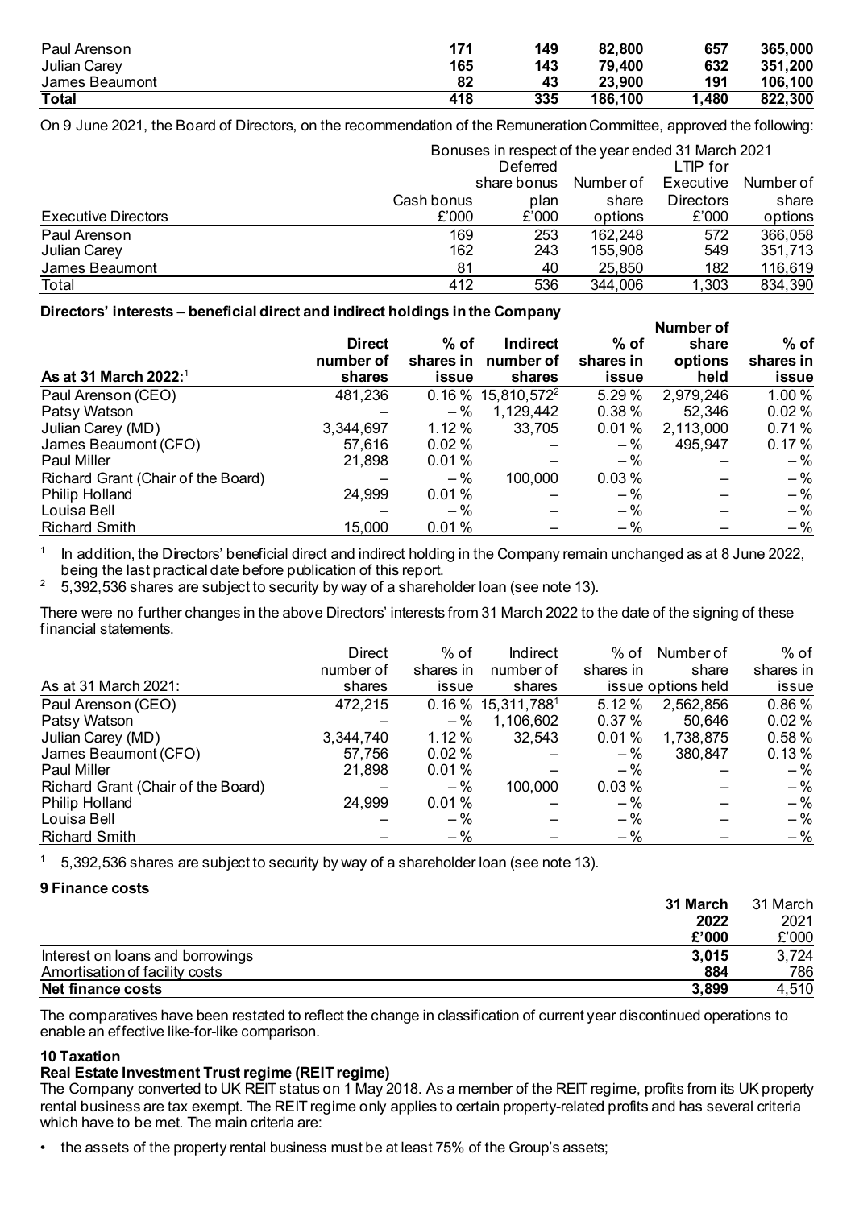| | | | | | |
|---|---|---|---|---|---|
| Paul Arenson | **171** | **149** | **82,800** | **657** | **365,000** |
| Julian Carey | **165** | **143** | **79,400** | **632** | **351,200** |
| James Beaumont | **82** | **43** | **23,900** | **191** | **106,100** |
| **Total** | **418** | **335** | **186,100** | **1,480** | **822,300** |

On 9 June 2021, the Board of Directors, on the recommendation of the Remuneration Committee, approved the following:

| | Bonuses in respect of the year ended 31 March 2021 | | | | |
|---|---|---|---|---|---|
| Executive Directors | Cash bonus £'000 | Deferred share bonus plan £'000 | Number of share options | LTIP for Executive Directors £'000 | Number of share options |
| Paul Arenson | 169 | 253 | 162,248 | 572 | 366,058 |
| Julian Carey | 162 | 243 | 155,908 | 549 | 351,713 |
| James Beaumont | 81 | 40 | 25,850 | 182 | 116,619 |
| Total | 412 | 536 | 344,006 | 1,303 | 834,390 |

**Directors' interests – beneficial direct and indirect holdings in the Company**

| As at 31 March 2022:[1] | Direct number of shares | % of shares in issue | Indirect number of shares | % of shares in issue | Number of share options held | % of shares in issue |
|---|---|---|---|---|---|---|
| Paul Arenson (CEO) | 481,236 | 0.16 % | 15,810,572[2] | 5.29 % | 2,979,246 | 1.00 % |
| Patsy Watson | – | – % | 1,129,442 | 0.38 % | 52,346 | 0.02 % |
| Julian Carey (MD) | 3,344,697 | 1.12 % | 33,705 | 0.01 % | 2,113,000 | 0.71 % |
| James Beaumont (CFO) | 57,616 | 0.02 % | – | – % | 495,947 | 0.17 % |
| Paul Miller | 21,898 | 0.01 % | – | – % | – | – % |
| Richard Grant (Chair of the Board) | – | – % | 100,000 | 0.03 % | – | – % |
| Philip Holland | 24,999 | 0.01 % | – | – % | – | – % |
| Louisa Bell | – | – % | – | – % | – | – % |
| Richard Smith | 15,000 | 0.01 % | – | – % | – | – % |

[1] In addition, the Directors' beneficial direct and indirect holding in the Company remain unchanged as at 8 June 2022, being the last practical date before publication of this report.

[2] 5,392,536 shares are subject to security by way of a shareholder loan (see note 13).

There were no further changes in the above Directors' interests from 31 March 2022 to the date of the signing of these financial statements.

| As at 31 March 2021: | Direct number of shares | % of shares in issue | Indirect number of shares | % of shares in issue | Number of share options held | % of shares in issue |
|---|---|---|---|---|---|---|
| Paul Arenson (CEO) | 472,215 | 0.16 % | 15,311,788[1] | 5.12 % | 2,562,856 | 0.86 % |
| Patsy Watson | – | – % | 1,106,602 | 0.37 % | 50,646 | 0.02 % |
| Julian Carey (MD) | 3,344,740 | 1.12 % | 32,543 | 0.01 % | 1,738,875 | 0.58 % |
| James Beaumont (CFO) | 57,756 | 0.02 % | – | – % | 380,847 | 0.13 % |
| Paul Miller | 21,898 | 0.01 % | – | – % | – | – % |
| Richard Grant (Chair of the Board) | – | – % | 100,000 | 0.03 % | – | – % |
| Philip Holland | 24,999 | 0.01 % | – | – % | – | – % |
| Louisa Bell | – | – % | – | – % | – | – % |
| Richard Smith | – | – % | – | – % | – | – % |

[1] 5,392,536 shares are subject to security by way of a shareholder loan (see note 13).

### 9 Finance costs

| | **31 March 2022 £'000** | 31 March 2021 £'000 |
|---|---|---|
| Interest on loans and borrowings | **3,015** | 3,724 |
| Amortisation of facility costs | **884** | 786 |
| **Net finance costs** | **3,899** | 4,510 |

The comparatives have been restated to reflect the change in classification of current year discontinued operations to enable an effective like-for-like comparison.

### 10 Taxation

**Real Estate Investment Trust regime (REIT regime)**

The Company converted to UK REIT status on 1 May 2018. As a member of the REIT regime, profits from its UK property rental business are tax exempt. The REIT regime only applies to certain property-related profits and has several criteria which have to be met. The main criteria are:

- the assets of the property rental business must be at least 75% of the Group's assets;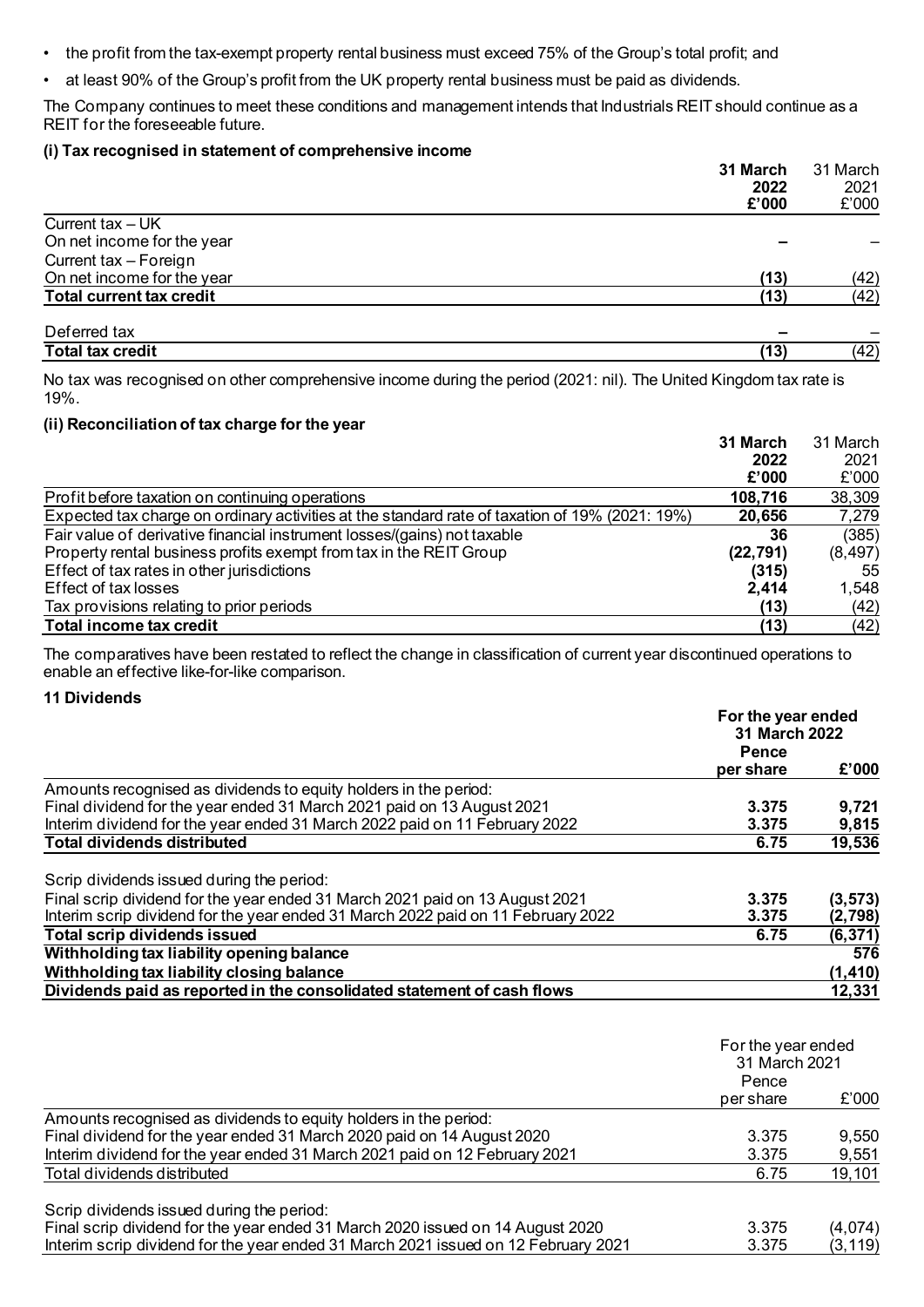- the profit from the tax-exempt property rental business must exceed 75% of the Group's total profit; and
- at least 90% of the Group's profit from the UK property rental business must be paid as dividends.

The Company continues to meet these conditions and management intends that Industrials REIT should continue as a REIT for the foreseeable future.

**(i) Tax recognised in statement of comprehensive income**

| | **31 March 2022 £'000** | 31 March 2021 £'000 |
|---|---|---|
| Current tax – UK | | |
| On net income for the year | **–** | – |
| Current tax – Foreign | | |
| On net income for the year | **(13)** | (42) |
| **Total current tax credit** | **(13)** | (42) |
| Deferred tax | **–** | – |
| **Total tax credit** | **(13)** | (42) |

No tax was recognised on other comprehensive income during the period (2021: nil). The United Kingdom tax rate is 19%.

**(ii) Reconciliation of tax charge for the year**

| | **31 March 2022 £'000** | 31 March 2021 £'000 |
|---|---|---|
| Profit before taxation on continuing operations | **108,716** | 38,309 |
| Expected tax charge on ordinary activities at the standard rate of taxation of 19% (2021: 19%) | **20,656** | 7,279 |
| Fair value of derivative financial instrument losses/(gains) not taxable | **36** | (385) |
| Property rental business profits exempt from tax in the REIT Group | **(22,791)** | (8,497) |
| Effect of tax rates in other jurisdictions | **(315)** | 55 |
| Effect of tax losses | **2,414** | 1,548 |
| Tax provisions relating to prior periods | **(13)** | (42) |
| **Total income tax credit** | **(13)** | (42) |

The comparatives have been restated to reflect the change in classification of current year discontinued operations to enable an effective like-for-like comparison.

**11 Dividends**

| | **For the year ended 31 March 2022** | |
|---|---|---|
| | **Pence per share** | **£'000** |
| Amounts recognised as dividends to equity holders in the period: | | |
| Final dividend for the year ended 31 March 2021 paid on 13 August 2021 | **3.375** | **9,721** |
| Interim dividend for the year ended 31 March 2022 paid on 11 February 2022 | **3.375** | **9,815** |
| **Total dividends distributed** | **6.75** | **19,536** |
| Scrip dividends issued during the period: | | |
| Final scrip dividend for the year ended 31 March 2021 paid on 13 August 2021 | **3.375** | **(3,573)** |
| Interim scrip dividend for the year ended 31 March 2022 paid on 11 February 2022 | **3.375** | **(2,798)** |
| **Total scrip dividends issued** | **6.75** | **(6,371)** |
| **Withholding tax liability opening balance** | | **576** |
| **Withholding tax liability closing balance** | | **(1,410)** |
| **Dividends paid as reported in the consolidated statement of cash flows** | | **12,331** |

| | For the year ended 31 March 2021 | |
|---|---|---|
| | Pence per share | £'000 |
| Amounts recognised as dividends to equity holders in the period: | | |
| Final dividend for the year ended 31 March 2020 paid on 14 August 2020 | 3.375 | 9,550 |
| Interim dividend for the year ended 31 March 2021 paid on 12 February 2021 | 3.375 | 9,551 |
| Total dividends distributed | 6.75 | 19,101 |
| Scrip dividends issued during the period: | | |
| Final scrip dividend for the year ended 31 March 2020 issued on 14 August 2020 | 3.375 | (4,074) |
| Interim scrip dividend for the year ended 31 March 2021 issued on 12 February 2021 | 3.375 | (3,119) |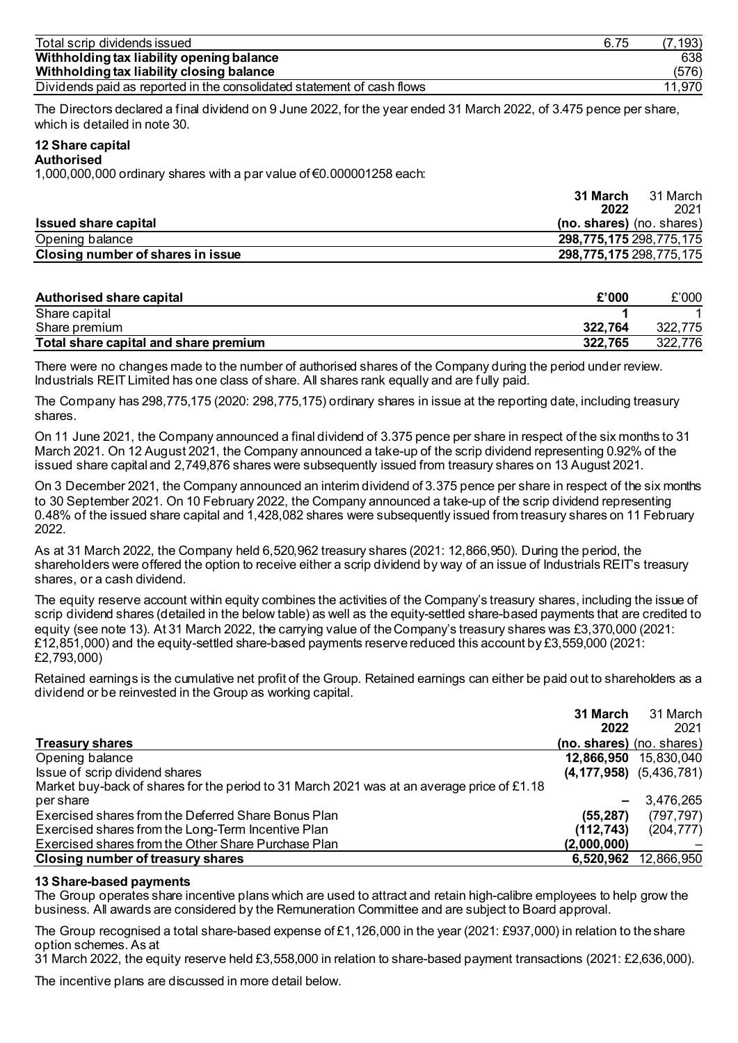| | | |
|---|---|---|
| Total scrip dividends issued | 6.75 | (7,193) |
| **Withholding tax liability opening balance** | | 638 |
| **Withholding tax liability closing balance** | | (576) |
| Dividends paid as reported in the consolidated statement of cash flows | | 11,970 |

The Directors declared a final dividend on 9 June 2022, for the year ended 31 March 2022, of 3.475 pence per share, which is detailed in note 30.

## 12 Share capital

**Authorised**

1,000,000,000 ordinary shares with a par value of €0.000001258 each:

| Issued share capital | **31 March 2022 (no. shares)** | 31 March 2021 (no. shares) |
|---|---|---|
| Opening balance | **298,775,175** | 298,775,175 |
| **Closing number of shares in issue** | **298,775,175** | 298,775,175 |

| Authorised share capital | £'000 | £'000 |
|---|---|---|
| Share capital | **1** | 1 |
| Share premium | **322,764** | 322,775 |
| **Total share capital and share premium** | **322,765** | 322,776 |

There were no changes made to the number of authorised shares of the Company during the period under review. Industrials REIT Limited has one class of share. All shares rank equally and are fully paid.

The Company has 298,775,175 (2020: 298,775,175) ordinary shares in issue at the reporting date, including treasury shares.

On 11 June 2021, the Company announced a final dividend of 3.375 pence per share in respect of the six months to 31 March 2021. On 12 August 2021, the Company announced a take-up of the scrip dividend representing 0.92% of the issued share capital and 2,749,876 shares were subsequently issued from treasury shares on 13 August 2021.

On 3 December 2021, the Company announced an interim dividend of 3.375 pence per share in respect of the six months to 30 September 2021. On 10 February 2022, the Company announced a take-up of the scrip dividend representing 0.48% of the issued share capital and 1,428,082 shares were subsequently issued from treasury shares on 11 February 2022.

As at 31 March 2022, the Company held 6,520,962 treasury shares (2021: 12,866,950). During the period, the shareholders were offered the option to receive either a scrip dividend by way of an issue of Industrials REIT's treasury shares, or a cash dividend.

The equity reserve account within equity combines the activities of the Company's treasury shares, including the issue of scrip dividend shares (detailed in the below table) as well as the equity-settled share-based payments that are credited to equity (see note 13). At 31 March 2022, the carrying value of the Company's treasury shares was £3,370,000 (2021: £12,851,000) and the equity-settled share-based payments reserve reduced this account by £3,559,000 (2021: £2,793,000)

Retained earnings is the cumulative net profit of the Group. Retained earnings can either be paid out to shareholders as a dividend or be reinvested in the Group as working capital.

| Treasury shares | **31 March 2022 (no. shares)** | 31 March 2021 (no. shares) |
|---|---|---|
| Opening balance | **12,866,950** | 15,830,040 |
| Issue of scrip dividend shares | **(4,177,958)** | (5,436,781) |
| Market buy-back of shares for the period to 31 March 2021 was at an average price of £1.18 per share | **–** | 3,476,265 |
| Exercised shares from the Deferred Share Bonus Plan | **(55,287)** | (797,797) |
| Exercised shares from the Long-Term Incentive Plan | **(112,743)** | (204,777) |
| Exercised shares from the Other Share Purchase Plan | **(2,000,000)** | – |
| **Closing number of treasury shares** | **6,520,962** | 12,866,950 |

## 13 Share-based payments

The Group operates share incentive plans which are used to attract and retain high-calibre employees to help grow the business. All awards are considered by the Remuneration Committee and are subject to Board approval.

The Group recognised a total share-based expense of £1,126,000 in the year (2021: £937,000) in relation to the share option schemes. As at
31 March 2022, the equity reserve held £3,558,000 in relation to share-based payment transactions (2021: £2,636,000).

The incentive plans are discussed in more detail below.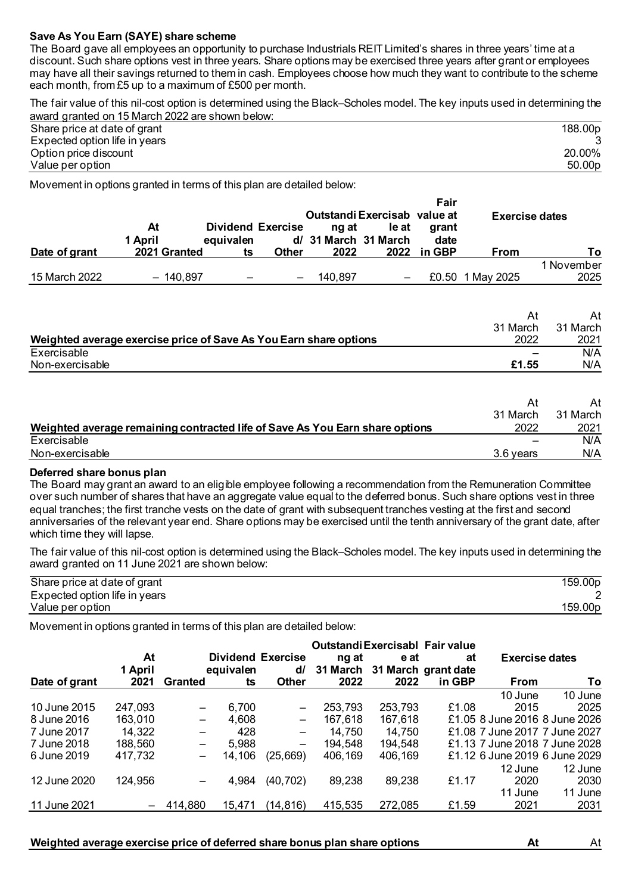**Save As You Earn (SAYE) share scheme**

The Board gave all employees an opportunity to purchase Industrials REIT Limited's shares in three years' time at a discount. Such share options vest in three years. Share options may be exercised three years after grant or employees may have all their savings returned to them in cash. Employees choose how much they want to contribute to the scheme each month, from £5 up to a maximum of £500 per month.

The fair value of this nil-cost option is determined using the Black–Scholes model. The key inputs used in determining the award granted on 15 March 2022 are shown below:

| | |
|---|---|
| Share price at date of grant | 188.00p |
| Expected option life in years | 3 |
| Option price discount | 20.00% |
| Value per option | 50.00p |

Movement in options granted in terms of this plan are detailed below:

| Date of grant | At 1 April 2021 | Granted | Dividend equivalents | Exercised/ Other | Outstanding at 31 March 2022 | Exercisable at 31 March 2022 | Fair value at grant date in GBP | Exercise dates From | To |
|---|---|---|---|---|---|---|---|---|---|
| 15 March 2022 | – | 140,897 | – | – | 140,897 | – | £0.50 | 1 May 2025 | 1 November 2025 |

| Weighted average exercise price of Save As You Earn share options | At 31 March 2022 | At 31 March 2021 |
|---|---|---|
| Exercisable | – | N/A |
| Non-exercisable | **£1.55** | N/A |

| Weighted average remaining contracted life of Save As You Earn share options | At 31 March 2022 | At 31 March 2021 |
|---|---|---|
| Exercisable | – | N/A |
| Non-exercisable | 3.6 years | N/A |

**Deferred share bonus plan**

The Board may grant an award to an eligible employee following a recommendation from the Remuneration Committee over such number of shares that have an aggregate value equal to the deferred bonus. Such share options vest in three equal tranches; the first tranche vests on the date of grant with subsequent tranches vesting at the first and second anniversaries of the relevant year end. Share options may be exercised until the tenth anniversary of the grant date, after which time they will lapse.

The fair value of this nil-cost option is determined using the Black–Scholes model. The key inputs used in determining the award granted on 11 June 2021 are shown below:

| | |
|---|---|
| Share price at date of grant | 159.00p |
| Expected option life in years | 2 |
| Value per option | 159.00p |

Movement in options granted in terms of this plan are detailed below:

| Date of grant | At 1 April 2021 | Granted | Dividend equivalents | Exercised/ Other | Outstanding at 31 March 2022 | Exercisable at 31 March 2022 | Fair value at grant date in GBP | Exercise dates From | To |
|---|---|---|---|---|---|---|---|---|---|
| 10 June 2015 | 247,093 | – | 6,700 | – | 253,793 | 253,793 | £1.08 | 10 June 2015 | 10 June 2025 |
| 8 June 2016 | 163,010 | – | 4,608 | – | 167,618 | 167,618 | £1.05 | 8 June 2016 | 8 June 2026 |
| 7 June 2017 | 14,322 | – | 428 | – | 14,750 | 14,750 | £1.08 | 7 June 2017 | 7 June 2027 |
| 7 June 2018 | 188,560 | – | 5,988 | – | 194,548 | 194,548 | £1.13 | 7 June 2018 | 7 June 2028 |
| 6 June 2019 | 417,732 | – | 14,106 | (25,669) | 406,169 | 406,169 | £1.12 | 6 June 2019 | 6 June 2029 |
| 12 June 2020 | 124,956 | – | 4,984 | (40,702) | 89,238 | 89,238 | £1.17 | 12 June 2020 | 12 June 2030 |
| 11 June 2021 | – | 414,880 | 15,471 | (14,816) | 415,535 | 272,085 | £1.59 | 11 June 2021 | 11 June 2031 |

| Weighted average exercise price of deferred share bonus plan share options | At | At |
|---|---|---|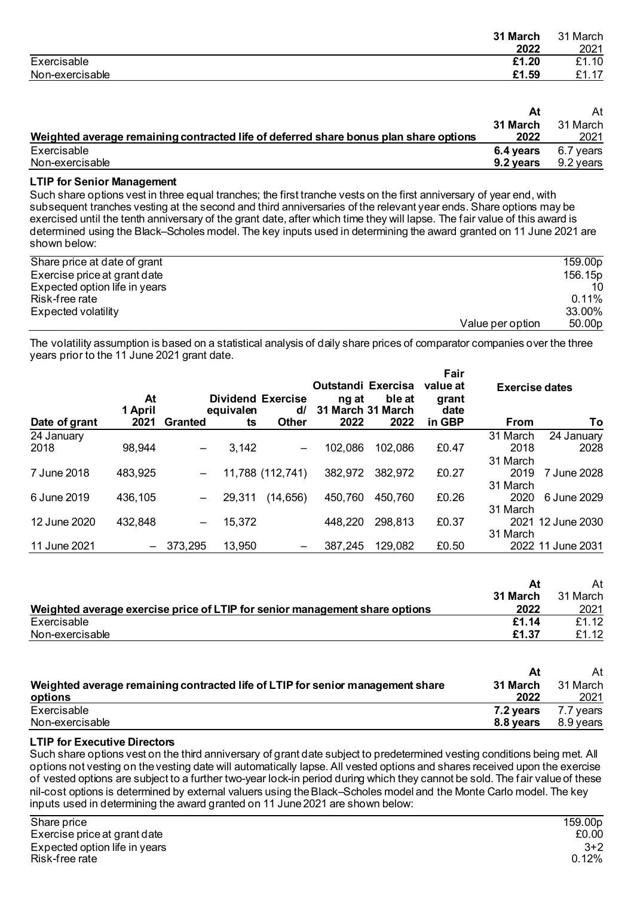| | 31 March 2022 | 31 March 2021 |
|---|---|---|
| Exercisable | **£1.20** | £1.10 |
| Non-exercisable | **£1.59** | £1.17 |

| Weighted average remaining contracted life of deferred share bonus plan share options | At 31 March 2022 | At 31 March 2021 |
|---|---|---|
| Exercisable | **6.4 years** | 6.7 years |
| Non-exercisable | **9.2 years** | 9.2 years |

**LTIP for Senior Management**

Such share options vest in three equal tranches; the first tranche vests on the first anniversary of year end, with subsequent tranches vesting at the second and third anniversaries of the relevant year ends. Share options may be exercised until the tenth anniversary of the grant date, after which time they will lapse. The fair value of this award is determined using the Black–Scholes model. The key inputs used in determining the award granted on 11 June 2021 are shown below:

| | |
|---|---|
| Share price at date of grant | 159.00p |
| Exercise price at grant date | 156.15p |
| Expected option life in years | 10 |
| Risk-free rate | 0.11% |
| Expected volatility | 33.00% |
| Value per option | 50.00p |

The volatility assumption is based on a statistical analysis of daily share prices of comparator companies over the three years prior to the 11 June 2021 grant date.

| Date of grant | At 1 April 2021 | Granted | Dividend equivalents | Exercised/ Other | Outstanding at 31 March 2022 | Exercisable at 31 March 2022 | Fair value at grant date in GBP | Exercise dates From | Exercise dates To |
|---|---|---|---|---|---|---|---|---|---|
| 24 January 2018 | 98,944 | – | 3,142 | – | 102,086 | 102,086 | £0.47 | 31 March 2018 | 24 January 2028 |
| 7 June 2018 | 483,925 | – | 11,788 | (112,741) | 382,972 | 382,972 | £0.27 | 31 March 2019 | 7 June 2028 |
| 6 June 2019 | 436,105 | – | 29,311 | (14,656) | 450,760 | 450,760 | £0.26 | 31 March 2020 | 6 June 2029 |
| 12 June 2020 | 432,848 | – | 15,372 | | 448,220 | 298,813 | £0.37 | 31 March 2021 | 12 June 2030 |
| 11 June 2021 | – | 373,295 | 13,950 | – | 387,245 | 129,082 | £0.50 | 31 March 2022 | 11 June 2031 |

| Weighted average exercise price of LTIP for senior management share options | At 31 March 2022 | At 31 March 2021 |
|---|---|---|
| Exercisable | **£1.14** | £1.12 |
| Non-exercisable | **£1.37** | £1.12 |

| Weighted average remaining contracted life of LTIP for senior management share options | At 31 March 2022 | At 31 March 2021 |
|---|---|---|
| Exercisable | **7.2 years** | 7.7 years |
| Non-exercisable | **8.8 years** | 8.9 years |

**LTIP for Executive Directors**

Such share options vest on the third anniversary of grant date subject to predetermined vesting conditions being met. All options not vesting on the vesting date will automatically lapse. All vested options and shares received upon the exercise of vested options are subject to a further two-year lock-in period during which they cannot be sold. The fair value of these nil-cost options is determined by external valuers using the Black–Scholes model and the Monte Carlo model. The key inputs used in determining the award granted on 11 June 2021 are shown below:

| | |
|---|---|
| Share price | 159.00p |
| Exercise price at grant date | £0.00 |
| Expected option life in years | 3+2 |
| Risk-free rate | 0.12% |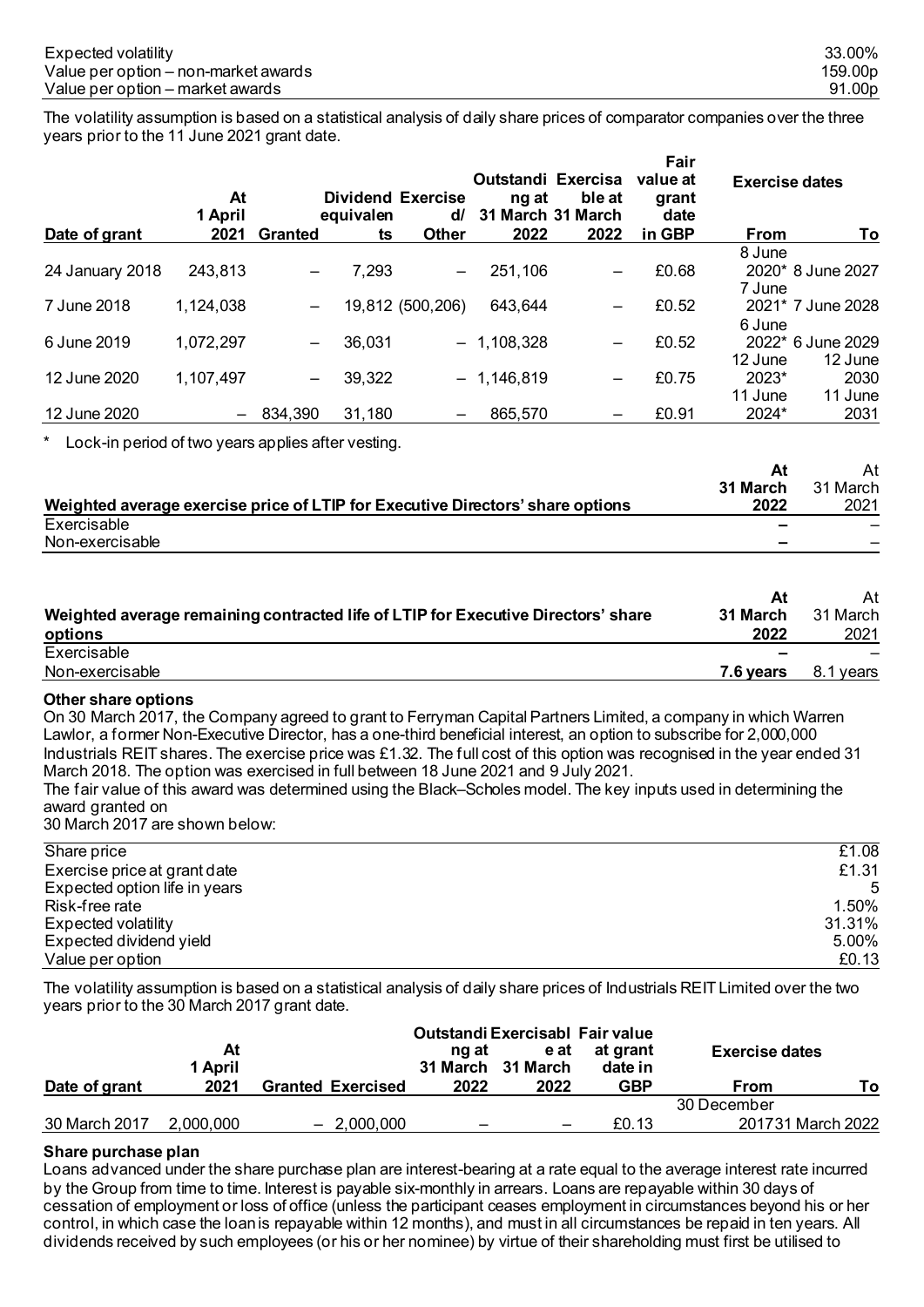| | |
|---|---|
| Expected volatility | 33.00% |
| Value per option – non-market awards | 159.00p |
| Value per option – market awards | 91.00p |

The volatility assumption is based on a statistical analysis of daily share prices of comparator companies over the three years prior to the 11 June 2021 grant date.

| Date of grant | At 1 April 2021 | Granted | Dividend equivalents | Exercised/ Other | Outstanding at 31 March 2022 | Exercisable at 31 March 2022 | Fair value at grant date in GBP | Exercise dates From | To |
|---|---|---|---|---|---|---|---|---|---|
| 24 January 2018 | 243,813 | – | 7,293 | – | 251,106 | – | £0.68 | 8 June 2020* | 8 June 2027 |
| 7 June 2018 | 1,124,038 | – | 19,812 | (500,206) | 643,644 | – | £0.52 | 7 June 2021* | 7 June 2028 |
| 6 June 2019 | 1,072,297 | – | 36,031 | – | 1,108,328 | – | £0.52 | 6 June 2022* | 6 June 2029 |
| 12 June 2020 | 1,107,497 | – | 39,322 | – | 1,146,819 | – | £0.75 | 12 June 2023* | 12 June 2030 |
| 12 June 2020 | – | 834,390 | 31,180 | – | 865,570 | – | £0.91 | 11 June 2024* | 11 June 2031 |

\* Lock-in period of two years applies after vesting.

| Weighted average exercise price of LTIP for Executive Directors' share options | At 31 March 2022 | At 31 March 2021 |
|---|---|---|
| Exercisable | – | – |
| Non-exercisable | – | – |

| Weighted average remaining contracted life of LTIP for Executive Directors' share options | At 31 March 2022 | At 31 March 2021 |
|---|---|---|
| Exercisable | – | – |
| Non-exercisable | **7.6 years** | 8.1 years |

**Other share options**

On 30 March 2017, the Company agreed to grant to Ferryman Capital Partners Limited, a company in which Warren Lawlor, a former Non-Executive Director, has a one-third beneficial interest, an option to subscribe for 2,000,000 Industrials REIT shares. The exercise price was £1.32. The full cost of this option was recognised in the year ended 31 March 2018. The option was exercised in full between 18 June 2021 and 9 July 2021.

The fair value of this award was determined using the Black–Scholes model. The key inputs used in determining the award granted on
30 March 2017 are shown below:

| | |
|---|---|
| Share price | £1.08 |
| Exercise price at grant date | £1.31 |
| Expected option life in years | 5 |
| Risk-free rate | 1.50% |
| Expected volatility | 31.31% |
| Expected dividend yield | 5.00% |
| Value per option | £0.13 |

The volatility assumption is based on a statistical analysis of daily share prices of Industrials REIT Limited over the two years prior to the 30 March 2017 grant date.

| Date of grant | At 1 April 2021 | Granted | Exercised | Outstanding at 31 March 2022 | Exercisable at 31 March 2022 | Fair value at grant date in GBP | Exercise dates From | To |
|---|---|---|---|---|---|---|---|---|
| 30 March 2017 | 2,000,000 | – | 2,000,000 | – | – | £0.13 | 30 December 2017 | 31 March 2022 |

**Share purchase plan**

Loans advanced under the share purchase plan are interest-bearing at a rate equal to the average interest rate incurred by the Group from time to time. Interest is payable six-monthly in arrears. Loans are repayable within 30 days of cessation of employment or loss of office (unless the participant ceases employment in circumstances beyond his or her control, in which case the loan is repayable within 12 months), and must in all circumstances be repaid in ten years. All dividends received by such employees (or his or her nominee) by virtue of their shareholding must first be utilised to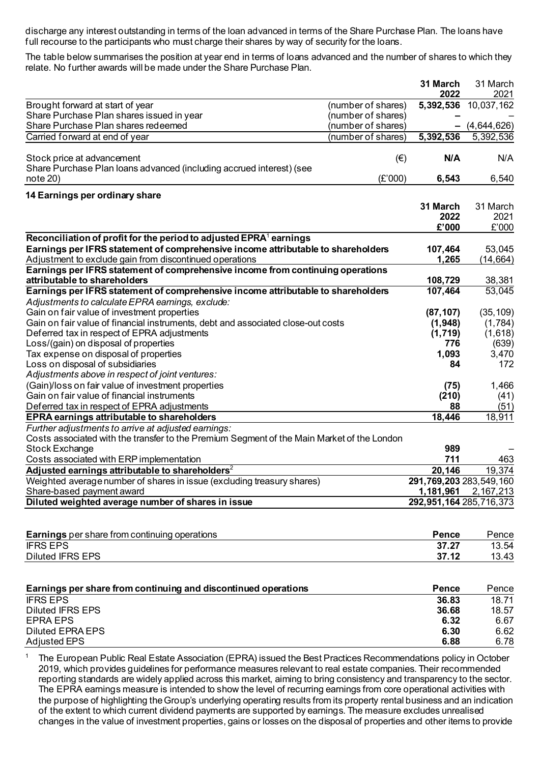discharge any interest outstanding in terms of the loan advanced in terms of the Share Purchase Plan. The loans have full recourse to the participants who must charge their shares by way of security for the loans.

The table below summarises the position at year end in terms of loans advanced and the number of shares to which they relate. No further awards will be made under the Share Purchase Plan.

| | | **31 March 2022** | 31 March 2021 |
|---|---|---|---|
| Brought forward at start of year | (number of shares) | **5,392,536** | 10,037,162 |
| Share Purchase Plan shares issued in year | (number of shares) | **–** | – |
| Share Purchase Plan shares redeemed | (number of shares) | **–** | (4,644,626) |
| Carried forward at end of year | (number of shares) | **5,392,536** | 5,392,536 |
| | | | |
| Stock price at advancement | (€) | **N/A** | N/A |
| Share Purchase Plan loans advanced (including accrued interest) (see note 20) | (£'000) | **6,543** | 6,540 |

## 14 Earnings per ordinary share

| | **31 March 2022 £'000** | 31 March 2021 £'000 |
|---|---|---|
| **Reconciliation of profit for the period to adjusted EPRA[1] earnings** | | |
| **Earnings per IFRS statement of comprehensive income attributable to shareholders** | **107,464** | 53,045 |
| Adjustment to exclude gain from discontinued operations | **1,265** | (14,664) |
| **Earnings per IFRS statement of comprehensive income from continuing operations attributable to shareholders** | **108,729** | 38,381 |
| **Earnings per IFRS statement of comprehensive income attributable to shareholders** | **107,464** | 53,045 |
| *Adjustments to calculate EPRA earnings, exclude:* | | |
| Gain on fair value of investment properties | **(87,107)** | (35,109) |
| Gain on fair value of financial instruments, debt and associated close-out costs | **(1,948)** | (1,784) |
| Deferred tax in respect of EPRA adjustments | **(1,719)** | (1,618) |
| Loss/(gain) on disposal of properties | **776** | (639) |
| Tax expense on disposal of properties | **1,093** | 3,470 |
| Loss on disposal of subsidiaries | **84** | 172 |
| *Adjustments above in respect of joint ventures:* | | |
| (Gain)/loss on fair value of investment properties | **(75)** | 1,466 |
| Gain on fair value of financial instruments | **(210)** | (41) |
| Deferred tax in respect of EPRA adjustments | **88** | (51) |
| **EPRA earnings attributable to shareholders** | **18,446** | 18,911 |
| *Further adjustments to arrive at adjusted earnings:* | | |
| Costs associated with the transfer to the Premium Segment of the Main Market of the London Stock Exchange | **989** | – |
| Costs associated with ERP implementation | **711** | 463 |
| **Adjusted earnings attributable to shareholders[2]** | **20,146** | 19,374 |
| Weighted average number of shares in issue (excluding treasury shares) | **291,769,203** | 283,549,160 |
| Share-based payment award | **1,181,961** | 2,167,213 |
| **Diluted weighted average number of shares in issue** | **292,951,164** | 285,716,373 |

| **Earnings** per share from continuing operations | **Pence** | Pence |
|---|---|---|
| IFRS EPS | **37.27** | 13.54 |
| Diluted IFRS EPS | **37.12** | 13.43 |

| **Earnings per share from continuing and discontinued operations** | **Pence** | Pence |
|---|---|---|
| IFRS EPS | **36.83** | 18.71 |
| Diluted IFRS EPS | **36.68** | 18.57 |
| EPRA EPS | **6.32** | 6.67 |
| Diluted EPRA EPS | **6.30** | 6.62 |
| Adjusted EPS | **6.88** | 6.78 |

[1] The European Public Real Estate Association (EPRA) issued the Best Practices Recommendations policy in October 2019, which provides guidelines for performance measures relevant to real estate companies. Their recommended reporting standards are widely applied across this market, aiming to bring consistency and transparency to the sector. The EPRA earnings measure is intended to show the level of recurring earnings from core operational activities with the purpose of highlighting the Group's underlying operating results from its property rental business and an indication of the extent to which current dividend payments are supported by earnings. The measure excludes unrealised changes in the value of investment properties, gains or losses on the disposal of properties and other items to provide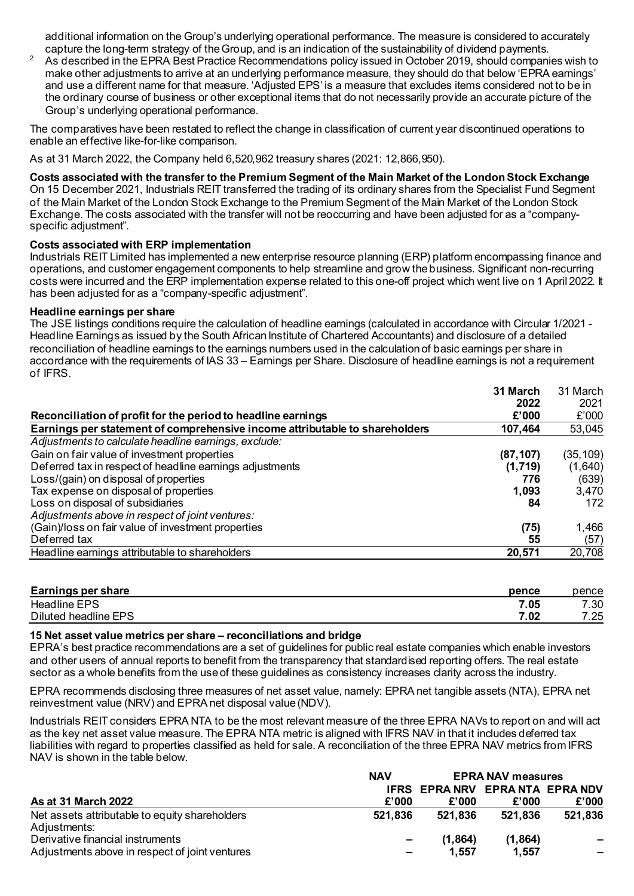additional information on the Group's underlying operational performance. The measure is considered to accurately capture the long-term strategy of the Group, and is an indication of the sustainability of dividend payments.

[2] As described in the EPRA Best Practice Recommendations policy issued in October 2019, should companies wish to make other adjustments to arrive at an underlying performance measure, they should do that below 'EPRA earnings' and use a different name for that measure. 'Adjusted EPS' is a measure that excludes items considered not to be in the ordinary course of business or other exceptional items that do not necessarily provide an accurate picture of the Group's underlying operational performance.

The comparatives have been restated to reflect the change in classification of current year discontinued operations to enable an effective like-for-like comparison.

As at 31 March 2022, the Company held 6,520,962 treasury shares (2021: 12,866,950).

**Costs associated with the transfer to the Premium Segment of the Main Market of the London Stock Exchange**

On 15 December 2021, Industrials REIT transferred the trading of its ordinary shares from the Specialist Fund Segment of the Main Market of the London Stock Exchange to the Premium Segment of the Main Market of the London Stock Exchange. The costs associated with the transfer will not be reoccurring and have been adjusted for as a "company-specific adjustment".

**Costs associated with ERP implementation**

Industrials REIT Limited has implemented a new enterprise resource planning (ERP) platform encompassing finance and operations, and customer engagement components to help streamline and grow the business. Significant non-recurring costs were incurred and the ERP implementation expense related to this one-off project which went live on 1 April 2022. It has been adjusted for as a "company-specific adjustment".

**Headline earnings per share**

The JSE listings conditions require the calculation of headline earnings (calculated in accordance with Circular 1/2021 - Headline Earnings as issued by the South African Institute of Chartered Accountants) and disclosure of a detailed reconciliation of headline earnings to the earnings numbers used in the calculation of basic earnings per share in accordance with the requirements of IAS 33 – Earnings per Share. Disclosure of headline earnings is not a requirement of IFRS.

| Reconciliation of profit for the period to headline earnings | 31 March 2022 £'000 | 31 March 2021 £'000 |
|---|---|---|
| **Earnings per statement of comprehensive income attributable to shareholders** | **107,464** | 53,045 |
| *Adjustments to calculate headline earnings, exclude:* | | |
| Gain on fair value of investment properties | **(87,107)** | (35,109) |
| Deferred tax in respect of headline earnings adjustments | **(1,719)** | (1,640) |
| Loss/(gain) on disposal of properties | **776** | (639) |
| Tax expense on disposal of properties | **1,093** | 3,470 |
| Loss on disposal of subsidiaries | **84** | 172 |
| *Adjustments above in respect of joint ventures:* | | |
| (Gain)/loss on fair value of investment properties | **(75)** | 1,466 |
| Deferred tax | **55** | (57) |
| Headline earnings attributable to shareholders | **20,571** | 20,708 |

| Earnings per share | pence | pence |
|---|---|---|
| Headline EPS | **7.05** | 7.30 |
| Diluted headline EPS | **7.02** | 7.25 |

**15 Net asset value metrics per share – reconciliations and bridge**

EPRA's best practice recommendations are a set of guidelines for public real estate companies which enable investors and other users of annual reports to benefit from the transparency that standardised reporting offers. The real estate sector as a whole benefits from the use of these guidelines as consistency increases clarity across the industry.

EPRA recommends disclosing three measures of net asset value, namely: EPRA net tangible assets (NTA), EPRA net reinvestment value (NRV) and EPRA net disposal value (NDV).

Industrials REIT considers EPRA NTA to be the most relevant measure of the three EPRA NAVs to report on and will act as the key net asset value measure. The EPRA NTA metric is aligned with IFRS NAV in that it includes deferred tax liabilities with regard to properties classified as held for sale. A reconciliation of the three EPRA NAV metrics from IFRS NAV is shown in the table below.

| | NAV | EPRA NAV measures | | |
|---|---|---|---|---|
| **As at 31 March 2022** | **IFRS £'000** | **EPRA NRV £'000** | **EPRA NTA £'000** | **EPRA NDV £'000** |
| Net assets attributable to equity shareholders | **521,836** | **521,836** | **521,836** | **521,836** |
| Adjustments: | | | | |
| Derivative financial instruments | **–** | **(1,864)** | **(1,864)** | **–** |
| Adjustments above in respect of joint ventures | **–** | **1,557** | **1,557** | **–** |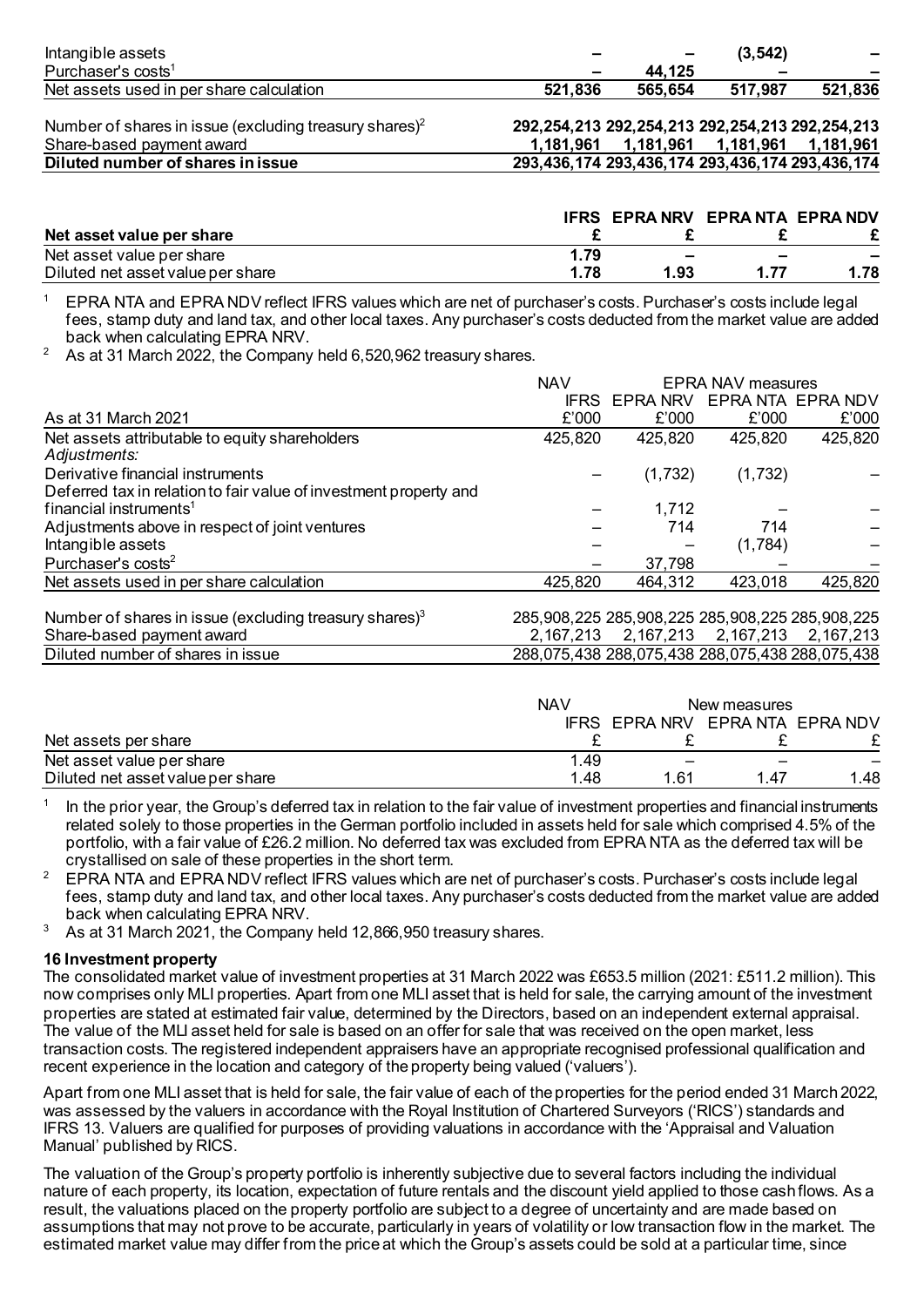| | | | | |
|---|---|---|---|---|
| Intangible assets | – | – | (3,542) | – |
| Purchaser's costs[1] | – | 44,125 | – | – |
| Net assets used in per share calculation | 521,836 | 565,654 | 517,987 | 521,836 |
| | | | | |
| Number of shares in issue (excluding treasury shares)[2] | 292,254,213 | 292,254,213 | 292,254,213 | 292,254,213 |
| Share-based payment award | 1,181,961 | 1,181,961 | 1,181,961 | 1,181,961 |
| **Diluted number of shares in issue** | **293,436,174** | **293,436,174** | **293,436,174** | **293,436,174** |

| Net asset value per share | IFRS £ | EPRA NRV £ | EPRA NTA £ | EPRA NDV £ |
|---|---|---|---|---|
| Net asset value per share | 1.79 | – | – | – |
| Diluted net asset value per share | 1.78 | 1.93 | 1.77 | 1.78 |

1 EPRA NTA and EPRA NDV reflect IFRS values which are net of purchaser's costs. Purchaser's costs include legal fees, stamp duty and land tax, and other local taxes. Any purchaser's costs deducted from the market value are added back when calculating EPRA NRV.

2 As at 31 March 2022, the Company held 6,520,962 treasury shares.

| | NAV | EPRA NAV measures | | |
|---|---|---|---|---|
| As at 31 March 2021 | IFRS £'000 | EPRA NRV £'000 | EPRA NTA £'000 | EPRA NDV £'000 |
| Net assets attributable to equity shareholders | 425,820 | 425,820 | 425,820 | 425,820 |
| *Adjustments:* | | | | |
| Derivative financial instruments | – | (1,732) | (1,732) | – |
| Deferred tax in relation to fair value of investment property and financial instruments[1] | – | 1,712 | – | – |
| Adjustments above in respect of joint ventures | – | 714 | 714 | – |
| Intangible assets | – | – | (1,784) | – |
| Purchaser's costs[2] | – | 37,798 | – | – |
| Net assets used in per share calculation | 425,820 | 464,312 | 423,018 | 425,820 |
| | | | | |
| Number of shares in issue (excluding treasury shares)[3] | 285,908,225 | 285,908,225 | 285,908,225 | 285,908,225 |
| Share-based payment award | 2,167,213 | 2,167,213 | 2,167,213 | 2,167,213 |
| Diluted number of shares in issue | 288,075,438 | 288,075,438 | 288,075,438 | 288,075,438 |

| | NAV | New measures | | |
|---|---|---|---|---|
| Net assets per share | IFRS £ | EPRA NRV £ | EPRA NTA £ | EPRA NDV £ |
| Net asset value per share | 1.49 | – | – | – |
| Diluted net asset value per share | 1.48 | 1.61 | 1.47 | 1.48 |

1 In the prior year, the Group's deferred tax in relation to the fair value of investment properties and financial instruments related solely to those properties in the German portfolio included in assets held for sale which comprised 4.5% of the portfolio, with a fair value of £26.2 million. No deferred tax was excluded from EPRA NTA as the deferred tax will be crystallised on sale of these properties in the short term.

2 EPRA NTA and EPRA NDV reflect IFRS values which are net of purchaser's costs. Purchaser's costs include legal fees, stamp duty and land tax, and other local taxes. Any purchaser's costs deducted from the market value are added back when calculating EPRA NRV.

3 As at 31 March 2021, the Company held 12,866,950 treasury shares.

**16 Investment property**

The consolidated market value of investment properties at 31 March 2022 was £653.5 million (2021: £511.2 million). This now comprises only MLI properties. Apart from one MLI asset that is held for sale, the carrying amount of the investment properties are stated at estimated fair value, determined by the Directors, based on an independent external appraisal. The value of the MLI asset held for sale is based on an offer for sale that was received on the open market, less transaction costs. The registered independent appraisers have an appropriate recognised professional qualification and recent experience in the location and category of the property being valued ('valuers').

Apart from one MLI asset that is held for sale, the fair value of each of the properties for the period ended 31 March 2022, was assessed by the valuers in accordance with the Royal Institution of Chartered Surveyors ('RICS') standards and IFRS 13. Valuers are qualified for purposes of providing valuations in accordance with the 'Appraisal and Valuation Manual' published by RICS.

The valuation of the Group's property portfolio is inherently subjective due to several factors including the individual nature of each property, its location, expectation of future rentals and the discount yield applied to those cash flows. As a result, the valuations placed on the property portfolio are subject to a degree of uncertainty and are made based on assumptions that may not prove to be accurate, particularly in years of volatility or low transaction flow in the market. The estimated market value may differ from the price at which the Group's assets could be sold at a particular time, since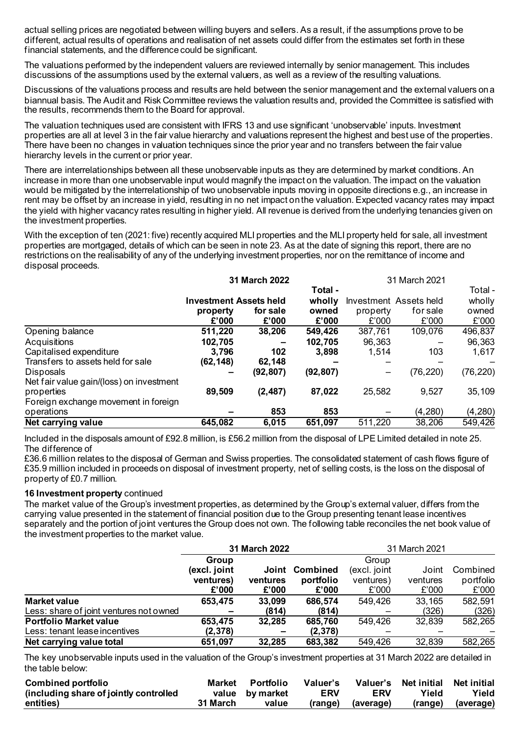actual selling prices are negotiated between willing buyers and sellers. As a result, if the assumptions prove to be different, actual results of operations and realisation of net assets could differ from the estimates set forth in these financial statements, and the difference could be significant.

The valuations performed by the independent valuers are reviewed internally by senior management. This includes discussions of the assumptions used by the external valuers, as well as a review of the resulting valuations.

Discussions of the valuations process and results are held between the senior management and the external valuers on a biannual basis. The Audit and Risk Committee reviews the valuation results and, provided the Committee is satisfied with the results, recommends them to the Board for approval.

The valuation techniques used are consistent with IFRS 13 and use significant 'unobservable' inputs. Investment properties are all at level 3 in the fair value hierarchy and valuations represent the highest and best use of the properties. There have been no changes in valuation techniques since the prior year and no transfers between the fair value hierarchy levels in the current or prior year.

There are interrelationships between all these unobservable inputs as they are determined by market conditions. An increase in more than one unobservable input would magnify the impact on the valuation. The impact on the valuation would be mitigated by the interrelationship of two unobservable inputs moving in opposite directions e.g., an increase in rent may be offset by an increase in yield, resulting in no net impact on the valuation. Expected vacancy rates may impact the yield with higher vacancy rates resulting in higher yield. All revenue is derived from the underlying tenancies given on the investment properties.

With the exception of ten (2021: five) recently acquired MLI properties and the MLI property held for sale, all investment properties are mortgaged, details of which can be seen in note 23. As at the date of signing this report, there are no restrictions on the realisability of any of the underlying investment properties, nor on the remittance of income and disposal proceeds.

| | **31 March 2022** | | | 31 March 2021 | | |
|---|---|---|---|---|---|---|
| | **Investment property £'000** | **Assets held for sale £'000** | **Total - wholly owned £'000** | Investment property £'000 | Assets held for sale £'000 | Total - wholly owned £'000 |
| Opening balance | **511,220** | **38,206** | **549,426** | 387,761 | 109,076 | 496,837 |
| Acquisitions | **102,705** | **–** | **102,705** | 96,363 | – | 96,363 |
| Capitalised expenditure | **3,796** | **102** | **3,898** | 1,514 | 103 | 1,617 |
| Transfers to assets held for sale | **(62,148)** | **62,148** | **–** | – | – | – |
| Disposals | **–** | **(92,807)** | **(92,807)** | – | (76,220) | (76,220) |
| Net fair value gain/(loss) on investment properties | **89,509** | **(2,487)** | **87,022** | 25,582 | 9,527 | 35,109 |
| Foreign exchange movement in foreign operations | **–** | **853** | **853** | – | (4,280) | (4,280) |
| **Net carrying value** | **645,082** | **6,015** | **651,097** | 511,220 | 38,206 | 549,426 |

Included in the disposals amount of £92.8 million, is £56.2 million from the disposal of LPE Limited detailed in note 25. The difference of
£36.6 million relates to the disposal of German and Swiss properties. The consolidated statement of cash flows figure of £35.9 million included in proceeds on disposal of investment property, net of selling costs, is the loss on the disposal of property of £0.7 million.

**16 Investment property** continued

The market value of the Group's investment properties, as determined by the Group's external valuer, differs from the carrying value presented in the statement of financial position due to the Group presenting tenant lease incentives separately and the portion of joint ventures the Group does not own. The following table reconciles the net book value of the investment properties to the market value.

| | **31 March 2022** | | | 31 March 2021 | | |
|---|---|---|---|---|---|---|
| | **Group (excl. joint ventures) £'000** | **Joint ventures £'000** | **Combined portfolio £'000** | Group (excl. joint ventures) £'000 | Joint ventures £'000 | Combined portfolio £'000 |
| **Market value** | **653,475** | **33,099** | **686,574** | 549,426 | 33,165 | 582,591 |
| Less: share of joint ventures not owned | **–** | **(814)** | **(814)** | – | (326) | (326) |
| **Portfolio Market value** | **653,475** | **32,285** | **685,760** | 549,426 | 32,839 | 582,265 |
| Less: tenant lease incentives | **(2,378)** | **–** | **(2,378)** | – | – | – |
| **Net carrying value total** | **651,097** | **32,285** | **683,382** | 549,426 | 32,839 | 582,265 |

The key unobservable inputs used in the valuation of the Group's investment properties at 31 March 2022 are detailed in the table below:

| **Combined portfolio (including share of jointly controlled entities)** | **Market value 31 March** | **Portfolio by market value** | **Valuer's ERV (range)** | **Valuer's ERV (average)** | **Net initial Yield (range)** | **Net initial Yield (average)** |
|---|---|---|---|---|---|---|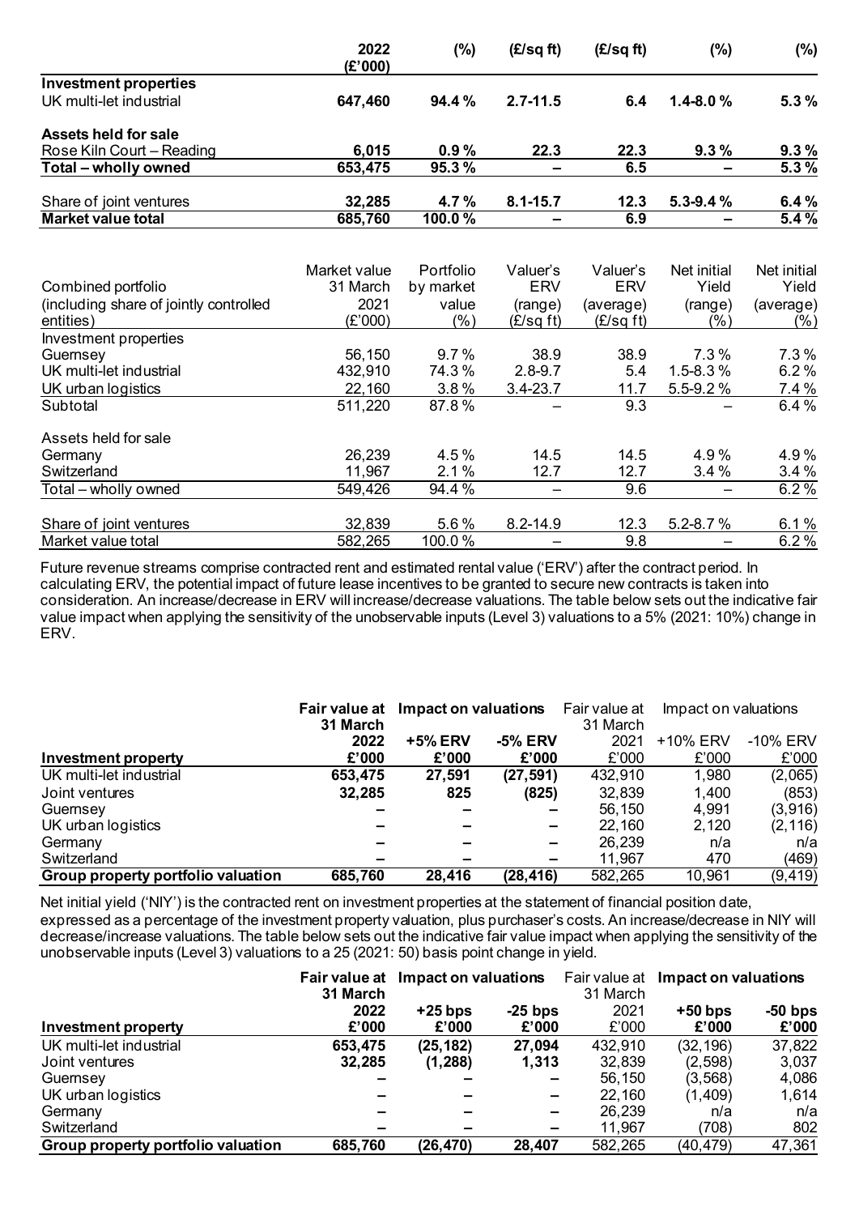| | 2022 (£'000) | (%) | (£/sq ft) | (£/sq ft) | (%) | (%) |
|---|---|---|---|---|---|---|
| **Investment properties** | | | | | | |
| UK multi-let industrial | **647,460** | **94.4 %** | **2.7-11.5** | **6.4** | **1.4-8.0 %** | **5.3 %** |
| **Assets held for sale** | | | | | | |
| Rose Kiln Court – Reading | **6,015** | **0.9 %** | **22.3** | **22.3** | **9.3 %** | **9.3 %** |
| **Total – wholly owned** | **653,475** | **95.3 %** | **–** | **6.5** | **–** | **5.3 %** |
| Share of joint ventures | **32,285** | **4.7 %** | **8.1-15.7** | **12.3** | **5.3-9.4 %** | **6.4 %** |
| **Market value total** | **685,760** | **100.0 %** | **–** | **6.9** | **–** | **5.4 %** |

| Combined portfolio (including share of jointly controlled entities) | Market value 31 March 2021 (£'000) | Portfolio by market value (%) | Valuer's ERV (range) (£/sq ft) | Valuer's ERV (average) (£/sq ft) | Net initial Yield (range) (%) | Net initial Yield (average) (%) |
|---|---|---|---|---|---|---|
| Investment properties | | | | | | |
| Guernsey | 56,150 | 9.7 % | 38.9 | 38.9 | 7.3 % | 7.3 % |
| UK multi-let industrial | 432,910 | 74.3 % | 2.8-9.7 | 5.4 | 1.5-8.3 % | 6.2 % |
| UK urban logistics | 22,160 | 3.8 % | 3.4-23.7 | 11.7 | 5.5-9.2 % | 7.4 % |
| Subtotal | 511,220 | 87.8 % | – | 9.3 | – | 6.4 % |
| Assets held for sale | | | | | | |
| Germany | 26,239 | 4.5 % | 14.5 | 14.5 | 4.9 % | 4.9 % |
| Switzerland | 11,967 | 2.1 % | 12.7 | 12.7 | 3.4 % | 3.4 % |
| Total – wholly owned | 549,426 | 94.4 % | – | 9.6 | – | 6.2 % |
| Share of joint ventures | 32,839 | 5.6 % | 8.2-14.9 | 12.3 | 5.2-8.7 % | 6.1 % |
| Market value total | 582,265 | 100.0 % | – | 9.8 | – | 6.2 % |

Future revenue streams comprise contracted rent and estimated rental value ('ERV') after the contract period. In calculating ERV, the potential impact of future lease incentives to be granted to secure new contracts is taken into consideration. An increase/decrease in ERV will increase/decrease valuations. The table below sets out the indicative fair value impact when applying the sensitivity of the unobservable inputs (Level 3) valuations to a 5% (2021: 10%) change in ERV.

| Investment property | Fair value at 31 March 2022 £'000 | Impact on valuations +5% ERV £'000 | -5% ERV £'000 | Fair value at 31 March 2021 £'000 | Impact on valuations +10% ERV £'000 | -10% ERV £'000 |
|---|---|---|---|---|---|---|
| UK multi-let industrial | **653,475** | **27,591** | **(27,591)** | 432,910 | 1,980 | (2,065) |
| Joint ventures | **32,285** | **825** | **(825)** | 32,839 | 1,400 | (853) |
| Guernsey | **–** | **–** | **–** | 56,150 | 4,991 | (3,916) |
| UK urban logistics | **–** | **–** | **–** | 22,160 | 2,120 | (2,116) |
| Germany | **–** | **–** | **–** | 26,239 | n/a | n/a |
| Switzerland | **–** | **–** | **–** | 11,967 | 470 | (469) |
| **Group property portfolio valuation** | **685,760** | **28,416** | **(28,416)** | 582,265 | 10,961 | (9,419) |

Net initial yield ('NIY') is the contracted rent on investment properties at the statement of financial position date, expressed as a percentage of the investment property valuation, plus purchaser's costs. An increase/decrease in NIY will decrease/increase valuations. The table below sets out the indicative fair value impact when applying the sensitivity of the unobservable inputs (Level 3) valuations to a 25 (2021: 50) basis point change in yield.

| Investment property | Fair value at 31 March 2022 £'000 | Impact on valuations +25 bps £'000 | -25 bps £'000 | Fair value at 31 March 2021 £'000 | Impact on valuations +50 bps £'000 | -50 bps £'000 |
|---|---|---|---|---|---|---|
| UK multi-let industrial | **653,475** | **(25,182)** | **27,094** | 432,910 | (32,196) | 37,822 |
| Joint ventures | **32,285** | **(1,288)** | **1,313** | 32,839 | (2,598) | 3,037 |
| Guernsey | **–** | **–** | **–** | 56,150 | (3,568) | 4,086 |
| UK urban logistics | **–** | **–** | **–** | 22,160 | (1,409) | 1,614 |
| Germany | **–** | **–** | **–** | 26,239 | n/a | n/a |
| Switzerland | **–** | **–** | **–** | 11,967 | (708) | 802 |
| **Group property portfolio valuation** | **685,760** | **(26,470)** | **28,407** | 582,265 | (40,479) | 47,361 |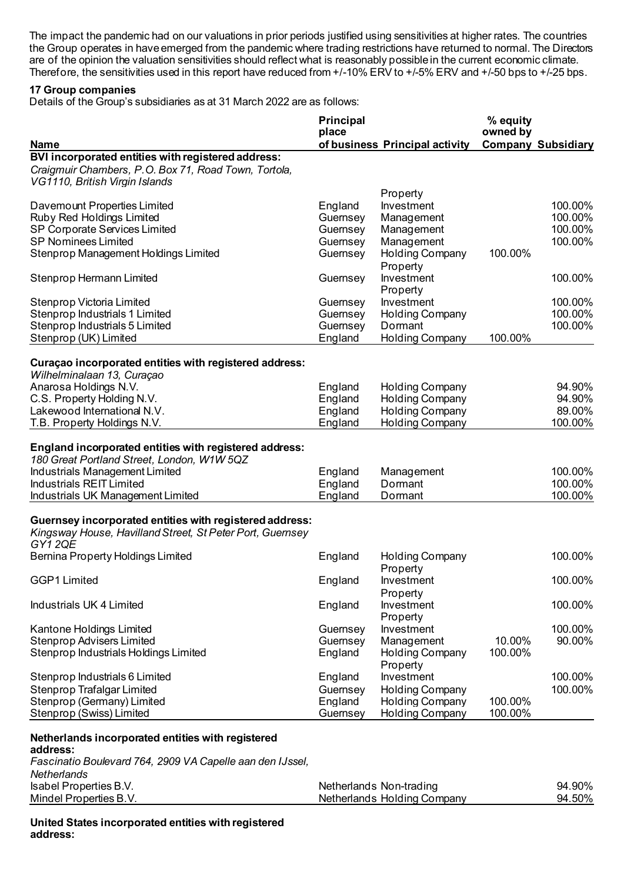The impact the pandemic had on our valuations in prior periods justified using sensitivities at higher rates. The countries the Group operates in have emerged from the pandemic where trading restrictions have returned to normal. The Directors are of the opinion the valuation sensitivities should reflect what is reasonably possible in the current economic climate. Therefore, the sensitivities used in this report have reduced from +/-10% ERV to +/-5% ERV and +/-50 bps to +/-25 bps.

**17 Group companies**

Details of the Group's subsidiaries as at 31 March 2022 are as follows:

| Name | Principal place of business | Principal activity | % equity owned by Company | Subsidiary |
|---|---|---|---|---|
| **BVI incorporated entities with registered address:** | | | | |
| *Craigmuir Chambers, P.O. Box 71, Road Town, Tortola, VG1110, British Virgin Islands* | | | | |
| Davemount Properties Limited | England | Property Investment | | 100.00% |
| Ruby Red Holdings Limited | Guernsey | Management | | 100.00% |
| SP Corporate Services Limited | Guernsey | Management | | 100.00% |
| SP Nominees Limited | Guernsey | Management | | 100.00% |
| Stenprop Management Holdings Limited | Guernsey | Holding Company | 100.00% | |
| Stenprop Hermann Limited | Guernsey | Property Investment | | 100.00% |
| Stenprop Victoria Limited | Guernsey | Property Investment | | 100.00% |
| Stenprop Industrials 1 Limited | Guernsey | Holding Company | | 100.00% |
| Stenprop Industrials 5 Limited | Guernsey | Dormant | | 100.00% |
| Stenprop (UK) Limited | England | Holding Company | 100.00% | |
| **Curaçao incorporated entities with registered address:** | | | | |
| *Wilhelminalaan 13, Curaçao* | | | | |
| Anarosa Holdings N.V. | England | Holding Company | | 94.90% |
| C.S. Property Holding N.V. | England | Holding Company | | 94.90% |
| Lakewood International N.V. | England | Holding Company | | 89.00% |
| T.B. Property Holdings N.V. | England | Holding Company | | 100.00% |
| **England incorporated entities with registered address:** | | | | |
| *180 Great Portland Street, London, W1W 5QZ* | | | | |
| Industrials Management Limited | England | Management | | 100.00% |
| Industrials REIT Limited | England | Dormant | | 100.00% |
| Industrials UK Management Limited | England | Dormant | | 100.00% |
| **Guernsey incorporated entities with registered address:** | | | | |
| *Kingsway House, Havilland Street, St Peter Port, Guernsey GY1 2QE* | | | | |
| Bernina Property Holdings Limited | England | Holding Company | | 100.00% |
| GGP1 Limited | England | Property Investment | | 100.00% |
| Industrials UK 4 Limited | England | Property Investment | | 100.00% |
| Kantone Holdings Limited | Guernsey | Property Investment | | 100.00% |
| Stenprop Advisers Limited | Guernsey | Management | 10.00% | 90.00% |
| Stenprop Industrials Holdings Limited | England | Holding Company | 100.00% | |
| Stenprop Industrials 6 Limited | England | Property Investment | | 100.00% |
| Stenprop Trafalgar Limited | Guernsey | Holding Company | | 100.00% |
| Stenprop (Germany) Limited | England | Holding Company | 100.00% | |
| Stenprop (Swiss) Limited | Guernsey | Holding Company | 100.00% | |
| **Netherlands incorporated entities with registered address:** | | | | |
| *Fascinatio Boulevard 764, 2909 VA Capelle aan den IJssel, Netherlands* | | | | |
| Isabel Properties B.V. | Netherlands | Non-trading | | 94.90% |
| Mindel Properties B.V. | Netherlands | Holding Company | | 94.50% |

**United States incorporated entities with registered address:**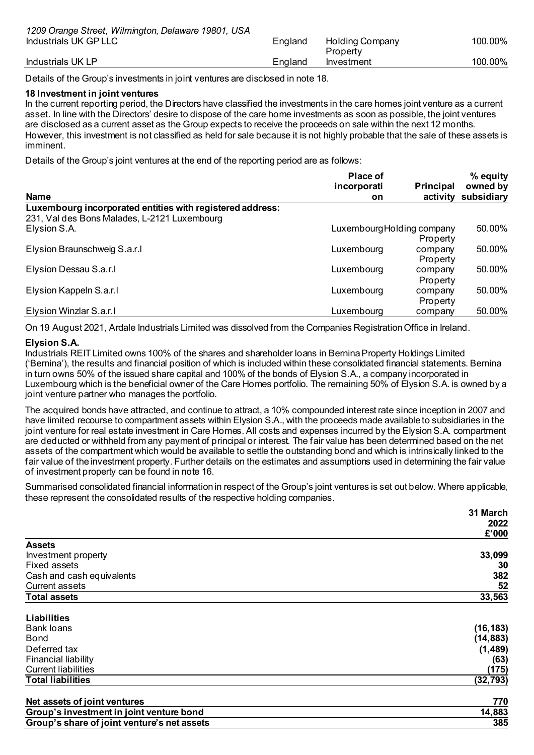| | | | |
|---|---|---|---|
| *1209 Orange Street, Wilmington, Delaware 19801, USA* | | | |
| Industrials UK GP LLC | England | Holding Company | 100.00% |
| Industrials UK LP | England | Property Investment | 100.00% |

Details of the Group's investments in joint ventures are disclosed in note 18.

**18 Investment in joint ventures**

In the current reporting period, the Directors have classified the investments in the care homes joint venture as a current asset. In line with the Directors' desire to dispose of the care home investments as soon as possible, the joint ventures are disclosed as a current asset as the Group expects to receive the proceeds on sale within the next 12 months. However, this investment is not classified as held for sale because it is not highly probable that the sale of these assets is imminent.

Details of the Group's joint ventures at the end of the reporting period are as follows:

| Name | Place of incorporation | Principal activity | % equity owned by subsidiary |
|---|---|---|---|
| **Luxembourg incorporated entities with registered address:** 231, Val des Bons Malades, L-2121 Luxembourg | | | |
| Elysion S.A. | Luxembourg | Holding company | 50.00% |
| Elysion Braunschweig S.a.r.l | Luxembourg | Property company | 50.00% |
| Elysion Dessau S.a.r.l | Luxembourg | Property company | 50.00% |
| Elysion Kappeln S.a.r.l | Luxembourg | Property company | 50.00% |
| Elysion Winzlar S.a.r.l | Luxembourg | Property company | 50.00% |

On 19 August 2021, Ardale Industrials Limited was dissolved from the Companies Registration Office in Ireland.

**Elysion S.A.**

Industrials REIT Limited owns 100% of the shares and shareholder loans in Bernina Property Holdings Limited ('Bernina'), the results and financial position of which is included within these consolidated financial statements. Bernina in turn owns 50% of the issued share capital and 100% of the bonds of Elysion S.A., a company incorporated in Luxembourg which is the beneficial owner of the Care Homes portfolio. The remaining 50% of Elysion S.A. is owned by a joint venture partner who manages the portfolio.

The acquired bonds have attracted, and continue to attract, a 10% compounded interest rate since inception in 2007 and have limited recourse to compartment assets within Elysion S.A., with the proceeds made available to subsidiaries in the joint venture for real estate investment in Care Homes. All costs and expenses incurred by the Elysion S.A. compartment are deducted or withheld from any payment of principal or interest. The fair value has been determined based on the net assets of the compartment which would be available to settle the outstanding bond and which is intrinsically linked to the fair value of the investment property. Further details on the estimates and assumptions used in determining the fair value of investment property can be found in note 16.

Summarised consolidated financial information in respect of the Group's joint ventures is set out below. Where applicable, these represent the consolidated results of the respective holding companies.

| | 31 March 2022 £'000 |
|---|---|
| **Assets** | |
| Investment property | **33,099** |
| Fixed assets | **30** |
| Cash and cash equivalents | **382** |
| Current assets | **52** |
| **Total assets** | **33,563** |
| **Liabilities** | |
| Bank loans | **(16,183)** |
| Bond | **(14,883)** |
| Deferred tax | **(1,489)** |
| Financial liability | **(63)** |
| Current liabilities | **(175)** |
| **Total liabilities** | **(32,793)** |
| **Net assets of joint ventures** | **770** |
| **Group's investment in joint venture bond** | **14,883** |
| **Group's share of joint venture's net assets** | **385** |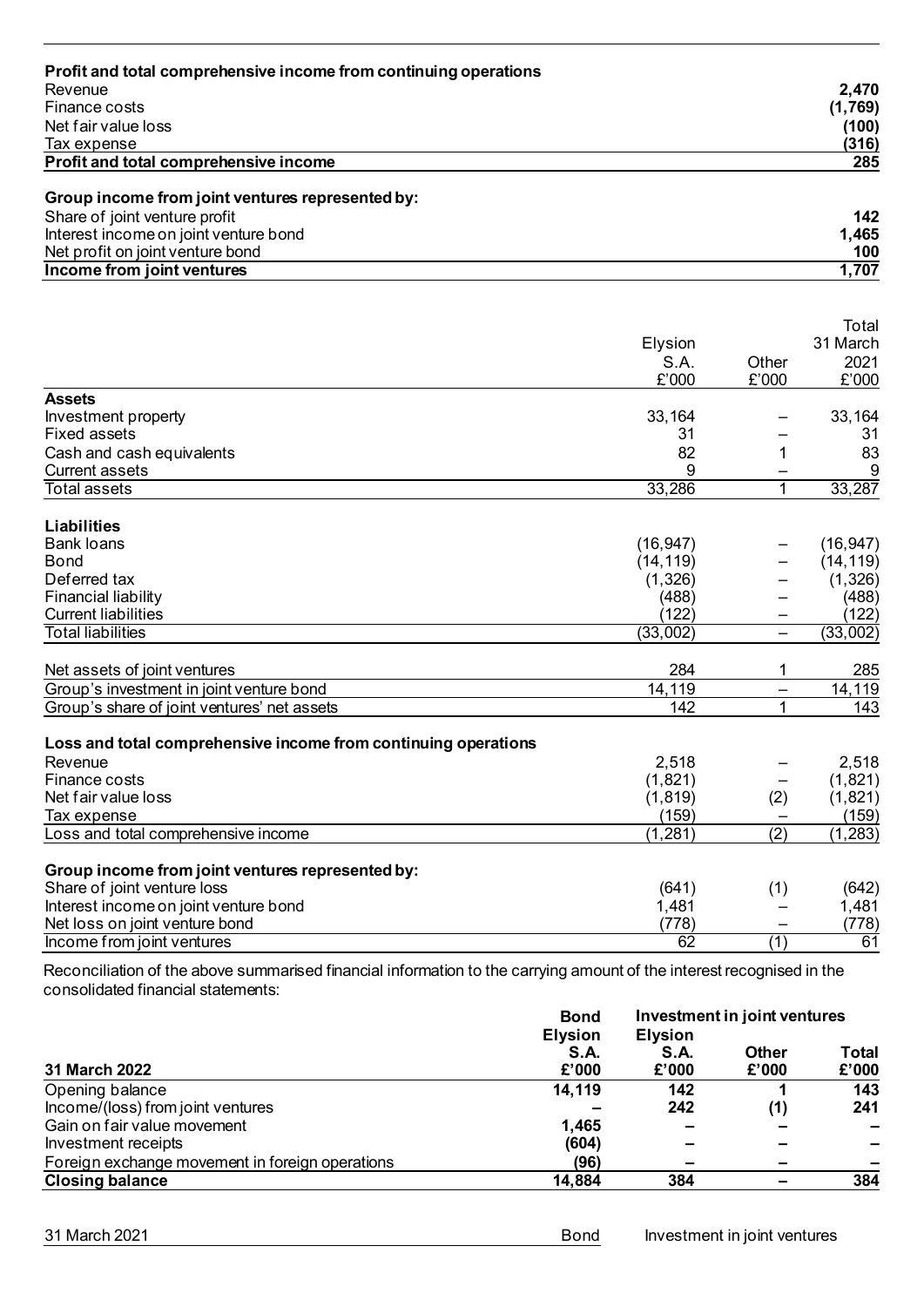| | |
|---|---|
| **Profit and total comprehensive income from continuing operations** | |
| Revenue | **2,470** |
| Finance costs | **(1,769)** |
| Net fair value loss | **(100)** |
| Tax expense | **(316)** |
| **Profit and total comprehensive income** | **285** |
| **Group income from joint ventures represented by:** | |
| Share of joint venture profit | **142** |
| Interest income on joint venture bond | **1,465** |
| Net profit on joint venture bond | **100** |
| **Income from joint ventures** | **1,707** |

| | Elysion S.A. £'000 | Other £'000 | Total 31 March 2021 £'000 |
|---|---|---|---|
| **Assets** | | | |
| Investment property | 33,164 | – | 33,164 |
| Fixed assets | 31 | – | 31 |
| Cash and cash equivalents | 82 | 1 | 83 |
| Current assets | 9 | – | 9 |
| Total assets | 33,286 | 1 | 33,287 |
| **Liabilities** | | | |
| Bank loans | (16,947) | – | (16,947) |
| Bond | (14,119) | – | (14,119) |
| Deferred tax | (1,326) | – | (1,326) |
| Financial liability | (488) | – | (488) |
| Current liabilities | (122) | – | (122) |
| Total liabilities | (33,002) | – | (33,002) |
| Net assets of joint ventures | 284 | 1 | 285 |
| Group's investment in joint venture bond | 14,119 | – | 14,119 |
| Group's share of joint ventures' net assets | 142 | 1 | 143 |
| **Loss and total comprehensive income from continuing operations** | | | |
| Revenue | 2,518 | – | 2,518 |
| Finance costs | (1,821) | – | (1,821) |
| Net fair value loss | (1,819) | (2) | (1,821) |
| Tax expense | (159) | – | (159) |
| Loss and total comprehensive income | (1,281) | (2) | (1,283) |
| **Group income from joint ventures represented by:** | | | |
| Share of joint venture loss | (641) | (1) | (642) |
| Interest income on joint venture bond | 1,481 | – | 1,481 |
| Net loss on joint venture bond | (778) | – | (778) |
| Income from joint ventures | 62 | (1) | 61 |

Reconciliation of the above summarised financial information to the carrying amount of the interest recognised in the consolidated financial statements:

| | **Bond** | **Investment in joint ventures** | | |
|---|---|---|---|---|
| **31 March 2022** | **Elysion S.A. £'000** | **Elysion S.A. £'000** | **Other £'000** | **Total £'000** |
| Opening balance | **14,119** | **142** | **1** | **143** |
| Income/(loss) from joint ventures | **–** | **242** | **(1)** | **241** |
| Gain on fair value movement | **1,465** | **–** | **–** | **–** |
| Investment receipts | **(604)** | **–** | **–** | **–** |
| Foreign exchange movement in foreign operations | **(96)** | **–** | **–** | **–** |
| **Closing balance** | **14,884** | **384** | **–** | **384** |

| 31 March 2021 | Bond | Investment in joint ventures |
|---|---|---|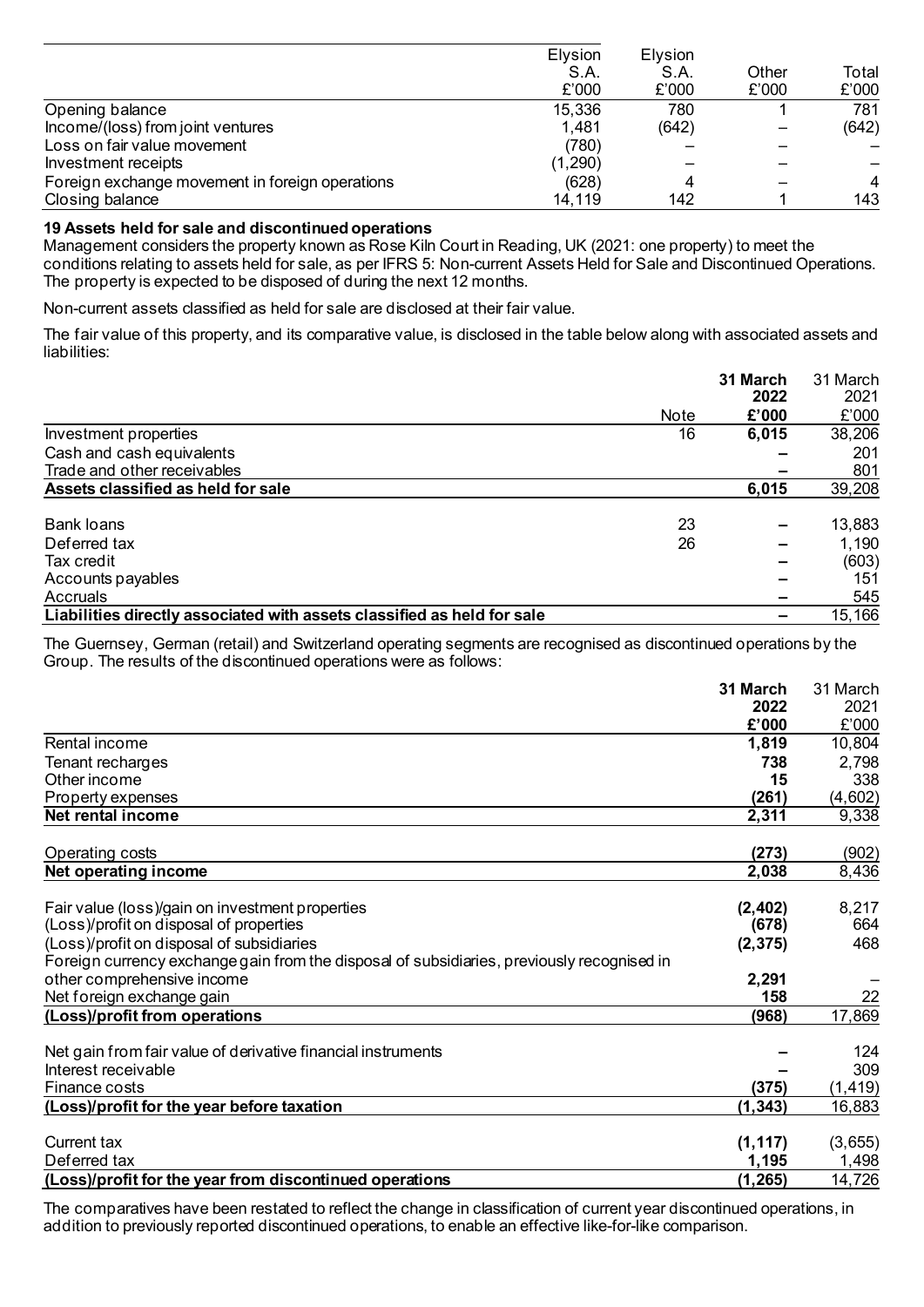| | Elysion S.A. £'000 | Elysion S.A. £'000 | Other £'000 | Total £'000 |
|---|---|---|---|---|
| Opening balance | 15,336 | 780 | 1 | 781 |
| Income/(loss) from joint ventures | 1,481 | (642) | – | (642) |
| Loss on fair value movement | (780) | – | – | – |
| Investment receipts | (1,290) | – | – | – |
| Foreign exchange movement in foreign operations | (628) | 4 | – | 4 |
| Closing balance | 14,119 | 142 | 1 | 143 |

**19 Assets held for sale and discontinued operations**

Management considers the property known as Rose Kiln Court in Reading, UK (2021: one property) to meet the conditions relating to assets held for sale, as per IFRS 5: Non-current Assets Held for Sale and Discontinued Operations. The property is expected to be disposed of during the next 12 months.

Non-current assets classified as held for sale are disclosed at their fair value.

The fair value of this property, and its comparative value, is disclosed in the table below along with associated assets and liabilities:

| | Note | **31 March 2022 £'000** | 31 March 2021 £'000 |
|---|---|---|---|
| Investment properties | 16 | **6,015** | 38,206 |
| Cash and cash equivalents | | **–** | 201 |
| Trade and other receivables | | **–** | 801 |
| **Assets classified as held for sale** | | **6,015** | 39,208 |
| | | | |
| Bank loans | 23 | **–** | 13,883 |
| Deferred tax | 26 | **–** | 1,190 |
| Tax credit | | **–** | (603) |
| Accounts payables | | **–** | 151 |
| Accruals | | **–** | 545 |
| **Liabilities directly associated with assets classified as held for sale** | | **–** | 15,166 |

The Guernsey, German (retail) and Switzerland operating segments are recognised as discontinued operations by the Group. The results of the discontinued operations were as follows:

| | **31 March 2022 £'000** | 31 March 2021 £'000 |
|---|---|---|
| Rental income | **1,819** | 10,804 |
| Tenant recharges | **738** | 2,798 |
| Other income | **15** | 338 |
| Property expenses | **(261)** | (4,602) |
| **Net rental income** | **2,311** | 9,338 |
| | | |
| Operating costs | **(273)** | (902) |
| **Net operating income** | **2,038** | 8,436 |
| | | |
| Fair value (loss)/gain on investment properties | **(2,402)** | 8,217 |
| (Loss)/profit on disposal of properties | **(678)** | 664 |
| (Loss)/profit on disposal of subsidiaries | **(2,375)** | 468 |
| Foreign currency exchange gain from the disposal of subsidiaries, previously recognised in other comprehensive income | **2,291** | – |
| Net foreign exchange gain | **158** | 22 |
| **(Loss)/profit from operations** | **(968)** | 17,869 |
| | | |
| Net gain from fair value of derivative financial instruments | **–** | 124 |
| Interest receivable | **–** | 309 |
| Finance costs | **(375)** | (1,419) |
| **(Loss)/profit for the year before taxation** | **(1,343)** | 16,883 |
| | | |
| Current tax | **(1,117)** | (3,655) |
| Deferred tax | **1,195** | 1,498 |
| **(Loss)/profit for the year from discontinued operations** | **(1,265)** | 14,726 |

The comparatives have been restated to reflect the change in classification of current year discontinued operations, in addition to previously reported discontinued operations, to enable an effective like-for-like comparison.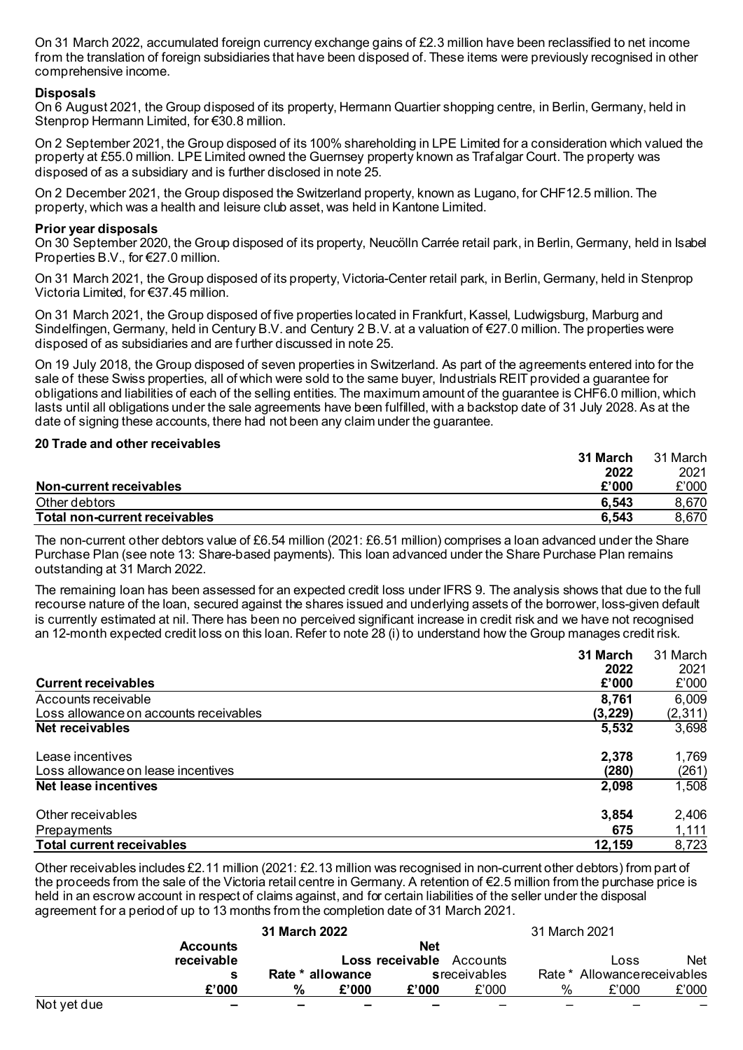On 31 March 2022, accumulated foreign currency exchange gains of £2.3 million have been reclassified to net income from the translation of foreign subsidiaries that have been disposed of. These items were previously recognised in other comprehensive income.

**Disposals**

On 6 August 2021, the Group disposed of its property, Hermann Quartier shopping centre, in Berlin, Germany, held in Stenprop Hermann Limited, for €30.8 million.

On 2 September 2021, the Group disposed of its 100% shareholding in LPE Limited for a consideration which valued the property at £55.0 million. LPE Limited owned the Guernsey property known as Trafalgar Court. The property was disposed of as a subsidiary and is further disclosed in note 25.

On 2 December 2021, the Group disposed the Switzerland property, known as Lugano, for CHF12.5 million. The property, which was a health and leisure club asset, was held in Kantone Limited.

**Prior year disposals**

On 30 September 2020, the Group disposed of its property, Neucölln Carrée retail park, in Berlin, Germany, held in Isabel Properties B.V., for €27.0 million.

On 31 March 2021, the Group disposed of its property, Victoria-Center retail park, in Berlin, Germany, held in Stenprop Victoria Limited, for €37.45 million.

On 31 March 2021, the Group disposed of five properties located in Frankfurt, Kassel, Ludwigsburg, Marburg and Sindelfingen, Germany, held in Century B.V. and Century 2 B.V. at a valuation of €27.0 million. The properties were disposed of as subsidiaries and are further discussed in note 25.

On 19 July 2018, the Group disposed of seven properties in Switzerland. As part of the agreements entered into for the sale of these Swiss properties, all of which were sold to the same buyer, Industrials REIT provided a guarantee for obligations and liabilities of each of the selling entities. The maximum amount of the guarantee is CHF6.0 million, which lasts until all obligations under the sale agreements have been fulfilled, with a backstop date of 31 July 2028. As at the date of signing these accounts, there had not been any claim under the guarantee.

## 20 Trade and other receivables

| **Non-current receivables** | **31 March 2022 £'000** | 31 March 2021 £'000 |
|---|---|---|
| Other debtors | **6,543** | 8,670 |
| **Total non-current receivables** | **6,543** | 8,670 |

The non-current other debtors value of £6.54 million (2021: £6.51 million) comprises a loan advanced under the Share Purchase Plan (see note 13: Share-based payments). This loan advanced under the Share Purchase Plan remains outstanding at 31 March 2022.

The remaining loan has been assessed for an expected credit loss under IFRS 9. The analysis shows that due to the full recourse nature of the loan, secured against the shares issued and underlying assets of the borrower, loss-given default is currently estimated at nil. There has been no perceived significant increase in credit risk and we have not recognised an 12-month expected credit loss on this loan. Refer to note 28 (i) to understand how the Group manages credit risk.

| **Current receivables** | **31 March 2022 £'000** | 31 March 2021 £'000 |
|---|---|---|
| Accounts receivable | **8,761** | 6,009 |
| Loss allowance on accounts receivables | **(3,229)** | (2,311) |
| **Net receivables** | **5,532** | 3,698 |
| | | |
| Lease incentives | **2,378** | 1,769 |
| Loss allowance on lease incentives | **(280)** | (261) |
| **Net lease incentives** | **2,098** | 1,508 |
| | | |
| Other receivables | **3,854** | 2,406 |
| Prepayments | **675** | 1,111 |
| **Total current receivables** | **12,159** | 8,723 |

Other receivables includes £2.11 million (2021: £2.13 million was recognised in non-current other debtors) from part of the proceeds from the sale of the Victoria retail centre in Germany. A retention of €2.5 million from the purchase price is held in an escrow account in respect of claims against, and for certain liabilities of the seller under the disposal agreement for a period of up to 13 months from the completion date of 31 March 2021.

| | **31 March 2022** | | | | 31 March 2021 | | | |
|---|---|---|---|---|---|---|---|---|
| | **Accounts receivables £'000** | **Rate * %** | **Loss allowance £'000** | **Net receivables £'000** | Accounts receivables £'000 | Rate * % | Loss Allowance £'000 | Net receivables £'000 |
| Not yet due | **–** | **–** | **–** | **–** | – | – | – | – |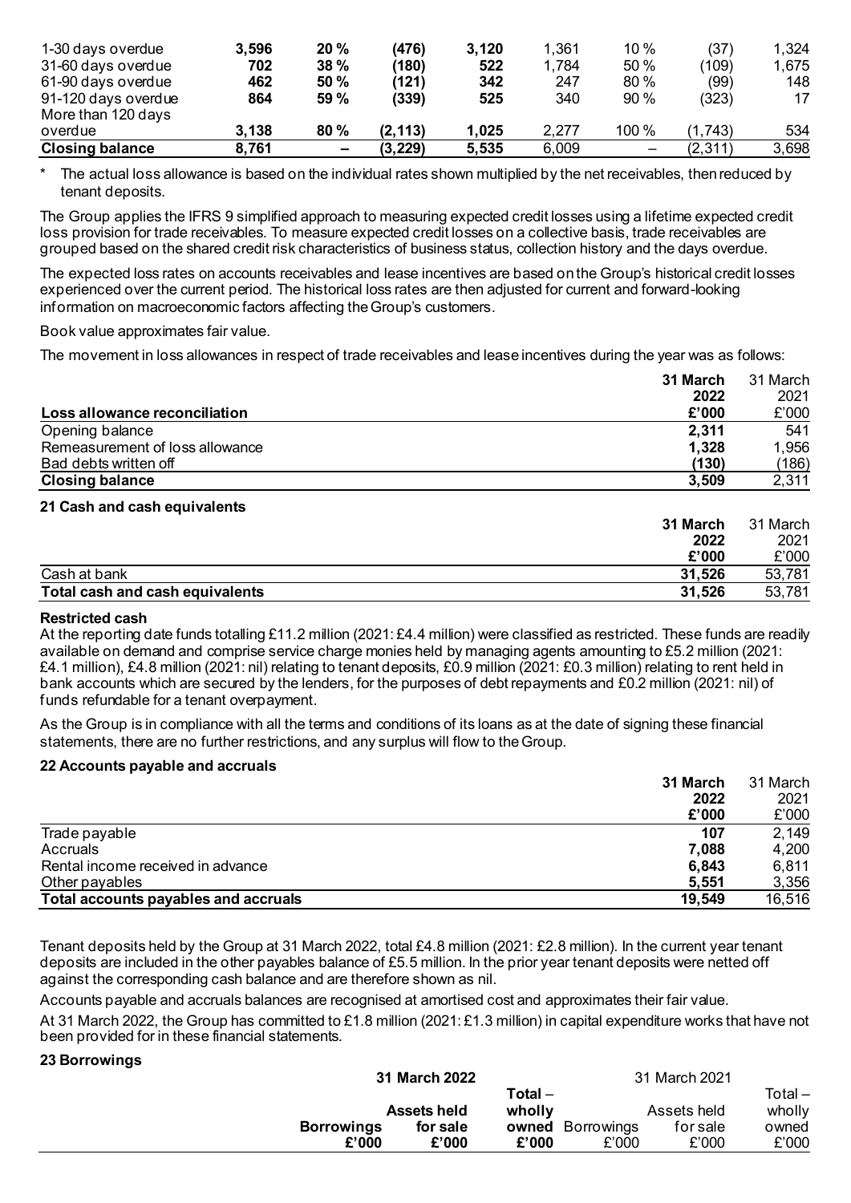| | | | | | | | | |
|---|---|---|---|---|---|---|---|---|
| 1-30 days overdue | **3,596** | **20 %** | **(476)** | **3,120** | 1,361 | 10 % | (37) | 1,324 |
| 31-60 days overdue | **702** | **38 %** | **(180)** | **522** | 1,784 | 50 % | (109) | 1,675 |
| 61-90 days overdue | **462** | **50 %** | **(121)** | **342** | 247 | 80 % | (99) | 148 |
| 91-120 days overdue | **864** | **59 %** | **(339)** | **525** | 340 | 90 % | (323) | 17 |
| More than 120 days overdue | **3,138** | **80 %** | **(2,113)** | **1,025** | 2,277 | 100 % | (1,743) | 534 |
| **Closing balance** | **8,761** | **–** | **(3,229)** | **5,535** | 6,009 | – | (2,311) | 3,698 |

\* The actual loss allowance is based on the individual rates shown multiplied by the net receivables, then reduced by tenant deposits.

The Group applies the IFRS 9 simplified approach to measuring expected credit losses using a lifetime expected credit loss provision for trade receivables. To measure expected credit losses on a collective basis, trade receivables are grouped based on the shared credit risk characteristics of business status, collection history and the days overdue.

The expected loss rates on accounts receivables and lease incentives are based on the Group's historical credit losses experienced over the current period. The historical loss rates are then adjusted for current and forward-looking information on macroeconomic factors affecting the Group's customers.

Book value approximates fair value.

The movement in loss allowances in respect of trade receivables and lease incentives during the year was as follows:

| Loss allowance reconciliation | 31 March 2022 £'000 | 31 March 2021 £'000 |
|---|---|---|
| Opening balance | **2,311** | 541 |
| Remeasurement of loss allowance | **1,328** | 1,956 |
| Bad debts written off | **(130)** | (186) |
| **Closing balance** | **3,509** | 2,311 |

## 21 Cash and cash equivalents

| | 31 March 2022 £'000 | 31 March 2021 £'000 |
|---|---|---|
| Cash at bank | **31,526** | 53,781 |
| **Total cash and cash equivalents** | **31,526** | 53,781 |

**Restricted cash**

At the reporting date funds totalling £11.2 million (2021: £4.4 million) were classified as restricted. These funds are readily available on demand and comprise service charge monies held by managing agents amounting to £5.2 million (2021: £4.1 million), £4.8 million (2021: nil) relating to tenant deposits, £0.9 million (2021: £0.3 million) relating to rent held in bank accounts which are secured by the lenders, for the purposes of debt repayments and £0.2 million (2021: nil) of funds refundable for a tenant overpayment.

As the Group is in compliance with all the terms and conditions of its loans as at the date of signing these financial statements, there are no further restrictions, and any surplus will flow to the Group.

## 22 Accounts payable and accruals

| | 31 March 2022 £'000 | 31 March 2021 £'000 |
|---|---|---|
| Trade payable | **107** | 2,149 |
| Accruals | **7,088** | 4,200 |
| Rental income received in advance | **6,843** | 6,811 |
| Other payables | **5,551** | 3,356 |
| **Total accounts payables and accruals** | **19,549** | 16,516 |

Tenant deposits held by the Group at 31 March 2022, total £4.8 million (2021: £2.8 million). In the current year tenant deposits are included in the other payables balance of £5.5 million. In the prior year tenant deposits were netted off against the corresponding cash balance and are therefore shown as nil.

Accounts payable and accruals balances are recognised at amortised cost and approximates their fair value.

At 31 March 2022, the Group has committed to £1.8 million (2021: £1.3 million) in capital expenditure works that have not been provided for in these financial statements.

## 23 Borrowings

| | **31 March 2022** | | | 31 March 2021 | | |
|---|---|---|---|---|---|---|
| | **Borrowings £'000** | **Assets held for sale £'000** | **Total – wholly owned £'000** | Borrowings £'000 | Assets held for sale £'000 | Total – wholly owned £'000 |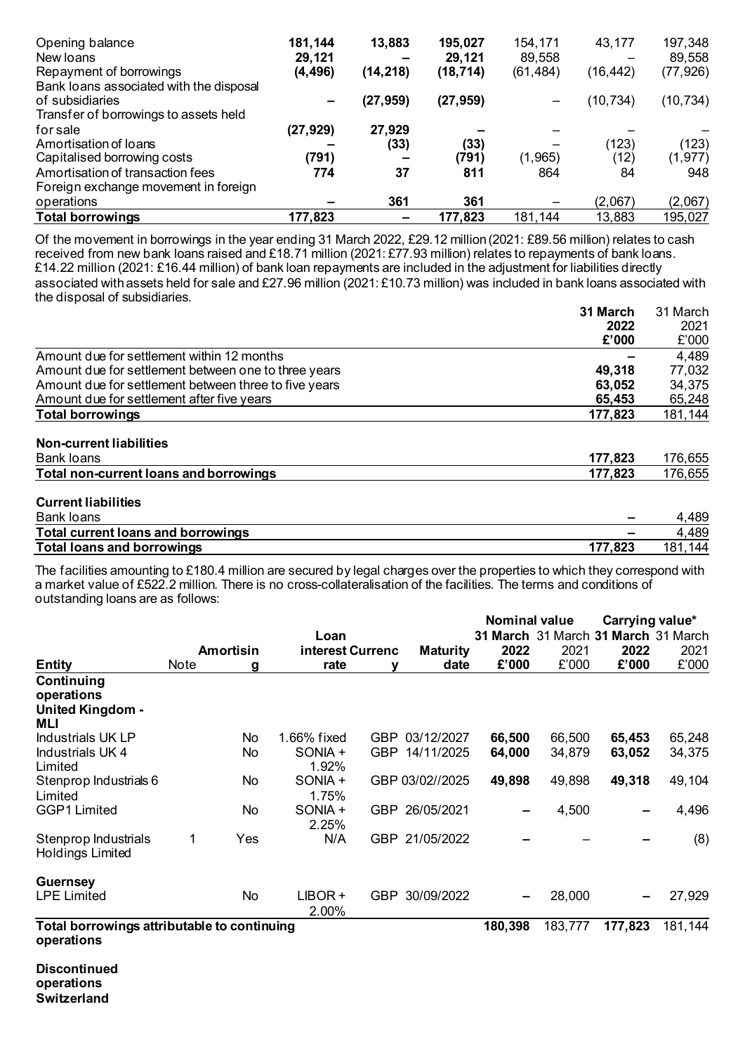| | | | | | | |
|---|---|---|---|---|---|---|
| Opening balance | **181,144** | **13,883** | **195,027** | 154,171 | 43,177 | 197,348 |
| New loans | **29,121** | **–** | **29,121** | 89,558 | – | 89,558 |
| Repayment of borrowings | **(4,496)** | **(14,218)** | **(18,714)** | (61,484) | (16,442) | (77,926) |
| Bank loans associated with the disposal of subsidiaries | **–** | **(27,959)** | **(27,959)** | – | (10,734) | (10,734) |
| Transfer of borrowings to assets held for sale | **(27,929)** | **27,929** | **–** | – | – | – |
| Amortisation of loans | **–** | **(33)** | **(33)** | – | (123) | (123) |
| Capitalised borrowing costs | **(791)** | **–** | **(791)** | (1,965) | (12) | (1,977) |
| Amortisation of transaction fees | **774** | **37** | **811** | 864 | 84 | 948 |
| Foreign exchange movement in foreign operations | **–** | **361** | **361** | – | (2,067) | (2,067) |
| **Total borrowings** | **177,823** | **–** | **177,823** | 181,144 | 13,883 | 195,027 |

Of the movement in borrowings in the year ending 31 March 2022, £29.12 million (2021: £89.56 million) relates to cash received from new bank loans raised and £18.71 million (2021: £77.93 million) relates to repayments of bank loans. £14.22 million (2021: £16.44 million) of bank loan repayments are included in the adjustment for liabilities directly associated with assets held for sale and £27.96 million (2021: £10.73 million) was included in bank loans associated with the disposal of subsidiaries.

| | **31 March 2022 £'000** | 31 March 2021 £'000 |
|---|---|---|
| Amount due for settlement within 12 months | **–** | 4,489 |
| Amount due for settlement between one to three years | **49,318** | 77,032 |
| Amount due for settlement between three to five years | **63,052** | 34,375 |
| Amount due for settlement after five years | **65,453** | 65,248 |
| **Total borrowings** | **177,823** | 181,144 |
| | | |
| **Non-current liabilities** | | |
| Bank loans | **177,823** | 176,655 |
| **Total non-current loans and borrowings** | **177,823** | 176,655 |
| | | |
| **Current liabilities** | | |
| Bank loans | **–** | 4,489 |
| **Total current loans and borrowings** | **–** | 4,489 |
| **Total loans and borrowings** | **177,823** | 181,144 |

The facilities amounting to £180.4 million are secured by legal charges over the properties to which they correspond with a market value of £522.2 million. There is no cross-collateralisation of the facilities. The terms and conditions of outstanding loans are as follows:

| | | | | | | Nominal value | | Carrying value* | |
|---|---|---|---|---|---|---|---|---|---|
| **Entity** | Note | **Amortising** | **Loan interest rate** | **Currency** | **Maturity date** | **31 March 2022 £'000** | 31 March 2021 £'000 | **31 March 2022 £'000** | 31 March 2021 £'000 |
| **Continuing operations** | | | | | | | | | |
| **United Kingdom - MLI** | | | | | | | | | |
| Industrials UK LP | | No | 1.66% fixed | GBP | 03/12/2027 | **66,500** | 66,500 | **65,453** | 65,248 |
| Industrials UK 4 Limited | | No | SONIA + 1.92% | GBP | 14/11/2025 | **64,000** | 34,879 | **63,052** | 34,375 |
| Stenprop Industrials 6 Limited | | No | SONIA + 1.75% | GBP | 03/02//2025 | **49,898** | 49,898 | **49,318** | 49,104 |
| GGP1 Limited | | No | SONIA + 2.25% | GBP | 26/05/2021 | **–** | 4,500 | **–** | 4,496 |
| Stenprop Industrials Holdings Limited | 1 | Yes | N/A | GBP | 21/05/2022 | **–** | – | **–** | (8) |
| **Guernsey** | | | | | | | | | |
| LPE Limited | | No | LIBOR + 2.00% | GBP | 30/09/2022 | **–** | 28,000 | **–** | 27,929 |
| **Total borrowings attributable to continuing operations** | | | | | | **180,398** | 183,777 | **177,823** | 181,144 |

**Discontinued operations**
**Switzerland**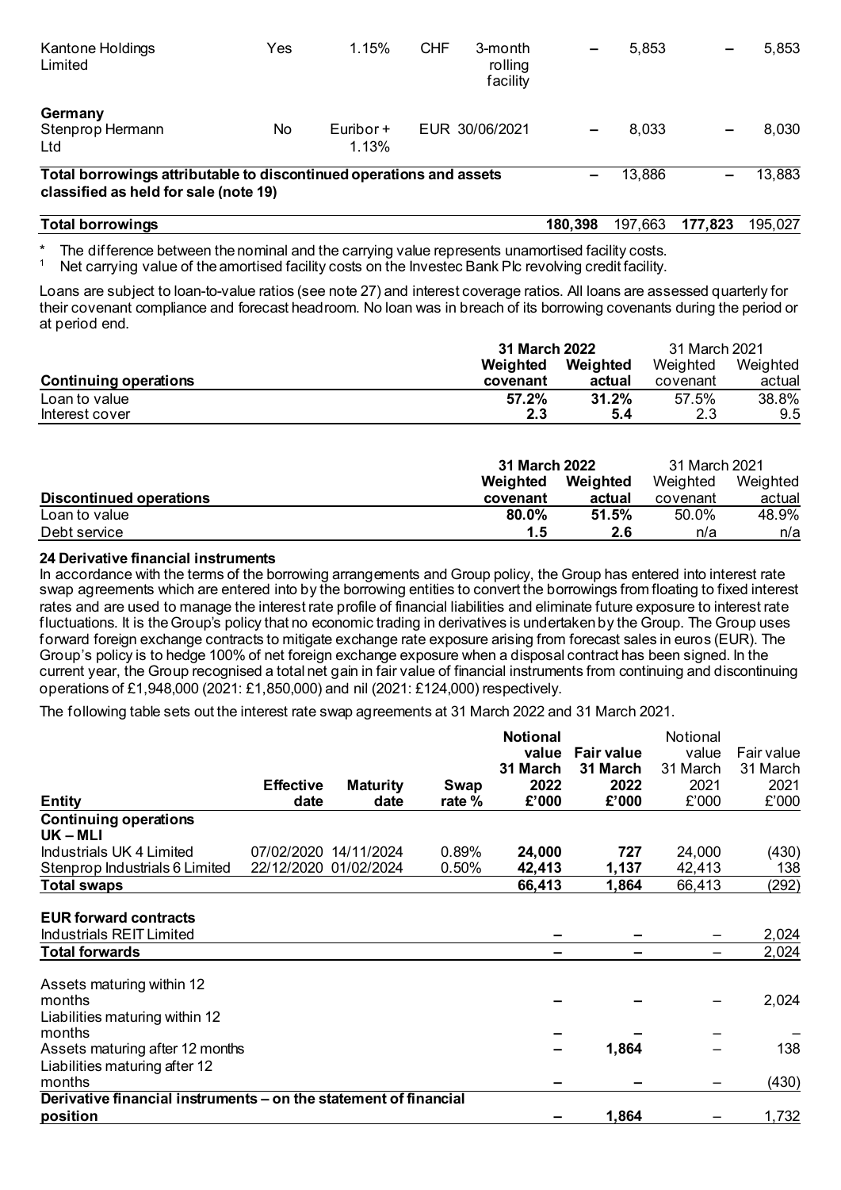| | | | | | | | | |
|---|---|---|---|---|---|---|---|---|
| Kantone Holdings Limited | Yes | 1.15% | CHF | 3-month rolling facility | – | 5,853 | – | 5,853 |
| **Germany** | | | | | | | | |
| Stenprop Hermann Ltd | No | Euribor + 1.13% | EUR | 30/06/2021 | – | 8,033 | – | 8,030 |
| **Total borrowings attributable to discontinued operations and assets classified as held for sale (note 19)** | | | | | – | 13,886 | – | 13,883 |
| **Total borrowings** | | | | | **180,398** | 197,663 | **177,823** | 195,027 |

\* The difference between the nominal and the carrying value represents unamortised facility costs.
[1] Net carrying value of the amortised facility costs on the Investec Bank Plc revolving credit facility.

Loans are subject to loan-to-value ratios (see note 27) and interest coverage ratios. All loans are assessed quarterly for their covenant compliance and forecast headroom. No loan was in breach of its borrowing covenants during the period or at period end.

| | **31 March 2022** | | 31 March 2021 | |
|---|---|---|---|---|
| **Continuing operations** | **Weighted covenant** | **Weighted actual** | Weighted covenant | Weighted actual |
| Loan to value | **57.2%** | **31.2%** | 57.5% | 38.8% |
| Interest cover | **2.3** | **5.4** | 2.3 | 9.5 |

| | **31 March 2022** | | 31 March 2021 | |
|---|---|---|---|---|
| **Discontinued operations** | **Weighted covenant** | **Weighted actual** | Weighted covenant | Weighted actual |
| Loan to value | **80.0%** | **51.5%** | 50.0% | 48.9% |
| Debt service | **1.5** | **2.6** | n/a | n/a |

### 24 Derivative financial instruments

In accordance with the terms of the borrowing arrangements and Group policy, the Group has entered into interest rate swap agreements which are entered into by the borrowing entities to convert the borrowings from floating to fixed interest rates and are used to manage the interest rate profile of financial liabilities and eliminate future exposure to interest rate fluctuations. It is the Group's policy that no economic trading in derivatives is undertaken by the Group. The Group uses forward foreign exchange contracts to mitigate exchange rate exposure arising from forecast sales in euros (EUR). The Group's policy is to hedge 100% of net foreign exchange exposure when a disposal contract has been signed. In the current year, the Group recognised a total net gain in fair value of financial instruments from continuing and discontinuing operations of £1,948,000 (2021: £1,850,000) and nil (2021: £124,000) respectively.

The following table sets out the interest rate swap agreements at 31 March 2022 and 31 March 2021.

| **Entity** | **Effective date** | **Maturity date** | **Swap rate %** | **Notional value 31 March 2022 £'000** | **Fair value 31 March 2022 £'000** | Notional value 31 March 2021 £'000 | Fair value 31 March 2021 £'000 |
|---|---|---|---|---|---|---|---|
| **Continuing operations** | | | | | | | |
| **UK – MLI** | | | | | | | |
| Industrials UK 4 Limited | 07/02/2020 | 14/11/2024 | 0.89% | **24,000** | **727** | 24,000 | (430) |
| Stenprop Industrials 6 Limited | 22/12/2020 | 01/02/2024 | 0.50% | **42,413** | **1,137** | 42,413 | 138 |
| **Total swaps** | | | | **66,413** | **1,864** | 66,413 | (292) |
| | | | | | | | |
| **EUR forward contracts** | | | | | | | |
| Industrials REIT Limited | | | | **–** | **–** | – | 2,024 |
| **Total forwards** | | | | **–** | **–** | – | 2,024 |
| | | | | | | | |
| Assets maturing within 12 months | | | | **–** | **–** | – | 2,024 |
| Liabilities maturing within 12 months | | | | **–** | **–** | – | – |
| Assets maturing after 12 months | | | | **–** | **1,864** | – | 138 |
| Liabilities maturing after 12 months | | | | **–** | **–** | – | (430) |
| **Derivative financial instruments – on the statement of financial position** | | | | **–** | **1,864** | – | 1,732 |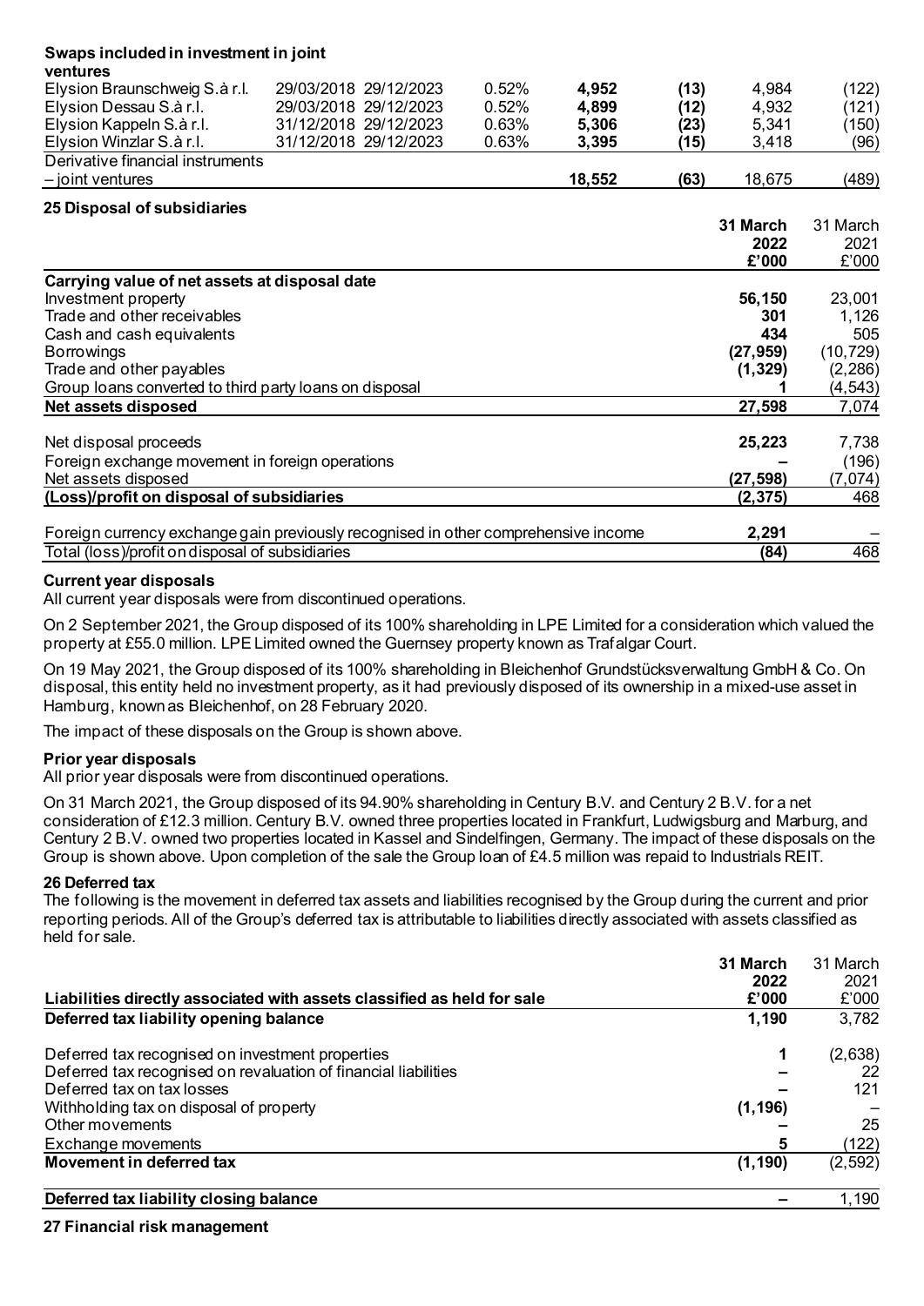| Swaps included in investment in joint ventures | | | | | | | |
|---|---|---|---|---|---|---|---|
| Elysion Braunschweig S.à r.l. | 29/03/2018 | 29/12/2023 | 0.52% | **4,952** | **(13)** | 4,984 | (122) |
| Elysion Dessau S.à r.l. | 29/03/2018 | 29/12/2023 | 0.52% | **4,899** | **(12)** | 4,932 | (121) |
| Elysion Kappeln S.à r.l. | 31/12/2018 | 29/12/2023 | 0.63% | **5,306** | **(23)** | 5,341 | (150) |
| Elysion Winzlar S.à r.l. | 31/12/2018 | 29/12/2023 | 0.63% | **3,395** | **(15)** | 3,418 | (96) |
| Derivative financial instruments – joint ventures | | | | **18,552** | **(63)** | 18,675 | (489) |

## 25 Disposal of subsidiaries

| | 31 March 2022 £'000 | 31 March 2021 £'000 |
|---|---|---|
| **Carrying value of net assets at disposal date** | | |
| Investment property | **56,150** | 23,001 |
| Trade and other receivables | **301** | 1,126 |
| Cash and cash equivalents | **434** | 505 |
| Borrowings | **(27,959)** | (10,729) |
| Trade and other payables | **(1,329)** | (2,286) |
| Group loans converted to third party loans on disposal | **1** | (4,543) |
| **Net assets disposed** | **27,598** | 7,074 |
| | | |
| Net disposal proceeds | **25,223** | 7,738 |
| Foreign exchange movement in foreign operations | **–** | (196) |
| Net assets disposed | **(27,598)** | (7,074) |
| **(Loss)/profit on disposal of subsidiaries** | **(2,375)** | 468 |
| | | |
| Foreign currency exchange gain previously recognised in other comprehensive income | **2,291** | – |
| Total (loss)/profit on disposal of subsidiaries | **(84)** | 468 |

### Current year disposals

All current year disposals were from discontinued operations.

On 2 September 2021, the Group disposed of its 100% shareholding in LPE Limited for a consideration which valued the property at £55.0 million. LPE Limited owned the Guernsey property known as Trafalgar Court.

On 19 May 2021, the Group disposed of its 100% shareholding in Bleichenhof Grundstücksverwaltung GmbH & Co. On disposal, this entity held no investment property, as it had previously disposed of its ownership in a mixed-use asset in Hamburg, known as Bleichenhof, on 28 February 2020.

The impact of these disposals on the Group is shown above.

### Prior year disposals

All prior year disposals were from discontinued operations.

On 31 March 2021, the Group disposed of its 94.90% shareholding in Century B.V. and Century 2 B.V. for a net consideration of £12.3 million. Century B.V. owned three properties located in Frankfurt, Ludwigsburg and Marburg, and Century 2 B.V. owned two properties located in Kassel and Sindelfingen, Germany. The impact of these disposals on the Group is shown above. Upon completion of the sale the Group loan of £4.5 million was repaid to Industrials REIT.

## 26 Deferred tax

The following is the movement in deferred tax assets and liabilities recognised by the Group during the current and prior reporting periods. All of the Group's deferred tax is attributable to liabilities directly associated with assets classified as held for sale.

| Liabilities directly associated with assets classified as held for sale | 31 March 2022 £'000 | 31 March 2021 £'000 |
|---|---|---|
| **Deferred tax liability opening balance** | **1,190** | 3,782 |
| | | |
| Deferred tax recognised on investment properties | **1** | (2,638) |
| Deferred tax recognised on revaluation of financial liabilities | **–** | 22 |
| Deferred tax on tax losses | **–** | 121 |
| Withholding tax on disposal of property | **(1,196)** | – |
| Other movements | **–** | 25 |
| Exchange movements | **5** | (122) |
| **Movement in deferred tax** | **(1,190)** | (2,592) |
| | | |
| **Deferred tax liability closing balance** | **–** | 1,190 |

## 27 Financial risk management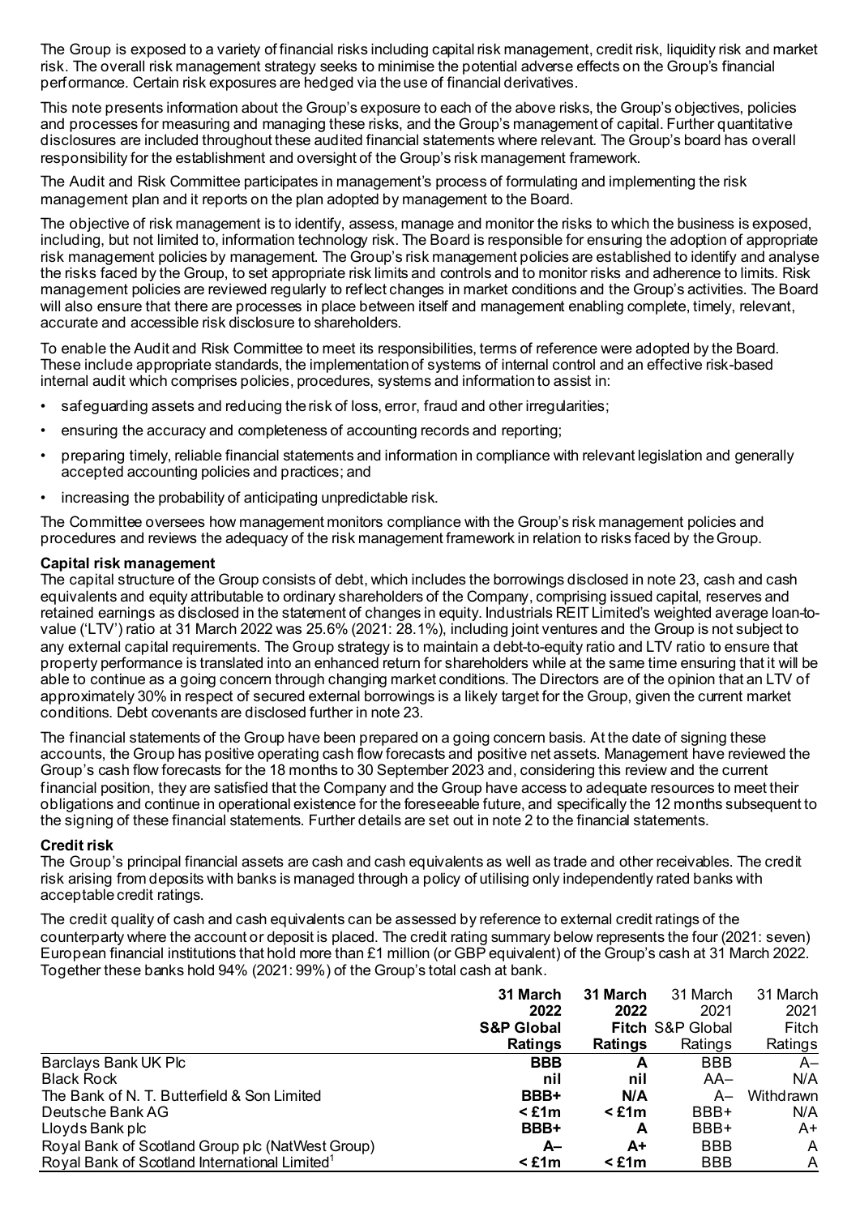The Group is exposed to a variety of financial risks including capital risk management, credit risk, liquidity risk and market risk. The overall risk management strategy seeks to minimise the potential adverse effects on the Group's financial performance. Certain risk exposures are hedged via the use of financial derivatives.

This note presents information about the Group's exposure to each of the above risks, the Group's objectives, policies and processes for measuring and managing these risks, and the Group's management of capital. Further quantitative disclosures are included throughout these audited financial statements where relevant. The Group's board has overall responsibility for the establishment and oversight of the Group's risk management framework.

The Audit and Risk Committee participates in management's process of formulating and implementing the risk management plan and it reports on the plan adopted by management to the Board.

The objective of risk management is to identify, assess, manage and monitor the risks to which the business is exposed, including, but not limited to, information technology risk. The Board is responsible for ensuring the adoption of appropriate risk management policies by management. The Group's risk management policies are established to identify and analyse the risks faced by the Group, to set appropriate risk limits and controls and to monitor risks and adherence to limits. Risk management policies are reviewed regularly to reflect changes in market conditions and the Group's activities. The Board will also ensure that there are processes in place between itself and management enabling complete, timely, relevant, accurate and accessible risk disclosure to shareholders.

To enable the Audit and Risk Committee to meet its responsibilities, terms of reference were adopted by the Board. These include appropriate standards, the implementation of systems of internal control and an effective risk-based internal audit which comprises policies, procedures, systems and information to assist in:

- safeguarding assets and reducing the risk of loss, error, fraud and other irregularities;
- ensuring the accuracy and completeness of accounting records and reporting;
- preparing timely, reliable financial statements and information in compliance with relevant legislation and generally accepted accounting policies and practices; and
- increasing the probability of anticipating unpredictable risk.

The Committee oversees how management monitors compliance with the Group's risk management policies and procedures and reviews the adequacy of the risk management framework in relation to risks faced by the Group.

**Capital risk management**

The capital structure of the Group consists of debt, which includes the borrowings disclosed in note 23, cash and cash equivalents and equity attributable to ordinary shareholders of the Company, comprising issued capital, reserves and retained earnings as disclosed in the statement of changes in equity. Industrials REIT Limited's weighted average loan-to-value ('LTV') ratio at 31 March 2022 was 25.6% (2021: 28.1%), including joint ventures and the Group is not subject to any external capital requirements. The Group strategy is to maintain a debt-to-equity ratio and LTV ratio to ensure that property performance is translated into an enhanced return for shareholders while at the same time ensuring that it will be able to continue as a going concern through changing market conditions. The Directors are of the opinion that an LTV of approximately 30% in respect of secured external borrowings is a likely target for the Group, given the current market conditions. Debt covenants are disclosed further in note 23.

The financial statements of the Group have been prepared on a going concern basis. At the date of signing these accounts, the Group has positive operating cash flow forecasts and positive net assets. Management have reviewed the Group's cash flow forecasts for the 18 months to 30 September 2023 and, considering this review and the current financial position, they are satisfied that the Company and the Group have access to adequate resources to meet their obligations and continue in operational existence for the foreseeable future, and specifically the 12 months subsequent to the signing of these financial statements. Further details are set out in note 2 to the financial statements.

**Credit risk**

The Group's principal financial assets are cash and cash equivalents as well as trade and other receivables. The credit risk arising from deposits with banks is managed through a policy of utilising only independently rated banks with acceptable credit ratings.

The credit quality of cash and cash equivalents can be assessed by reference to external credit ratings of the counterparty where the account or deposit is placed. The credit rating summary below represents the four (2021: seven) European financial institutions that hold more than £1 million (or GBP equivalent) of the Group's cash at 31 March 2022. Together these banks hold 94% (2021: 99%) of the Group's total cash at bank.

| | **31 March 2022 S&P Global Ratings** | **31 March 2022 Fitch Ratings** | 31 March 2021 S&P Global Ratings | 31 March 2021 Fitch Ratings |
|---|---|---|---|---|
| Barclays Bank UK Plc | **BBB** | **A** | BBB | A– |
| Black Rock | **nil** | **nil** | AA– | N/A |
| The Bank of N. T. Butterfield & Son Limited | **BBB+** | **N/A** | A– | Withdrawn |
| Deutsche Bank AG | **< £1m** | **< £1m** | BBB+ | N/A |
| Lloyds Bank plc | **BBB+** | **A** | BBB+ | A+ |
| Royal Bank of Scotland Group plc (NatWest Group) | **A–** | **A+** | BBB | A |
| Royal Bank of Scotland International Limited[1] | **< £1m** | **< £1m** | BBB | A |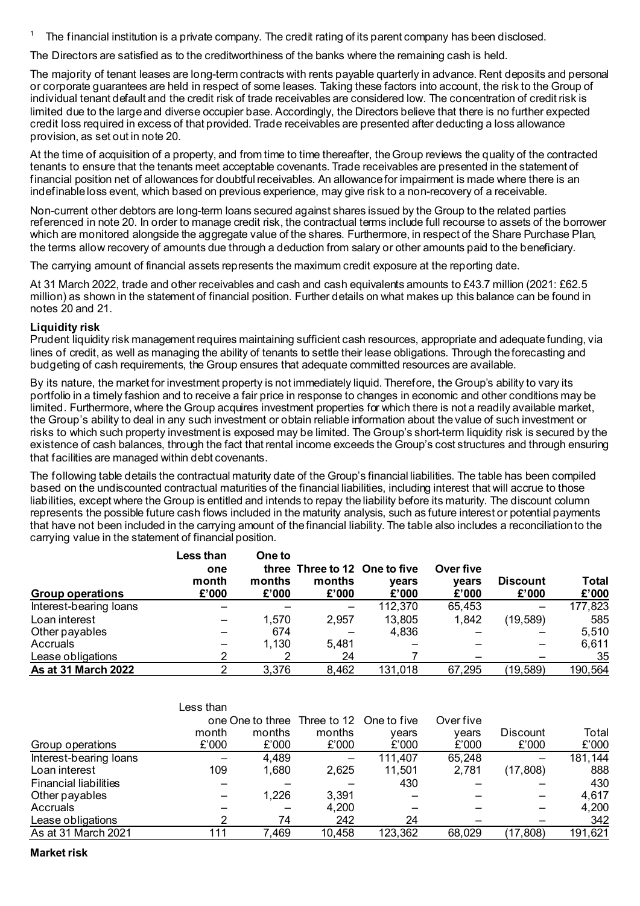[1] The financial institution is a private company. The credit rating of its parent company has been disclosed.

The Directors are satisfied as to the creditworthiness of the banks where the remaining cash is held.

The majority of tenant leases are long-term contracts with rents payable quarterly in advance. Rent deposits and personal or corporate guarantees are held in respect of some leases. Taking these factors into account, the risk to the Group of individual tenant default and the credit risk of trade receivables are considered low. The concentration of credit risk is limited due to the large and diverse occupier base. Accordingly, the Directors believe that there is no further expected credit loss required in excess of that provided. Trade receivables are presented after deducting a loss allowance provision, as set out in note 20.

At the time of acquisition of a property, and from time to time thereafter, the Group reviews the quality of the contracted tenants to ensure that the tenants meet acceptable covenants. Trade receivables are presented in the statement of financial position net of allowances for doubtful receivables. An allowance for impairment is made where there is an indefinable loss event, which based on previous experience, may give risk to a non-recovery of a receivable.

Non-current other debtors are long-term loans secured against shares issued by the Group to the related parties referenced in note 20. In order to manage credit risk, the contractual terms include full recourse to assets of the borrower which are monitored alongside the aggregate value of the shares. Furthermore, in respect of the Share Purchase Plan, the terms allow recovery of amounts due through a deduction from salary or other amounts paid to the beneficiary.

The carrying amount of financial assets represents the maximum credit exposure at the reporting date.

At 31 March 2022, trade and other receivables and cash and cash equivalents amounts to £43.7 million (2021: £62.5 million) as shown in the statement of financial position. Further details on what makes up this balance can be found in notes 20 and 21.

**Liquidity risk**

Prudent liquidity risk management requires maintaining sufficient cash resources, appropriate and adequate funding, via lines of credit, as well as managing the ability of tenants to settle their lease obligations. Through the forecasting and budgeting of cash requirements, the Group ensures that adequate committed resources are available.

By its nature, the market for investment property is not immediately liquid. Therefore, the Group's ability to vary its portfolio in a timely fashion and to receive a fair price in response to changes in economic and other conditions may be limited. Furthermore, where the Group acquires investment properties for which there is not a readily available market, the Group's ability to deal in any such investment or obtain reliable information about the value of such investment or risks to which such property investment is exposed may be limited. The Group's short-term liquidity risk is secured by the existence of cash balances, through the fact that rental income exceeds the Group's cost structures and through ensuring that facilities are managed within debt covenants.

The following table details the contractual maturity date of the Group's financial liabilities. The table has been compiled based on the undiscounted contractual maturities of the financial liabilities, including interest that will accrue to those liabilities, except where the Group is entitled and intends to repay the liability before its maturity. The discount column represents the possible future cash flows included in the maturity analysis, such as future interest or potential payments that have not been included in the carrying amount of the financial liability. The table also includes a reconciliation to the carrying value in the statement of financial position.

| **Group operations** | **Less than one month £'000** | **One to three months £'000** | **Three to 12 months £'000** | **One to five years £'000** | **Over five years £'000** | **Discount £'000** | **Total £'000** |
|---|---|---|---|---|---|---|---|
| Interest-bearing loans | – | – | – | 112,370 | 65,453 | – | 177,823 |
| Loan interest | – | 1,570 | 2,957 | 13,805 | 1,842 | (19,589) | 585 |
| Other payables | – | 674 | – | 4,836 | – | – | 5,510 |
| Accruals | – | 1,130 | 5,481 | – | – | – | 6,611 |
| Lease obligations | 2 | 2 | 24 | 7 | – | – | 35 |
| **As at 31 March 2022** | **2** | **3,376** | **8,462** | **131,018** | **67,295** | **(19,589)** | **190,564** |

| Group operations | Less than one month £'000 | One to three months £'000 | Three to 12 months £'000 | One to five years £'000 | Over five years £'000 | Discount £'000 | Total £'000 |
|---|---|---|---|---|---|---|---|
| Interest-bearing loans | – | 4,489 | – | 111,407 | 65,248 | – | 181,144 |
| Loan interest | 109 | 1,680 | 2,625 | 11,501 | 2,781 | (17,808) | 888 |
| Financial liabilities | – | – | – | 430 | – | – | 430 |
| Other payables | – | 1,226 | 3,391 | – | – | – | 4,617 |
| Accruals | – | – | 4,200 | – | – | – | 4,200 |
| Lease obligations | 2 | 74 | 242 | 24 | – | – | 342 |
| As at 31 March 2021 | 111 | 7,469 | 10,458 | 123,362 | 68,029 | (17,808) | 191,621 |

**Market risk**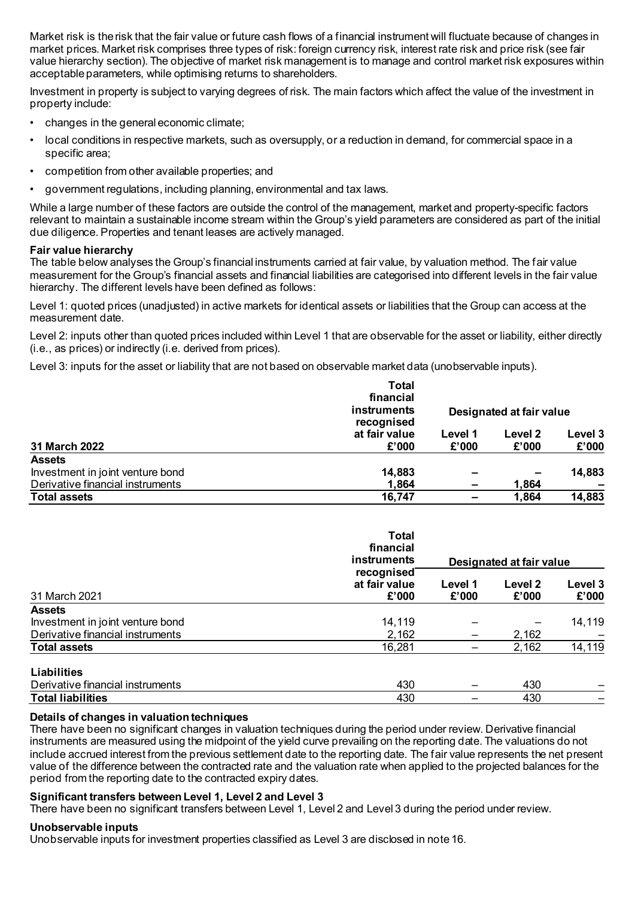Market risk is the risk that the fair value or future cash flows of a financial instrument will fluctuate because of changes in market prices. Market risk comprises three types of risk: foreign currency risk, interest rate risk and price risk (see fair value hierarchy section). The objective of market risk management is to manage and control market risk exposures within acceptable parameters, while optimising returns to shareholders.

Investment in property is subject to varying degrees of risk. The main factors which affect the value of the investment in property include:

- changes in the general economic climate;
- local conditions in respective markets, such as oversupply, or a reduction in demand, for commercial space in a specific area;
- competition from other available properties; and
- government regulations, including planning, environmental and tax laws.

While a large number of these factors are outside the control of the management, market and property-specific factors relevant to maintain a sustainable income stream within the Group's yield parameters are considered as part of the initial due diligence. Properties and tenant leases are actively managed.

**Fair value hierarchy**

The table below analyses the Group's financial instruments carried at fair value, by valuation method. The fair value measurement for the Group's financial assets and financial liabilities are categorised into different levels in the fair value hierarchy. The different levels have been defined as follows:

Level 1: quoted prices (unadjusted) in active markets for identical assets or liabilities that the Group can access at the measurement date.

Level 2: inputs other than quoted prices included within Level 1 that are observable for the asset or liability, either directly (i.e., as prices) or indirectly (i.e. derived from prices).

Level 3: inputs for the asset or liability that are not based on observable market data (unobservable inputs).

| | Total financial instruments recognised at fair value | Designated at fair value | | |
|---|---|---|---|---|
| **31 March 2022** | **£'000** | **Level 1 £'000** | **Level 2 £'000** | **Level 3 £'000** |
| **Assets** | | | | |
| Investment in joint venture bond | **14,883** | **–** | **–** | **14,883** |
| Derivative financial instruments | **1,864** | **–** | **1,864** | **–** |
| **Total assets** | **16,747** | **–** | **1,864** | **14,883** |

| | Total financial instruments recognised at fair value | Designated at fair value | | |
|---|---|---|---|---|
| 31 March 2021 | £'000 | Level 1 £'000 | Level 2 £'000 | Level 3 £'000 |
| **Assets** | | | | |
| Investment in joint venture bond | 14,119 | – | – | 14,119 |
| Derivative financial instruments | 2,162 | – | 2,162 | – |
| **Total assets** | 16,281 | – | 2,162 | 14,119 |
| **Liabilities** | | | | |
| Derivative financial instruments | 430 | – | 430 | – |
| **Total liabilities** | 430 | – | 430 | – |

**Details of changes in valuation techniques**

There have been no significant changes in valuation techniques during the period under review. Derivative financial instruments are measured using the midpoint of the yield curve prevailing on the reporting date. The valuations do not include accrued interest from the previous settlement date to the reporting date. The fair value represents the net present value of the difference between the contracted rate and the valuation rate when applied to the projected balances for the period from the reporting date to the contracted expiry dates.

**Significant transfers between Level 1, Level 2 and Level 3**

There have been no significant transfers between Level 1, Level 2 and Level 3 during the period under review.

**Unobservable inputs**

Unobservable inputs for investment properties classified as Level 3 are disclosed in note 16.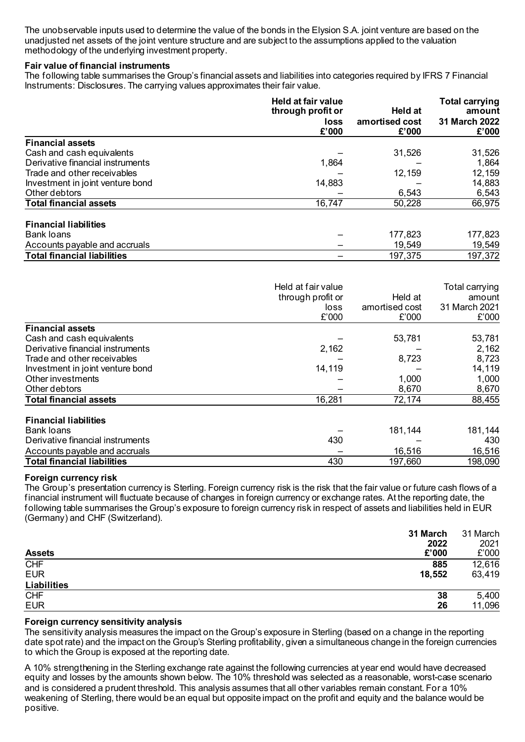The unobservable inputs used to determine the value of the bonds in the Elysion S.A. joint venture are based on the unadjusted net assets of the joint venture structure and are subject to the assumptions applied to the valuation methodology of the underlying investment property.

**Fair value of financial instruments**

The following table summarises the Group's financial assets and liabilities into categories required by IFRS 7 Financial Instruments: Disclosures. The carrying values approximates their fair value.

| | **Held at fair value through profit or loss £'000** | **Held at amortised cost £'000** | **Total carrying amount 31 March 2022 £'000** |
|---|---|---|---|
| **Financial assets** | | | |
| Cash and cash equivalents | – | 31,526 | 31,526 |
| Derivative financial instruments | 1,864 | – | 1,864 |
| Trade and other receivables | – | 12,159 | 12,159 |
| Investment in joint venture bond | 14,883 | – | 14,883 |
| Other debtors | – | 6,543 | 6,543 |
| **Total financial assets** | 16,747 | 50,228 | 66,975 |
| **Financial liabilities** | | | |
| Bank loans | – | 177,823 | 177,823 |
| Accounts payable and accruals | – | 19,549 | 19,549 |
| **Total financial liabilities** | – | 197,375 | 197,372 |

| | Held at fair value through profit or loss £'000 | Held at amortised cost £'000 | Total carrying amount 31 March 2021 £'000 |
|---|---|---|---|
| **Financial assets** | | | |
| Cash and cash equivalents | – | 53,781 | 53,781 |
| Derivative financial instruments | 2,162 | – | 2,162 |
| Trade and other receivables | – | 8,723 | 8,723 |
| Investment in joint venture bond | 14,119 | – | 14,119 |
| Other investments | – | 1,000 | 1,000 |
| Other debtors | – | 8,670 | 8,670 |
| **Total financial assets** | 16,281 | 72,174 | 88,455 |
| **Financial liabilities** | | | |
| Bank loans | – | 181,144 | 181,144 |
| Derivative financial instruments | 430 | – | 430 |
| Accounts payable and accruals | – | 16,516 | 16,516 |
| **Total financial liabilities** | 430 | 197,660 | 198,090 |

**Foreign currency risk**

The Group's presentation currency is Sterling. Foreign currency risk is the risk that the fair value or future cash flows of a financial instrument will fluctuate because of changes in foreign currency or exchange rates. At the reporting date, the following table summarises the Group's exposure to foreign currency risk in respect of assets and liabilities held in EUR (Germany) and CHF (Switzerland).

| | **31 March 2022 £'000** | 31 March 2021 £'000 |
|---|---|---|
| **Assets** | | |
| CHF | **885** | 12,616 |
| EUR | **18,552** | 63,419 |
| **Liabilities** | | |
| CHF | **38** | 5,400 |
| EUR | **26** | 11,096 |

**Foreign currency sensitivity analysis**

The sensitivity analysis measures the impact on the Group's exposure in Sterling (based on a change in the reporting date spot rate) and the impact on the Group's Sterling profitability, given a simultaneous change in the foreign currencies to which the Group is exposed at the reporting date.

A 10% strengthening in the Sterling exchange rate against the following currencies at year end would have decreased equity and losses by the amounts shown below. The 10% threshold was selected as a reasonable, worst-case scenario and is considered a prudent threshold. This analysis assumes that all other variables remain constant. For a 10% weakening of Sterling, there would be an equal but opposite impact on the profit and equity and the balance would be positive.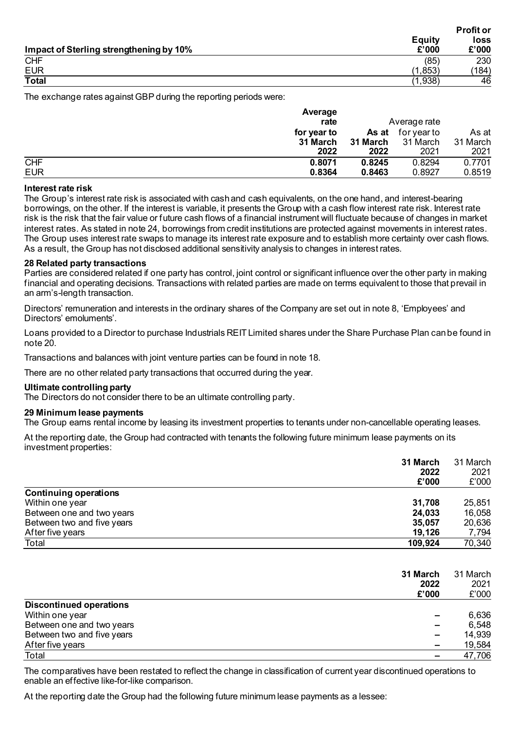| Impact of Sterling strengthening by 10% | Equity £'000 | Profit or loss £'000 |
|---|---|---|
| CHF | (85) | 230 |
| EUR | (1,853) | (184) |
| **Total** | (1,938) | 46 |

The exchange rates against GBP during the reporting periods were:

| | Average rate for year to 31 March 2022 | As at 31 March 2022 | Average rate for year to 31 March 2021 | As at 31 March 2021 |
|---|---|---|---|---|
| CHF | **0.8071** | **0.8245** | 0.8294 | 0.7701 |
| EUR | **0.8364** | **0.8463** | 0.8927 | 0.8519 |

**Interest rate risk**

The Group's interest rate risk is associated with cash and cash equivalents, on the one hand, and interest-bearing borrowings, on the other. If the interest is variable, it presents the Group with a cash flow interest rate risk. Interest rate risk is the risk that the fair value or future cash flows of a financial instrument will fluctuate because of changes in market interest rates. As stated in note 24, borrowings from credit institutions are protected against movements in interest rates. The Group uses interest rate swaps to manage its interest rate exposure and to establish more certainty over cash flows. As a result, the Group has not disclosed additional sensitivity analysis to changes in interest rates.

## 28 Related party transactions

Parties are considered related if one party has control, joint control or significant influence over the other party in making financial and operating decisions. Transactions with related parties are made on terms equivalent to those that prevail in an arm's-length transaction.

Directors' remuneration and interests in the ordinary shares of the Company are set out in note 8, 'Employees' and Directors' emoluments'.

Loans provided to a Director to purchase Industrials REIT Limited shares under the Share Purchase Plan can be found in note 20.

Transactions and balances with joint venture parties can be found in note 18.

There are no other related party transactions that occurred during the year.

**Ultimate controlling party**

The Directors do not consider there to be an ultimate controlling party.

## 29 Minimum lease payments

The Group earns rental income by leasing its investment properties to tenants under non-cancellable operating leases.

At the reporting date, the Group had contracted with tenants the following future minimum lease payments on its investment properties:

| | 31 March 2022 £'000 | 31 March 2021 £'000 |
|---|---|---|
| **Continuing operations** | | |
| Within one year | **31,708** | 25,851 |
| Between one and two years | **24,033** | 16,058 |
| Between two and five years | **35,057** | 20,636 |
| After five years | **19,126** | 7,794 |
| Total | **109,924** | 70,340 |

| | 31 March 2022 £'000 | 31 March 2021 £'000 |
|---|---|---|
| **Discontinued operations** | | |
| Within one year | – | 6,636 |
| Between one and two years | – | 6,548 |
| Between two and five years | – | 14,939 |
| After five years | – | 19,584 |
| Total | – | 47,706 |

The comparatives have been restated to reflect the change in classification of current year discontinued operations to enable an effective like-for-like comparison.

At the reporting date the Group had the following future minimum lease payments as a lessee: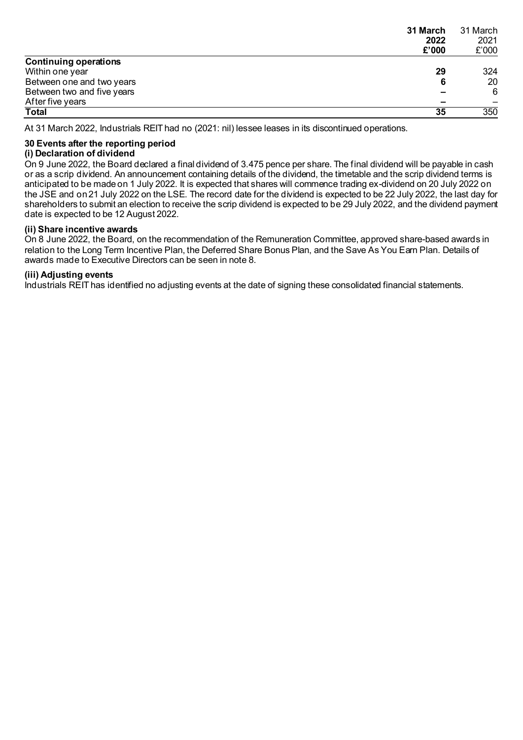| | **31 March 2022 £'000** | 31 March 2021 £'000 |
|---|---|---|
| **Continuing operations** | | |
| Within one year | **29** | 324 |
| Between one and two years | **6** | 20 |
| Between two and five years | **–** | 6 |
| After five years | **–** | – |
| **Total** | **35** | 350 |

At 31 March 2022, Industrials REIT had no (2021: nil) lessee leases in its discontinued operations.

### 30 Events after the reporting period

#### (i) Declaration of dividend

On 9 June 2022, the Board declared a final dividend of 3.475 pence per share. The final dividend will be payable in cash or as a scrip dividend. An announcement containing details of the dividend, the timetable and the scrip dividend terms is anticipated to be made on 1 July 2022. It is expected that shares will commence trading ex-dividend on 20 July 2022 on the JSE and on 21 July 2022 on the LSE. The record date for the dividend is expected to be 22 July 2022, the last day for shareholders to submit an election to receive the scrip dividend is expected to be 29 July 2022, and the dividend payment date is expected to be 12 August 2022.

#### (ii) Share incentive awards

On 8 June 2022, the Board, on the recommendation of the Remuneration Committee, approved share-based awards in relation to the Long Term Incentive Plan, the Deferred Share Bonus Plan, and the Save As You Earn Plan. Details of awards made to Executive Directors can be seen in note 8.

#### (iii) Adjusting events

Industrials REIT has identified no adjusting events at the date of signing these consolidated financial statements.